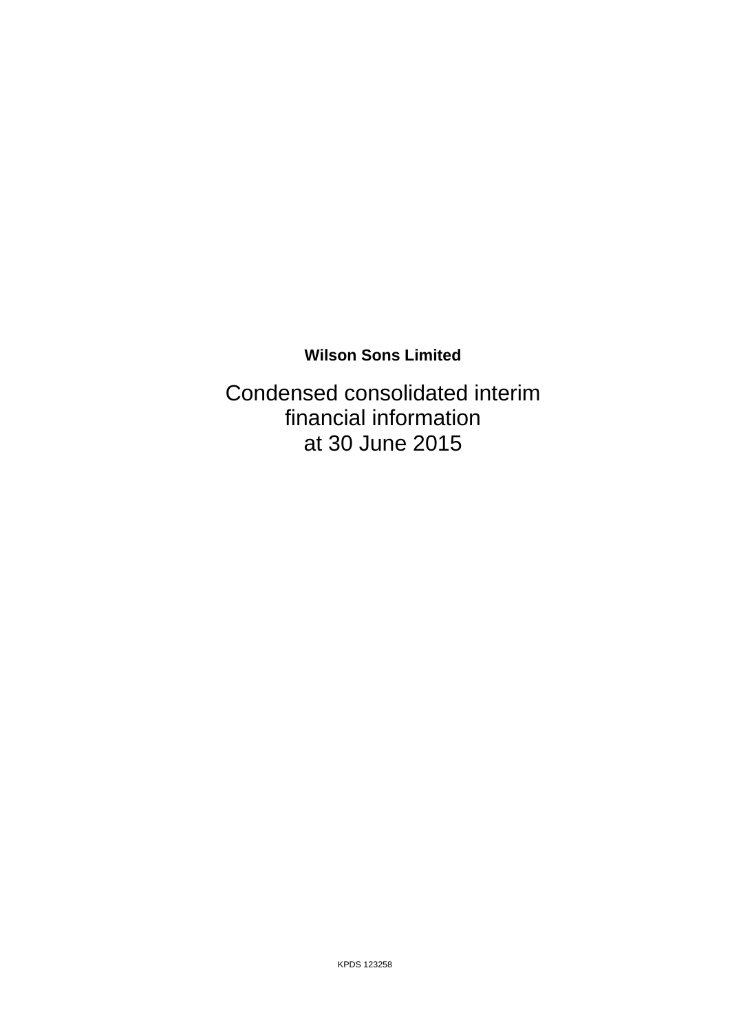**Wilson Sons Limited**

# Condensed consolidated interim financial information at 30 June 2015

KPDS 123258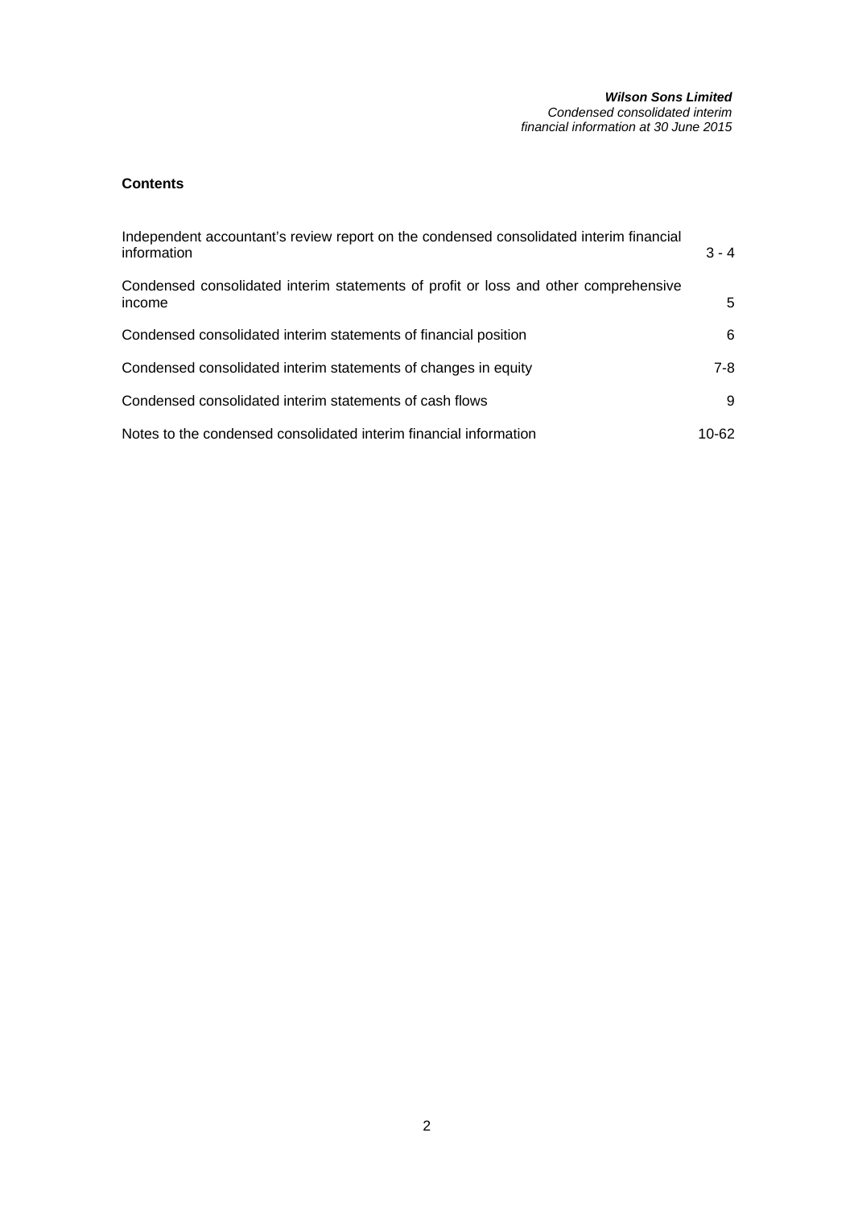## Contents

| | |
|---|---|
| Independent accountant's review report on the condensed consolidated interim financial information | 3 - 4 |
| Condensed consolidated interim statements of profit or loss and other comprehensive income | 5 |
| Condensed consolidated interim statements of financial position | 6 |
| Condensed consolidated interim statements of changes in equity | 7-8 |
| Condensed consolidated interim statements of cash flows | 9 |
| Notes to the condensed consolidated interim financial information | 10-62 |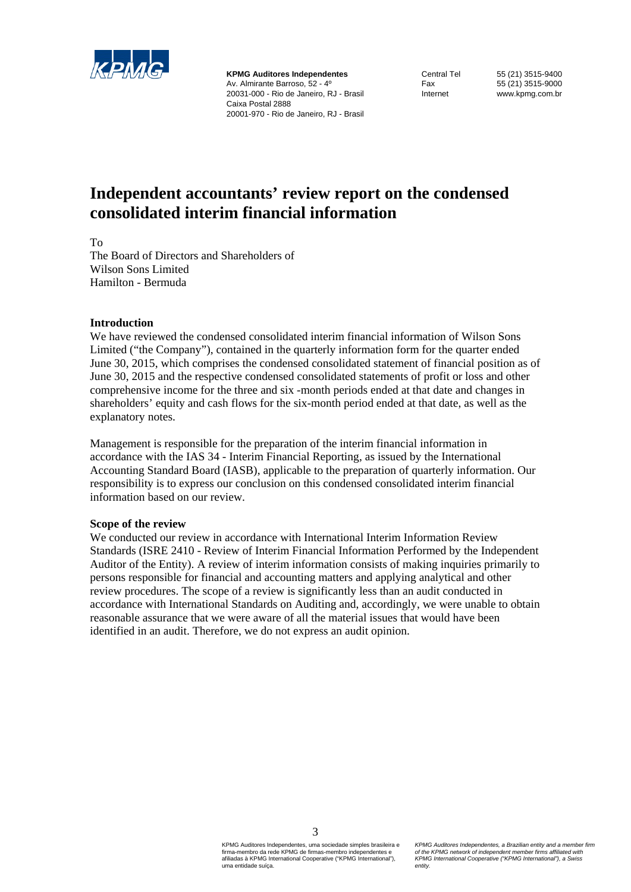**KPMG Auditores Independentes**
Av. Almirante Barroso, 52 - 4º
20031-000 - Rio de Janeiro, RJ - Brasil
Caixa Postal 2888
20001-970 - Rio de Janeiro, RJ - Brasil

Central Tel 55 (21) 3515-9400
Fax 55 (21) 3515-9000
Internet www.kpmg.com.br

# Independent accountants' review report on the condensed consolidated interim financial information

To
The Board of Directors and Shareholders of
Wilson Sons Limited
Hamilton - Bermuda

**Introduction**

We have reviewed the condensed consolidated interim financial information of Wilson Sons Limited ("the Company"), contained in the quarterly information form for the quarter ended June 30, 2015, which comprises the condensed consolidated statement of financial position as of June 30, 2015 and the respective condensed consolidated statements of profit or loss and other comprehensive income for the three and six -month periods ended at that date and changes in shareholders' equity and cash flows for the six-month period ended at that date, as well as the explanatory notes.

Management is responsible for the preparation of the interim financial information in accordance with the IAS 34 - Interim Financial Reporting, as issued by the International Accounting Standard Board (IASB), applicable to the preparation of quarterly information. Our responsibility is to express our conclusion on this condensed consolidated interim financial information based on our review.

**Scope of the review**

We conducted our review in accordance with International Interim Information Review Standards (ISRE 2410 - Review of Interim Financial Information Performed by the Independent Auditor of the Entity). A review of interim information consists of making inquiries primarily to persons responsible for financial and accounting matters and applying analytical and other review procedures. The scope of a review is significantly less than an audit conducted in accordance with International Standards on Auditing and, accordingly, we were unable to obtain reasonable assurance that we were aware of all the material issues that would have been identified in an audit. Therefore, we do not express an audit opinion.

KPMG Auditores Independentes, uma sociedade simples brasileira e firma-membro da rede KPMG de firmas-membro independentes e afiliadas à KPMG International Cooperative ("KPMG International"), uma entidade suíça.

*KPMG Auditores Independentes, a Brazilian entity and a member firm of the KPMG network of independent member firms affiliated with KPMG International Cooperative ("KPMG International"), a Swiss entity.*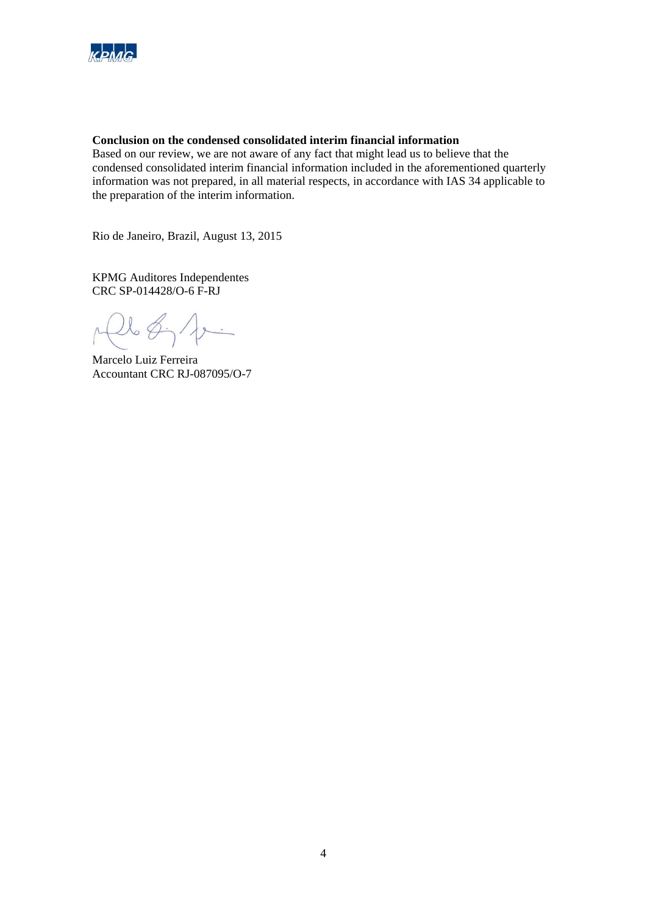**Conclusion on the condensed consolidated interim financial information**

Based on our review, we are not aware of any fact that might lead us to believe that the condensed consolidated interim financial information included in the aforementioned quarterly information was not prepared, in all material respects, in accordance with IAS 34 applicable to the preparation of the interim information.

Rio de Janeiro, Brazil, August 13, 2015

KPMG Auditores Independentes
CRC SP-014428/O-6 F-RJ

Marcelo Luiz Ferreira
Accountant CRC RJ-087095/O-7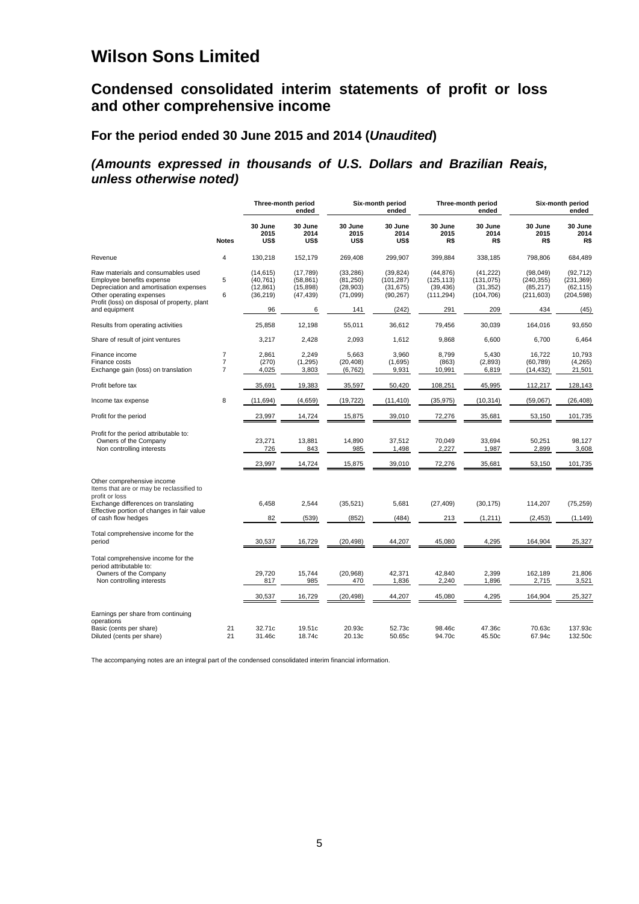# Wilson Sons Limited

## Condensed consolidated interim statements of profit or loss and other comprehensive income

### For the period ended 30 June 2015 and 2014 (*Unaudited*)

### *(Amounts expressed in thousands of U.S. Dollars and Brazilian Reais, unless otherwise noted)*

| | | Three-month period ended | | Six-month period ended | | Three-month period ended | | Six-month period ended | |
|---|---|---|---|---|---|---|---|---|---|
| | **Notes** | **30 June 2015 US$** | **30 June 2014 US$** | **30 June 2015 US$** | **30 June 2014 US$** | **30 June 2015 R$** | **30 June 2014 R$** | **30 June 2015 R$** | **30 June 2014 R$** |
| Revenue | 4 | 130,218 | 152,179 | 269,408 | 299,907 | 399,884 | 338,185 | 798,806 | 684,489 |
| Raw materials and consumables used | | (14,615) | (17,789) | (33,286) | (39,824) | (44,876) | (41,222) | (98,049) | (92,712) |
| Employee benefits expense | 5 | (40,761) | (58,861) | (81,250) | (101,287) | (125,113) | (131,075) | (240,355) | (231,369) |
| Depreciation and amortisation expenses | | (12,861) | (15,898) | (28,903) | (31,675) | (39,436) | (31,352) | (85,217) | (62,115) |
| Other operating expenses | 6 | (36,219) | (47,439) | (71,099) | (90,267) | (111,294) | (104,706) | (211,603) | (204,598) |
| Profit (loss) on disposal of property, plant and equipment | | 96 | 6 | 141 | (242) | 291 | 209 | 434 | (45) |
| Results from operating activities | | 25,858 | 12,198 | 55,011 | 36,612 | 79,456 | 30,039 | 164,016 | 93,650 |
| Share of result of joint ventures | | 3,217 | 2,428 | 2,093 | 1,612 | 9,868 | 6,600 | 6,700 | 6,464 |
| Finance income | 7 | 2,861 | 2,249 | 5,663 | 3,960 | 8,799 | 5,430 | 16,722 | 10,793 |
| Finance costs | 7 | (270) | (1,295) | (20,408) | (1,695) | (863) | (2,893) | (60,789) | (4,265) |
| Exchange gain (loss) on translation | 7 | 4,025 | 3,803 | (6,762) | 9,931 | 10,991 | 6,819 | (14,432) | 21,501 |
| Profit before tax | | 35,691 | 19,383 | 35,597 | 50,420 | 108,251 | 45,995 | 112,217 | 128,143 |
| Income tax expense | 8 | (11,694) | (4,659) | (19,722) | (11,410) | (35,975) | (10,314) | (59,067) | (26,408) |
| Profit for the period | | 23,997 | 14,724 | 15,875 | 39,010 | 72,276 | 35,681 | 53,150 | 101,735 |
| Profit for the period attributable to: | | | | | | | | | |
| Owners of the Company | | 23,271 | 13,881 | 14,890 | 37,512 | 70,049 | 33,694 | 50,251 | 98,127 |
| Non controlling interests | | 726 | 843 | 985 | 1,498 | 2,227 | 1,987 | 2,899 | 3,608 |
| | | 23,997 | 14,724 | 15,875 | 39,010 | 72,276 | 35,681 | 53,150 | 101,735 |
| Other comprehensive income | | | | | | | | | |
| Items that are or may be reclassified to profit or loss | | | | | | | | | |
| Exchange differences on translating | | 6,458 | 2,544 | (35,521) | 5,681 | (27,409) | (30,175) | 114,207 | (75,259) |
| Effective portion of changes in fair value of cash flow hedges | | 82 | (539) | (852) | (484) | 213 | (1,211) | (2,453) | (1,149) |
| Total comprehensive income for the period | | 30,537 | 16,729 | (20,498) | 44,207 | 45,080 | 4,295 | 164,904 | 25,327 |
| Total comprehensive income for the period attributable to: | | | | | | | | | |
| Owners of the Company | | 29,720 | 15,744 | (20,968) | 42,371 | 42,840 | 2,399 | 162,189 | 21,806 |
| Non controlling interests | | 817 | 985 | 470 | 1,836 | 2,240 | 1,896 | 2,715 | 3,521 |
| | | 30,537 | 16,729 | (20,498) | 44,207 | 45,080 | 4,295 | 164,904 | 25,327 |
| Earnings per share from continuing operations | | | | | | | | | |
| Basic (cents per share) | 21 | 32.71c | 19.51c | 20.93c | 52.73c | 98.46c | 47.36c | 70.63c | 137.93c |
| Diluted (cents per share) | 21 | 31.46c | 18.74c | 20.13c | 50.65c | 94.70c | 45.50c | 67.94c | 132.50c |

The accompanying notes are an integral part of the condensed consolidated interim financial information.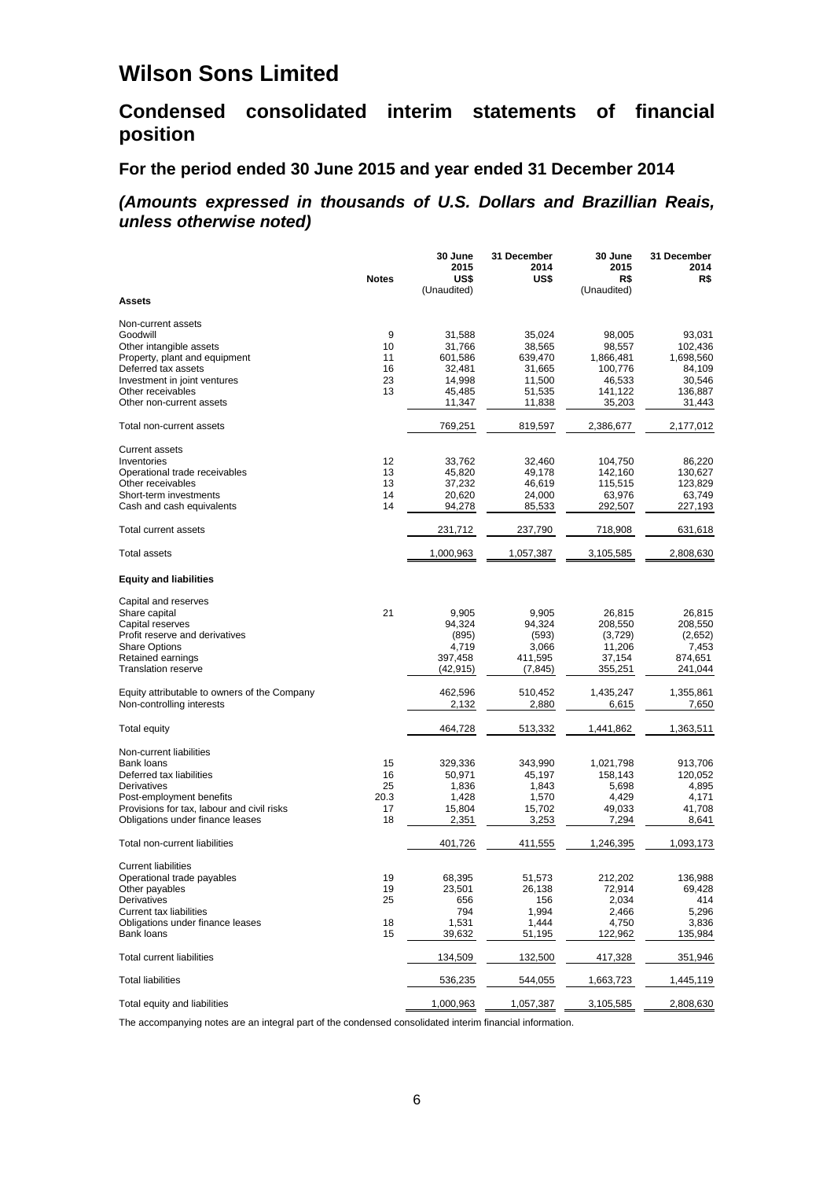# Wilson Sons Limited

## Condensed consolidated interim statements of financial position

### For the period ended 30 June 2015 and year ended 31 December 2014

### *(Amounts expressed in thousands of U.S. Dollars and Brazillian Reais, unless otherwise noted)*

| | Notes | 30 June 2015 US$ (Unaudited) | 31 December 2014 US$ | 30 June 2015 R$ (Unaudited) | 31 December 2014 R$ |
|---|---|---|---|---|---|
| **Assets** | | | | | |
| Non-current assets | | | | | |
| Goodwill | 9 | 31,588 | 35,024 | 98,005 | 93,031 |
| Other intangible assets | 10 | 31,766 | 38,565 | 98,557 | 102,436 |
| Property, plant and equipment | 11 | 601,586 | 639,470 | 1,866,481 | 1,698,560 |
| Deferred tax assets | 16 | 32,481 | 31,665 | 100,776 | 84,109 |
| Investment in joint ventures | 23 | 14,998 | 11,500 | 46,533 | 30,546 |
| Other receivables | 13 | 45,485 | 51,535 | 141,122 | 136,887 |
| Other non-current assets | | 11,347 | 11,838 | 35,203 | 31,443 |
| Total non-current assets | | 769,251 | 819,597 | 2,386,677 | 2,177,012 |
| Current assets | | | | | |
| Inventories | 12 | 33,762 | 32,460 | 104,750 | 86,220 |
| Operational trade receivables | 13 | 45,820 | 49,178 | 142,160 | 130,627 |
| Other receivables | 13 | 37,232 | 46,619 | 115,515 | 123,829 |
| Short-term investments | 14 | 20,620 | 24,000 | 63,976 | 63,749 |
| Cash and cash equivalents | 14 | 94,278 | 85,533 | 292,507 | 227,193 |
| Total current assets | | 231,712 | 237,790 | 718,908 | 631,618 |
| Total assets | | 1,000,963 | 1,057,387 | 3,105,585 | 2,808,630 |
| **Equity and liabilities** | | | | | |
| Capital and reserves | | | | | |
| Share capital | 21 | 9,905 | 9,905 | 26,815 | 26,815 |
| Capital reserves | | 94,324 | 94,324 | 208,550 | 208,550 |
| Profit reserve and derivatives | | (895) | (593) | (3,729) | (2,652) |
| Share Options | | 4,719 | 3,066 | 11,206 | 7,453 |
| Retained earnings | | 397,458 | 411,595 | 37,154 | 874,651 |
| Translation reserve | | (42,915) | (7,845) | 355,251 | 241,044 |
| Equity attributable to owners of the Company | | 462,596 | 510,452 | 1,435,247 | 1,355,861 |
| Non-controlling interests | | 2,132 | 2,880 | 6,615 | 7,650 |
| Total equity | | 464,728 | 513,332 | 1,441,862 | 1,363,511 |
| Non-current liabilities | | | | | |
| Bank loans | 15 | 329,336 | 343,990 | 1,021,798 | 913,706 |
| Deferred tax liabilities | 16 | 50,971 | 45,197 | 158,143 | 120,052 |
| Derivatives | 25 | 1,836 | 1,843 | 5,698 | 4,895 |
| Post-employment benefits | 20.3 | 1,428 | 1,570 | 4,429 | 4,171 |
| Provisions for tax, labour and civil risks | 17 | 15,804 | 15,702 | 49,033 | 41,708 |
| Obligations under finance leases | 18 | 2,351 | 3,253 | 7,294 | 8,641 |
| Total non-current liabilities | | 401,726 | 411,555 | 1,246,395 | 1,093,173 |
| Current liabilities | | | | | |
| Operational trade payables | 19 | 68,395 | 51,573 | 212,202 | 136,988 |
| Other payables | 19 | 23,501 | 26,138 | 72,914 | 69,428 |
| Derivatives | 25 | 656 | 156 | 2,034 | 414 |
| Current tax liabilities | | 794 | 1,994 | 2,466 | 5,296 |
| Obligations under finance leases | 18 | 1,531 | 1,444 | 4,750 | 3,836 |
| Bank loans | 15 | 39,632 | 51,195 | 122,962 | 135,984 |
| Total current liabilities | | 134,509 | 132,500 | 417,328 | 351,946 |
| Total liabilities | | 536,235 | 544,055 | 1,663,723 | 1,445,119 |
| Total equity and liabilities | | 1,000,963 | 1,057,387 | 3,105,585 | 2,808,630 |

The accompanying notes are an integral part of the condensed consolidated interim financial information.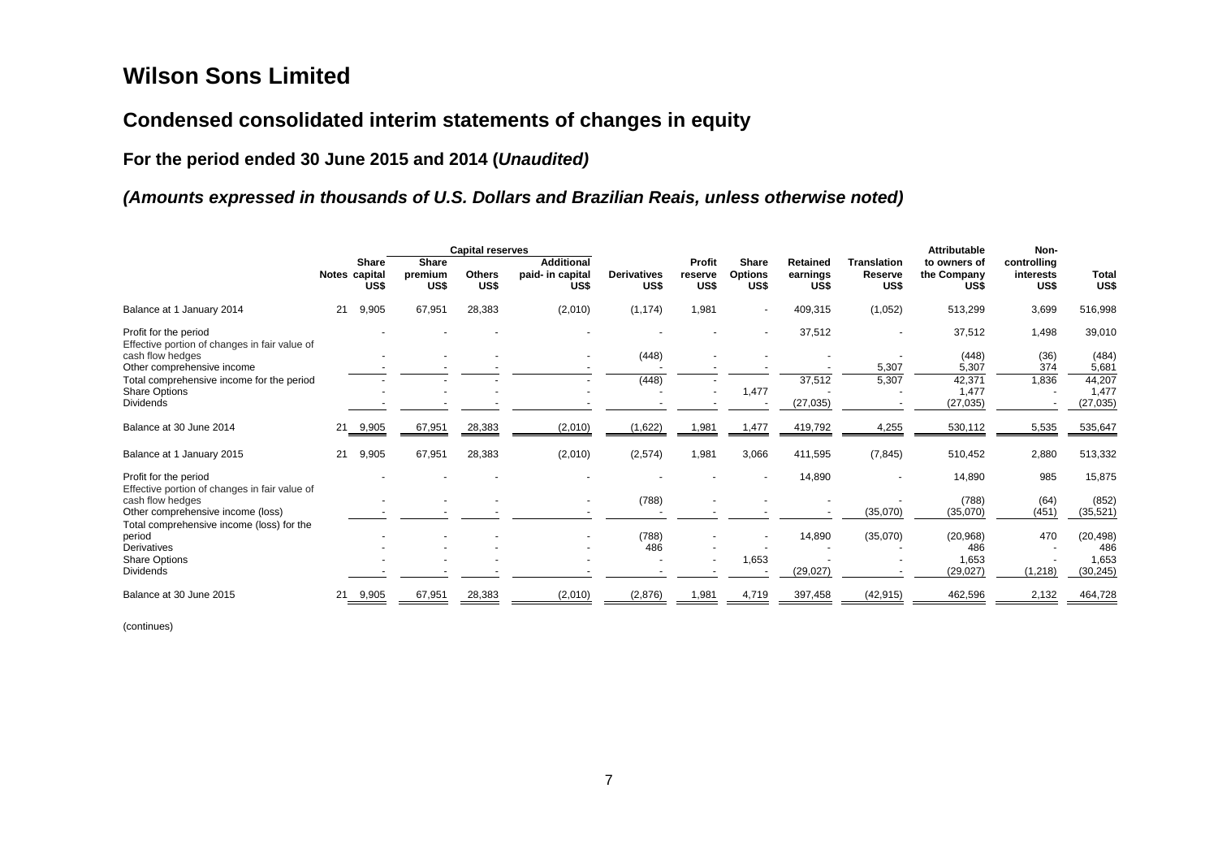# Wilson Sons Limited

## Condensed consolidated interim statements of changes in equity

### For the period ended 30 June 2015 and 2014 (*Unaudited)*

### *(Amounts expressed in thousands of U.S. Dollars and Brazilian Reais, unless otherwise noted)*

| | Notes | Share capital US$ | Capital reserves: Share premium US$ | Capital reserves: Others US$ | Capital reserves: Additional paid- in capital US$ | Derivatives US$ | Profit reserve US$ | Share Options US$ | Retained earnings US$ | Translation Reserve US$ | Attributable to owners of the Company US$ | Non-controlling interests US$ | Total US$ |
|---|---|---|---|---|---|---|---|---|---|---|---|---|---|
| Balance at 1 January 2014 | 21 | 9,905 | 67,951 | 28,383 | (2,010) | (1,174) | 1,981 | - | 409,315 | (1,052) | 513,299 | 3,699 | 516,998 |
| Profit for the period | | - | - | - | - | - | - | - | 37,512 | - | 37,512 | 1,498 | 39,010 |
| Effective portion of changes in fair value of cash flow hedges | | - | - | - | - | (448) | - | - | - | - | (448) | (36) | (484) |
| Other comprehensive income | | - | - | - | - | - | - | - | - | 5,307 | 5,307 | 374 | 5,681 |
| Total comprehensive income for the period | | - | - | - | - | (448) | - | - | 37,512 | 5,307 | 42,371 | 1,836 | 44,207 |
| Share Options | | - | - | - | - | - | - | 1,477 | - | - | 1,477 | - | 1,477 |
| Dividends | | - | - | - | - | - | - | - | (27,035) | - | (27,035) | - | (27,035) |
| Balance at 30 June 2014 | 21 | 9,905 | 67,951 | 28,383 | (2,010) | (1,622) | 1,981 | 1,477 | 419,792 | 4,255 | 530,112 | 5,535 | 535,647 |
| Balance at 1 January 2015 | 21 | 9,905 | 67,951 | 28,383 | (2,010) | (2,574) | 1,981 | 3,066 | 411,595 | (7,845) | 510,452 | 2,880 | 513,332 |
| Profit for the period | | - | - | - | - | - | - | - | 14,890 | - | 14,890 | 985 | 15,875 |
| Effective portion of changes in fair value of cash flow hedges | | - | - | - | - | (788) | - | - | - | - | (788) | (64) | (852) |
| Other comprehensive income (loss) | | - | - | - | - | - | - | - | - | (35,070) | (35,070) | (451) | (35,521) |
| Total comprehensive income (loss) for the period | | - | - | - | - | (788) | - | - | 14,890 | (35,070) | (20,968) | 470 | (20,498) |
| Derivatives | | - | - | - | - | 486 | - | - | - | - | 486 | - | 486 |
| Share Options | | - | - | - | - | - | - | 1,653 | - | - | 1,653 | - | 1,653 |
| Dividends | | - | - | - | - | - | - | - | (29,027) | - | (29,027) | (1,218) | (30,245) |
| Balance at 30 June 2015 | 21 | 9,905 | 67,951 | 28,383 | (2,010) | (2,876) | 1,981 | 4,719 | 397,458 | (42,915) | 462,596 | 2,132 | 464,728 |

(continues)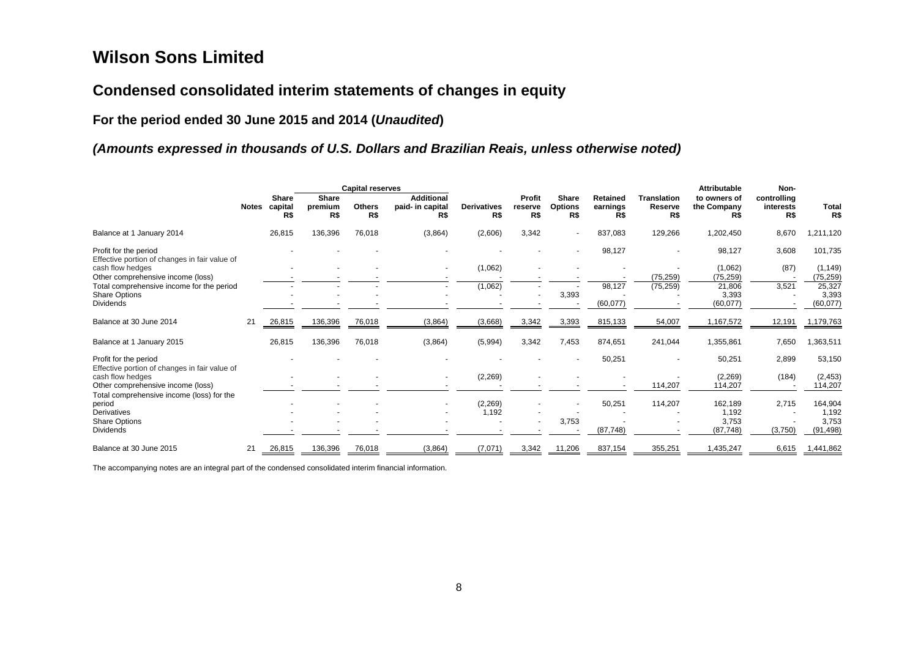# Wilson Sons Limited

## Condensed consolidated interim statements of changes in equity

### For the period ended 30 June 2015 and 2014 (*Unaudited*)

### *(Amounts expressed in thousands of U.S. Dollars and Brazilian Reais, unless otherwise noted)*

| | Notes | Share capital R$ | Capital reserves: Share premium R$ | Capital reserves: Others R$ | Capital reserves: Additional paid- in capital R$ | Derivatives R$ | Profit reserve R$ | Share Options R$ | Retained earnings R$ | Translation Reserve R$ | Attributable to owners of the Company R$ | Non-controlling interests R$ | Total R$ |
|---|---|---|---|---|---|---|---|---|---|---|---|---|---|
| Balance at 1 January 2014 | | 26,815 | 136,396 | 76,018 | (3,864) | (2,606) | 3,342 | - | 837,083 | 129,266 | 1,202,450 | 8,670 | 1,211,120 |
| Profit for the period | | - | - | - | - | - | - | - | 98,127 | - | 98,127 | 3,608 | 101,735 |
| Effective portion of changes in fair value of cash flow hedges | | - | - | - | - | (1,062) | - | - | - | - | (1,062) | (87) | (1,149) |
| Other comprehensive income (loss) | | - | - | - | - | - | - | - | - | (75,259) | (75,259) | - | (75,259) |
| Total comprehensive income for the period | | - | - | - | - | (1,062) | - | - | 98,127 | (75,259) | 21,806 | 3,521 | 25,327 |
| Share Options | | - | - | - | - | - | - | 3,393 | - | - | 3,393 | - | 3,393 |
| Dividends | | - | - | - | - | - | - | - | (60,077) | - | (60,077) | - | (60,077) |
| Balance at 30 June 2014 | 21 | 26,815 | 136,396 | 76,018 | (3,864) | (3,668) | 3,342 | 3,393 | 815,133 | 54,007 | 1,167,572 | 12,191 | 1,179,763 |
| Balance at 1 January 2015 | | 26,815 | 136,396 | 76,018 | (3,864) | (5,994) | 3,342 | 7,453 | 874,651 | 241,044 | 1,355,861 | 7,650 | 1,363,511 |
| Profit for the period | | - | - | - | - | - | - | - | 50,251 | - | 50,251 | 2,899 | 53,150 |
| Effective portion of changes in fair value of cash flow hedges | | - | - | - | - | (2,269) | - | - | - | - | (2,269) | (184) | (2,453) |
| Other comprehensive income (loss) | | - | - | - | - | - | - | - | - | 114,207 | 114,207 | - | 114,207 |
| Total comprehensive income (loss) for the period | | - | - | - | - | (2,269) | - | - | 50,251 | 114,207 | 162,189 | 2,715 | 164,904 |
| Derivatives | | - | - | - | - | 1,192 | - | - | - | - | 1,192 | - | 1,192 |
| Share Options | | - | - | - | - | - | - | 3,753 | - | - | 3,753 | - | 3,753 |
| Dividends | | - | - | - | - | - | - | - | (87,748) | - | (87,748) | (3,750) | (91,498) |
| Balance at 30 June 2015 | 21 | 26,815 | 136,396 | 76,018 | (3,864) | (7,071) | 3,342 | 11,206 | 837,154 | 355,251 | 1,435,247 | 6,615 | 1,441,862 |

The accompanying notes are an integral part of the condensed consolidated interim financial information.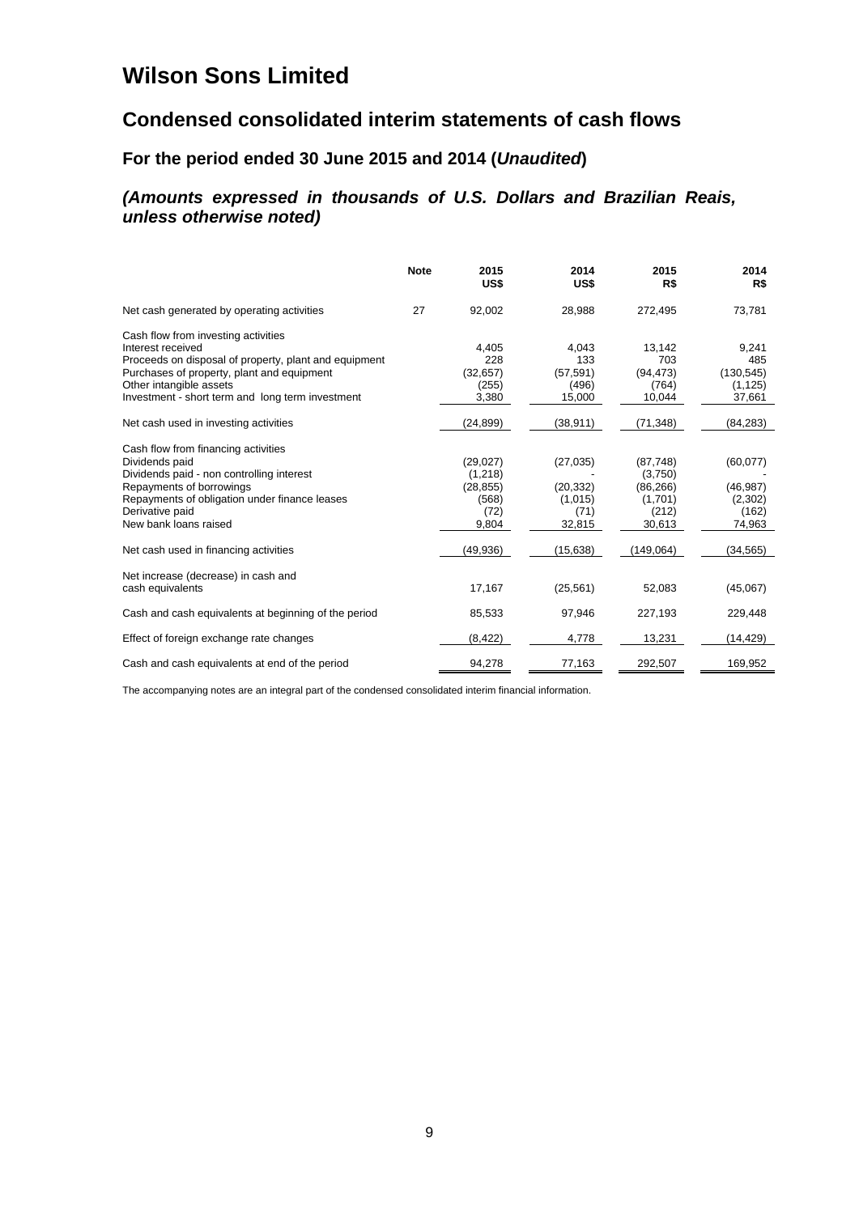# Wilson Sons Limited

## Condensed consolidated interim statements of cash flows

### For the period ended 30 June 2015 and 2014 (*Unaudited*)

***(Amounts expressed in thousands of U.S. Dollars and Brazilian Reais, unless otherwise noted)***

| | Note | 2015 US$ | 2014 US$ | 2015 R$ | 2014 R$ |
|---|---|---|---|---|---|
| Net cash generated by operating activities | 27 | 92,002 | 28,988 | 272,495 | 73,781 |
| Cash flow from investing activities | | | | | |
| Interest received | | 4,405 | 4,043 | 13,142 | 9,241 |
| Proceeds on disposal of property, plant and equipment | | 228 | 133 | 703 | 485 |
| Purchases of property, plant and equipment | | (32,657) | (57,591) | (94,473) | (130,545) |
| Other intangible assets | | (255) | (496) | (764) | (1,125) |
| Investment - short term and long term investment | | 3,380 | 15,000 | 10,044 | 37,661 |
| Net cash used in investing activities | | (24,899) | (38,911) | (71,348) | (84,283) |
| Cash flow from financing activities | | | | | |
| Dividends paid | | (29,027) | (27,035) | (87,748) | (60,077) |
| Dividends paid - non controlling interest | | (1,218) | - | (3,750) | - |
| Repayments of borrowings | | (28,855) | (20,332) | (86,266) | (46,987) |
| Repayments of obligation under finance leases | | (568) | (1,015) | (1,701) | (2,302) |
| Derivative paid | | (72) | (71) | (212) | (162) |
| New bank loans raised | | 9,804 | 32,815 | 30,613 | 74,963 |
| Net cash used in financing activities | | (49,936) | (15,638) | (149,064) | (34,565) |
| Net increase (decrease) in cash and cash equivalents | | 17,167 | (25,561) | 52,083 | (45,067) |
| Cash and cash equivalents at beginning of the period | | 85,533 | 97,946 | 227,193 | 229,448 |
| Effect of foreign exchange rate changes | | (8,422) | 4,778 | 13,231 | (14,429) |
| Cash and cash equivalents at end of the period | | 94,278 | 77,163 | 292,507 | 169,952 |

The accompanying notes are an integral part of the condensed consolidated interim financial information.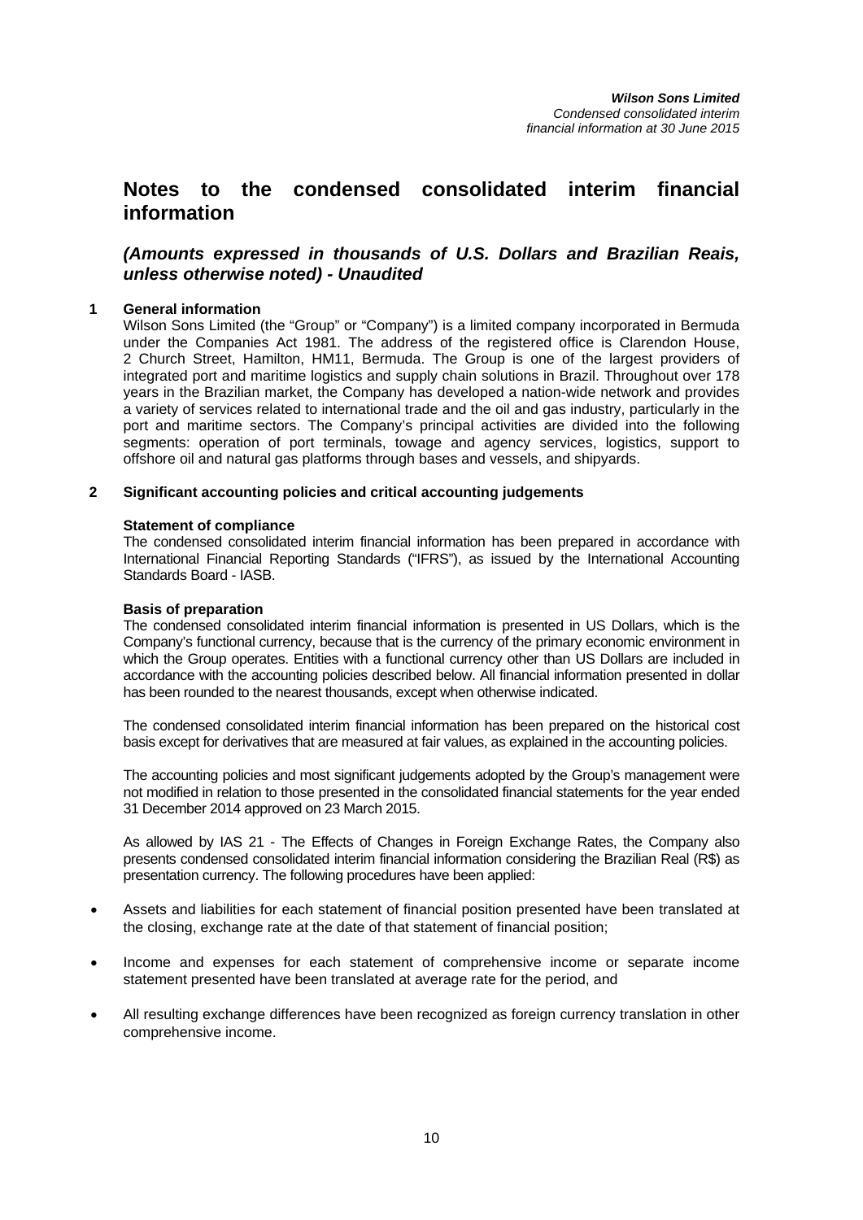# Notes to the condensed consolidated interim financial information

## *(Amounts expressed in thousands of U.S. Dollars and Brazilian Reais, unless otherwise noted) - Unaudited*

**1 General information**

Wilson Sons Limited (the "Group" or "Company") is a limited company incorporated in Bermuda under the Companies Act 1981. The address of the registered office is Clarendon House, 2 Church Street, Hamilton, HM11, Bermuda. The Group is one of the largest providers of integrated port and maritime logistics and supply chain solutions in Brazil. Throughout over 178 years in the Brazilian market, the Company has developed a nation-wide network and provides a variety of services related to international trade and the oil and gas industry, particularly in the port and maritime sectors. The Company's principal activities are divided into the following segments: operation of port terminals, towage and agency services, logistics, support to offshore oil and natural gas platforms through bases and vessels, and shipyards.

**2 Significant accounting policies and critical accounting judgements**

**Statement of compliance**

The condensed consolidated interim financial information has been prepared in accordance with International Financial Reporting Standards ("IFRS"), as issued by the International Accounting Standards Board - IASB.

**Basis of preparation**

The condensed consolidated interim financial information is presented in US Dollars, which is the Company's functional currency, because that is the currency of the primary economic environment in which the Group operates. Entities with a functional currency other than US Dollars are included in accordance with the accounting policies described below. All financial information presented in dollar has been rounded to the nearest thousands, except when otherwise indicated.

The condensed consolidated interim financial information has been prepared on the historical cost basis except for derivatives that are measured at fair values, as explained in the accounting policies.

The accounting policies and most significant judgements adopted by the Group's management were not modified in relation to those presented in the consolidated financial statements for the year ended 31 December 2014 approved on 23 March 2015.

As allowed by IAS 21 - The Effects of Changes in Foreign Exchange Rates, the Company also presents condensed consolidated interim financial information considering the Brazilian Real (R$) as presentation currency. The following procedures have been applied:

- Assets and liabilities for each statement of financial position presented have been translated at the closing, exchange rate at the date of that statement of financial position;
- Income and expenses for each statement of comprehensive income or separate income statement presented have been translated at average rate for the period, and
- All resulting exchange differences have been recognized as foreign currency translation in other comprehensive income.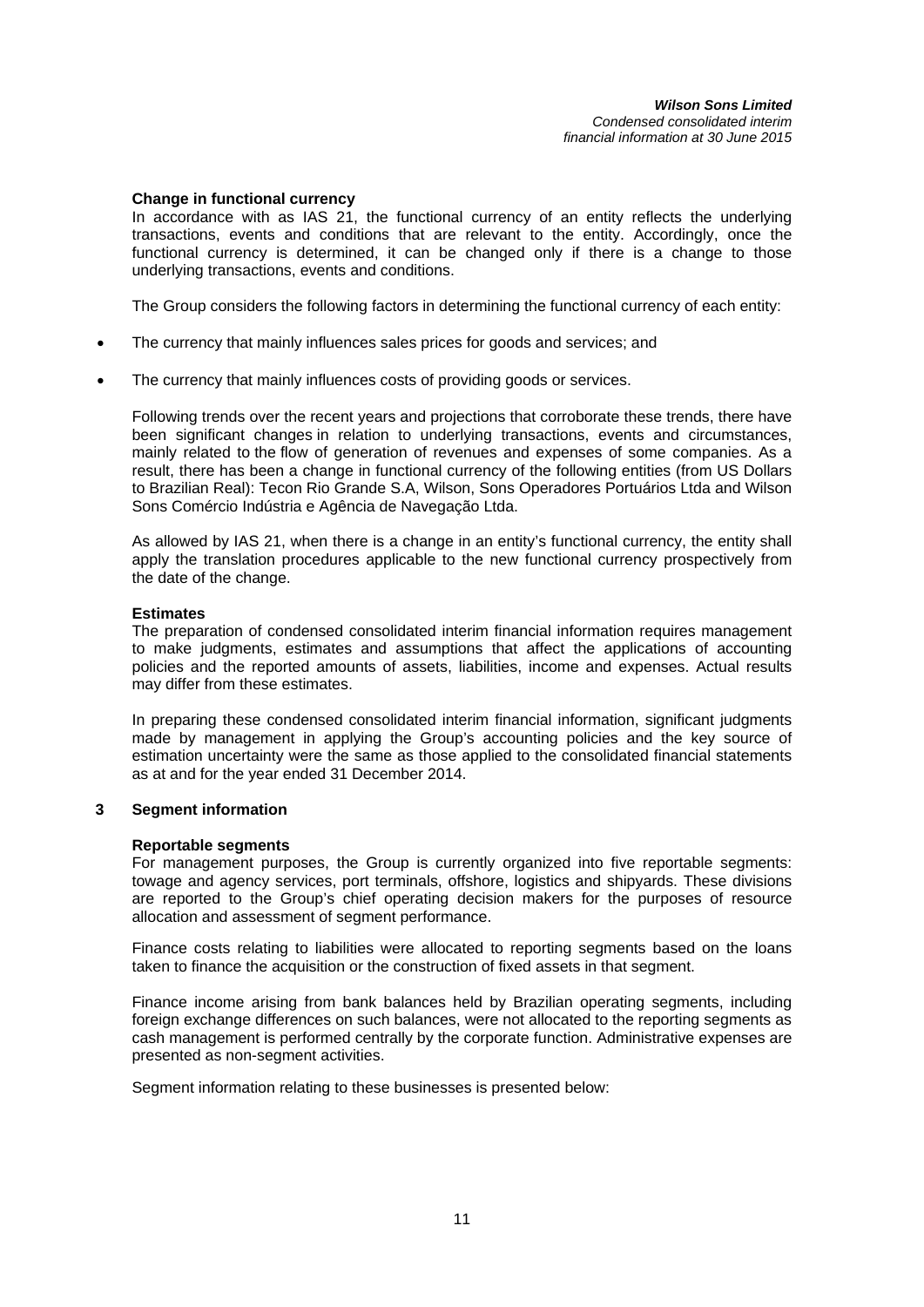**Change in functional currency**

In accordance with as IAS 21, the functional currency of an entity reflects the underlying transactions, events and conditions that are relevant to the entity. Accordingly, once the functional currency is determined, it can be changed only if there is a change to those underlying transactions, events and conditions.

The Group considers the following factors in determining the functional currency of each entity:

- The currency that mainly influences sales prices for goods and services; and
- The currency that mainly influences costs of providing goods or services.

Following trends over the recent years and projections that corroborate these trends, there have been significant changes in relation to underlying transactions, events and circumstances, mainly related to the flow of generation of revenues and expenses of some companies. As a result, there has been a change in functional currency of the following entities (from US Dollars to Brazilian Real): Tecon Rio Grande S.A, Wilson, Sons Operadores Portuários Ltda and Wilson Sons Comércio Indústria e Agência de Navegação Ltda.

As allowed by IAS 21, when there is a change in an entity's functional currency, the entity shall apply the translation procedures applicable to the new functional currency prospectively from the date of the change.

**Estimates**

The preparation of condensed consolidated interim financial information requires management to make judgments, estimates and assumptions that affect the applications of accounting policies and the reported amounts of assets, liabilities, income and expenses. Actual results may differ from these estimates.

In preparing these condensed consolidated interim financial information, significant judgments made by management in applying the Group's accounting policies and the key source of estimation uncertainty were the same as those applied to the consolidated financial statements as at and for the year ended 31 December 2014.

## 3 Segment information

**Reportable segments**

For management purposes, the Group is currently organized into five reportable segments: towage and agency services, port terminals, offshore, logistics and shipyards. These divisions are reported to the Group's chief operating decision makers for the purposes of resource allocation and assessment of segment performance.

Finance costs relating to liabilities were allocated to reporting segments based on the loans taken to finance the acquisition or the construction of fixed assets in that segment.

Finance income arising from bank balances held by Brazilian operating segments, including foreign exchange differences on such balances, were not allocated to the reporting segments as cash management is performed centrally by the corporate function. Administrative expenses are presented as non-segment activities.

Segment information relating to these businesses is presented below: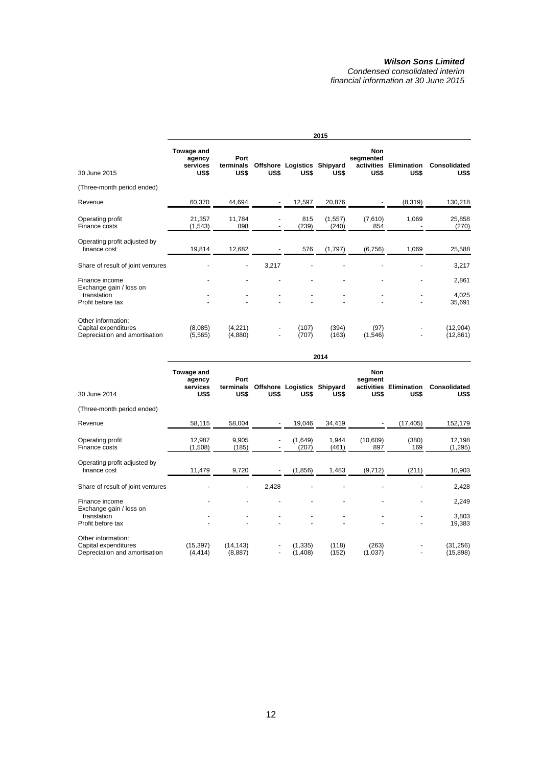**2015**

| 30 June 2015 | Towage and agency services US$ | Port terminals US$ | Offshore US$ | Logistics US$ | Shipyard US$ | Non segmented activities US$ | Elimination US$ | Consolidated US$ |
|---|---|---|---|---|---|---|---|---|
| (Three-month period ended) | | | | | | | | |
| Revenue | 60,370 | 44,694 | - | 12,597 | 20,876 | - | (8,319) | 130,218 |
| Operating profit | 21,357 | 11,784 | - | 815 | (1,557) | (7,610) | 1,069 | 25,858 |
| Finance costs | (1,543) | 898 | - | (239) | (240) | 854 | - | (270) |
| Operating profit adjusted by finance cost | 19,814 | 12,682 | - | 576 | (1,797) | (6,756) | 1,069 | 25,588 |
| Share of result of joint ventures | - | - | 3,217 | - | - | - | - | 3,217 |
| Finance income | - | - | - | - | - | - | - | 2,861 |
| Exchange gain / loss on translation | - | - | - | - | - | - | - | 4,025 |
| Profit before tax | - | - | - | - | - | - | - | 35,691 |
| Other information: | | | | | | | | |
| Capital expenditures | (8,085) | (4,221) | - | (107) | (394) | (97) | - | (12,904) |
| Depreciation and amortisation | (5,565) | (4,880) | - | (707) | (163) | (1,546) | - | (12,861) |

**2014**

| 30 June 2014 | Towage and agency services US$ | Port terminals US$ | Offshore US$ | Logistics US$ | Shipyard US$ | Non segment activities US$ | Elimination US$ | Consolidated US$ |
|---|---|---|---|---|---|---|---|---|
| (Three-month period ended) | | | | | | | | |
| Revenue | 58,115 | 58,004 | - | 19,046 | 34,419 | - | (17,405) | 152,179 |
| Operating profit | 12,987 | 9,905 | - | (1,649) | 1,944 | (10,609) | (380) | 12,198 |
| Finance costs | (1,508) | (185) | - | (207) | (461) | 897 | 169 | (1,295) |
| Operating profit adjusted by finance cost | 11,479 | 9,720 | - | (1,856) | 1,483 | (9,712) | (211) | 10,903 |
| Share of result of joint ventures | - | - | 2,428 | - | - | - | - | 2,428 |
| Finance income | - | - | - | - | - | - | - | 2,249 |
| Exchange gain / loss on translation | - | - | - | - | - | - | - | 3,803 |
| Profit before tax | - | - | - | - | - | - | - | 19,383 |
| Other information: | | | | | | | | |
| Capital expenditures | (15,397) | (14,143) | - | (1,335) | (118) | (263) | - | (31,256) |
| Depreciation and amortisation | (4,414) | (8,887) | - | (1,408) | (152) | (1,037) | - | (15,898) |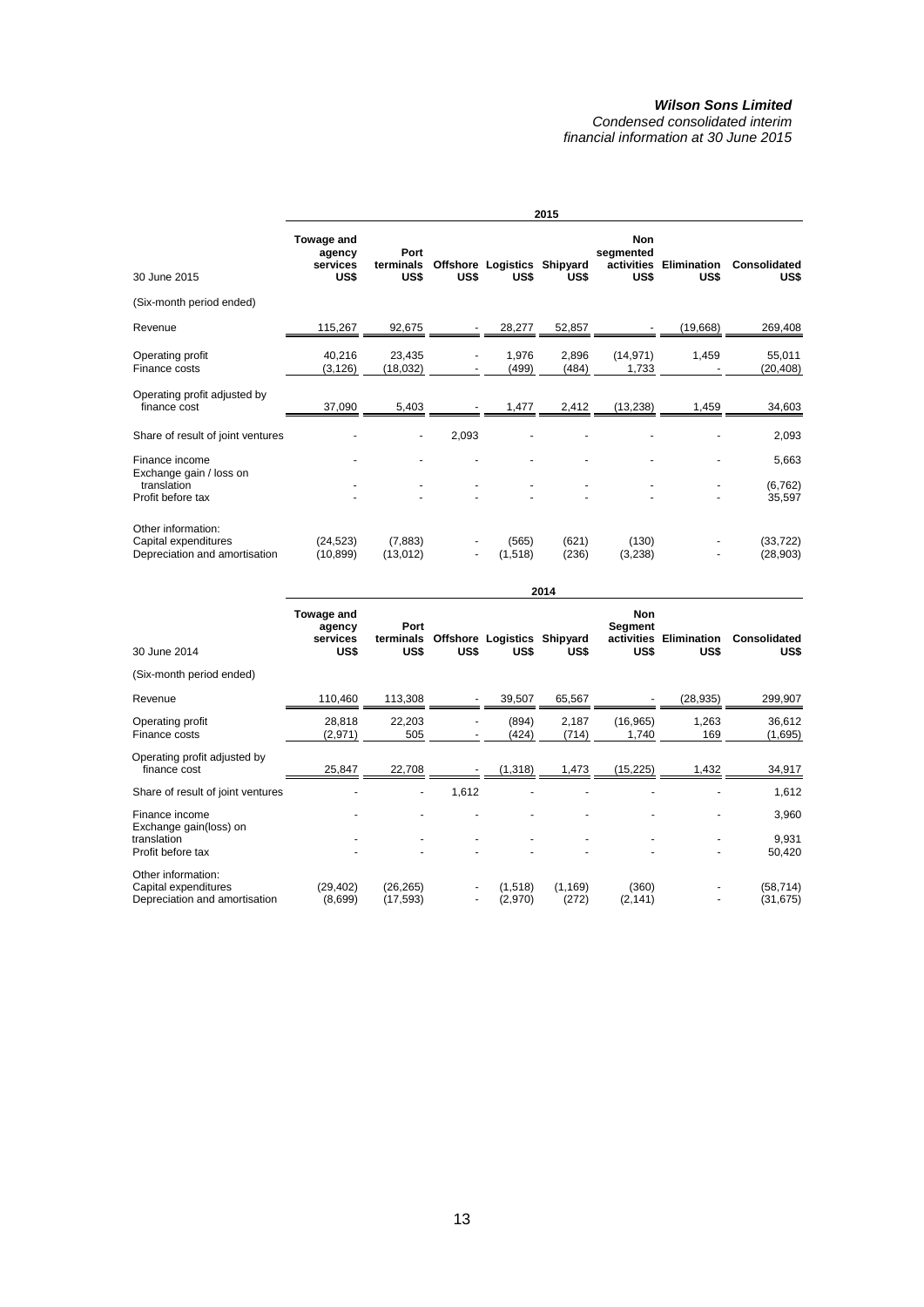**2015**

| 30 June 2015 | Towage and agency services US$ | Port terminals US$ | Offshore US$ | Logistics US$ | Shipyard US$ | Non segmented activities US$ | Elimination US$ | Consolidated US$ |
|---|---|---|---|---|---|---|---|---|
| (Six-month period ended) | | | | | | | | |
| Revenue | 115,267 | 92,675 | - | 28,277 | 52,857 | - | (19,668) | 269,408 |
| Operating profit | 40,216 | 23,435 | - | 1,976 | 2,896 | (14,971) | 1,459 | 55,011 |
| Finance costs | (3,126) | (18,032) | - | (499) | (484) | 1,733 | - | (20,408) |
| Operating profit adjusted by finance cost | 37,090 | 5,403 | - | 1,477 | 2,412 | (13,238) | 1,459 | 34,603 |
| Share of result of joint ventures | - | - | 2,093 | - | - | - | - | 2,093 |
| Finance income | - | - | - | - | - | - | - | 5,663 |
| Exchange gain / loss on translation | - | - | - | - | - | - | - | (6,762) |
| Profit before tax | - | - | - | - | - | - | - | 35,597 |
| Other information: | | | | | | | | |
| Capital expenditures | (24,523) | (7,883) | - | (565) | (621) | (130) | - | (33,722) |
| Depreciation and amortisation | (10,899) | (13,012) | - | (1,518) | (236) | (3,238) | - | (28,903) |

**2014**

| 30 June 2014 | Towage and agency services US$ | Port terminals US$ | Offshore US$ | Logistics US$ | Shipyard US$ | Non Segment activities US$ | Elimination US$ | Consolidated US$ |
|---|---|---|---|---|---|---|---|---|
| (Six-month period ended) | | | | | | | | |
| Revenue | 110,460 | 113,308 | - | 39,507 | 65,567 | - | (28,935) | 299,907 |
| Operating profit | 28,818 | 22,203 | - | (894) | 2,187 | (16,965) | 1,263 | 36,612 |
| Finance costs | (2,971) | 505 | - | (424) | (714) | 1,740 | 169 | (1,695) |
| Operating profit adjusted by finance cost | 25,847 | 22,708 | - | (1,318) | 1,473 | (15,225) | 1,432 | 34,917 |
| Share of result of joint ventures | - | - | 1,612 | - | - | - | - | 1,612 |
| Finance income | - | - | - | - | - | - | - | 3,960 |
| Exchange gain(loss) on translation | - | - | - | - | - | - | - | 9,931 |
| Profit before tax | - | - | - | - | - | - | - | 50,420 |
| Other information: | | | | | | | | |
| Capital expenditures | (29,402) | (26,265) | - | (1,518) | (1,169) | (360) | - | (58,714) |
| Depreciation and amortisation | (8,699) | (17,593) | - | (2,970) | (272) | (2,141) | - | (31,675) |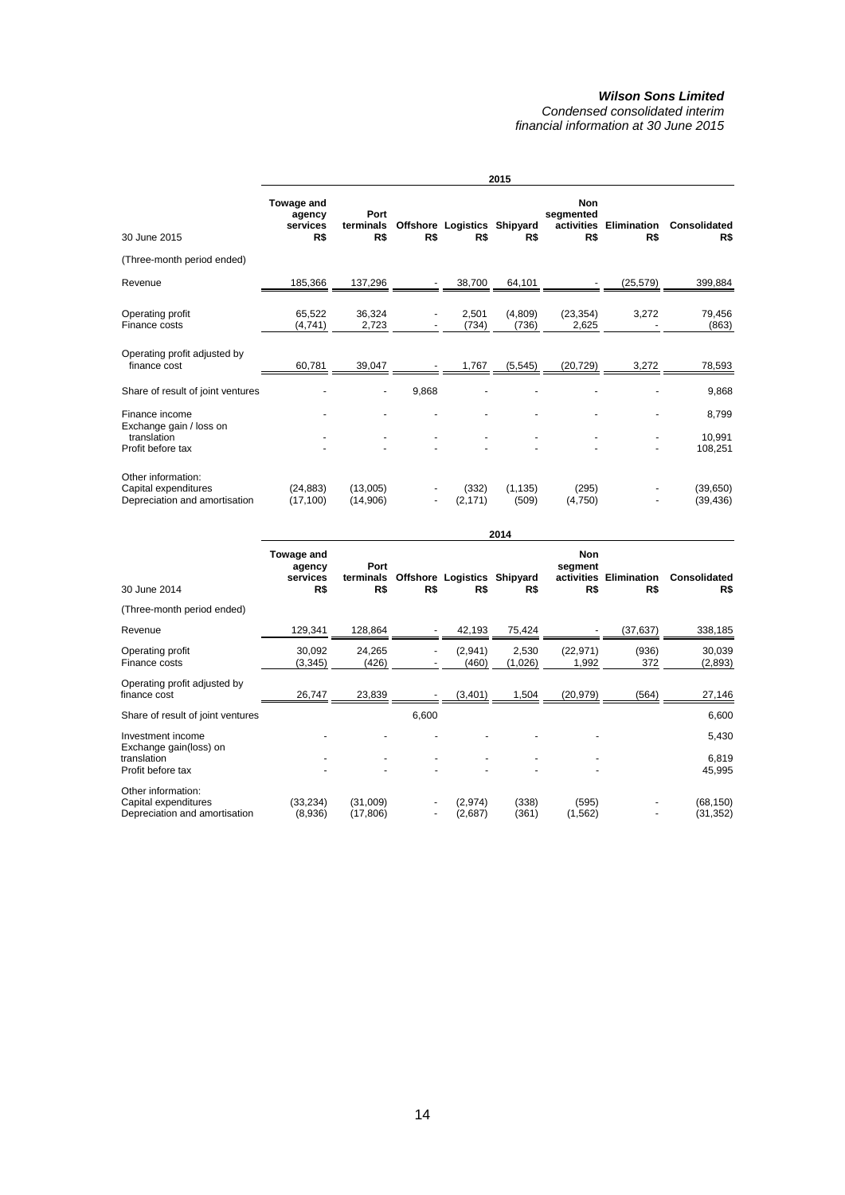| 30 June 2015 | Towage and agency services R$ | Port terminals R$ | Offshore R$ | Logistics R$ | Shipyard R$ | Non segmented activities R$ | Elimination R$ | Consolidated R$ |
|---|---|---|---|---|---|---|---|---|
| (Three-month period ended) | | | | | | | | |
| Revenue | 185,366 | 137,296 | - | 38,700 | 64,101 | - | (25,579) | 399,884 |
| Operating profit | 65,522 | 36,324 | - | 2,501 | (4,809) | (23,354) | 3,272 | 79,456 |
| Finance costs | (4,741) | 2,723 | - | (734) | (736) | 2,625 | - | (863) |
| Operating profit adjusted by finance cost | 60,781 | 39,047 | - | 1,767 | (5,545) | (20,729) | 3,272 | 78,593 |
| Share of result of joint ventures | - | - | 9,868 | - | - | - | - | 9,868 |
| Finance income | - | - | - | - | - | - | - | 8,799 |
| Exchange gain / loss on translation | - | - | - | - | - | - | - | 10,991 |
| Profit before tax | - | - | - | - | - | - | - | 108,251 |
| Other information: | | | | | | | | |
| Capital expenditures | (24,883) | (13,005) | - | (332) | (1,135) | (295) | - | (39,650) |
| Depreciation and amortisation | (17,100) | (14,906) | - | (2,171) | (509) | (4,750) | - | (39,436) |

| 30 June 2014 | Towage and agency services R$ | Port terminals R$ | Offshore R$ | Logistics R$ | Shipyard R$ | Non segment activities R$ | Elimination R$ | Consolidated R$ |
|---|---|---|---|---|---|---|---|---|
| (Three-month period ended) | | | | | | | | |
| Revenue | 129,341 | 128,864 | - | 42,193 | 75,424 | - | (37,637) | 338,185 |
| Operating profit | 30,092 | 24,265 | - | (2,941) | 2,530 | (22,971) | (936) | 30,039 |
| Finance costs | (3,345) | (426) | - | (460) | (1,026) | 1,992 | 372 | (2,893) |
| Operating profit adjusted by finance cost | 26,747 | 23,839 | - | (3,401) | 1,504 | (20,979) | (564) | 27,146 |
| Share of result of joint ventures | | | 6,600 | | | | | 6,600 |
| Investment income | - | - | - | - | - | - | | 5,430 |
| Exchange gain(loss) on translation | - | - | - | - | - | - | | 6,819 |
| Profit before tax | - | - | - | - | - | - | | 45,995 |
| Other information: | | | | | | | | |
| Capital expenditures | (33,234) | (31,009) | - | (2,974) | (338) | (595) | - | (68,150) |
| Depreciation and amortisation | (8,936) | (17,806) | - | (2,687) | (361) | (1,562) | - | (31,352) |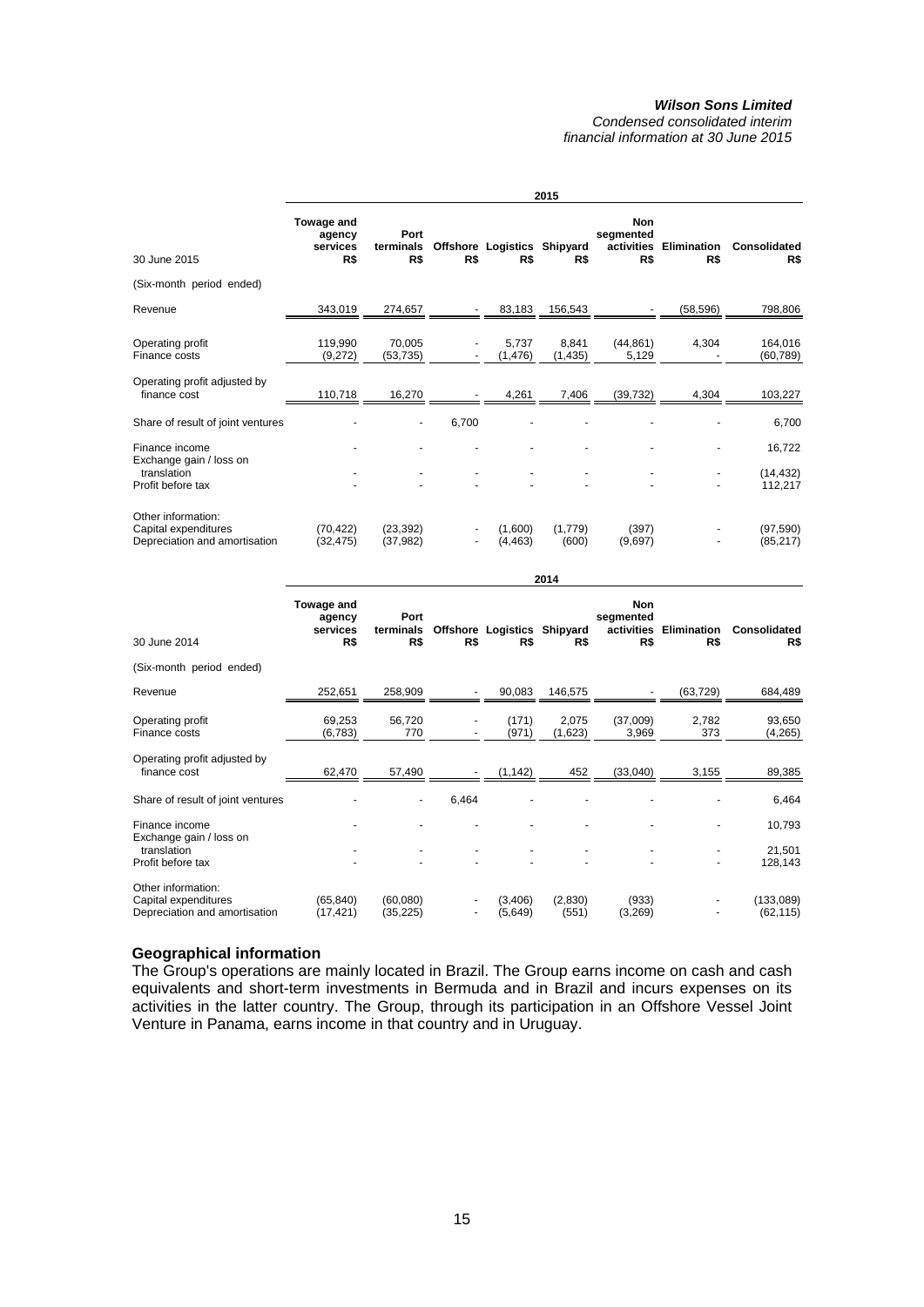| 30 June 2015 | Towage and agency services R$ | Port terminals R$ | Offshore R$ | Logistics R$ | Shipyard R$ | Non segmented activities R$ | Elimination R$ | Consolidated R$ |
|---|---|---|---|---|---|---|---|---|
| (Six-month period ended) | | | | | | | | |
| Revenue | 343,019 | 274,657 | - | 83,183 | 156,543 | - | (58,596) | 798,806 |
| Operating profit | 119,990 | 70,005 | - | 5,737 | 8,841 | (44,861) | 4,304 | 164,016 |
| Finance costs | (9,272) | (53,735) | - | (1,476) | (1,435) | 5,129 | - | (60,789) |
| Operating profit adjusted by finance cost | 110,718 | 16,270 | - | 4,261 | 7,406 | (39,732) | 4,304 | 103,227 |
| Share of result of joint ventures | - | - | 6,700 | - | - | - | - | 6,700 |
| Finance income | - | - | - | - | - | - | - | 16,722 |
| Exchange gain / loss on translation | - | - | - | - | - | - | - | (14,432) |
| Profit before tax | - | - | - | - | - | - | - | 112,217 |
| Other information: | | | | | | | | |
| Capital expenditures | (70,422) | (23,392) | - | (1,600) | (1,779) | (397) | - | (97,590) |
| Depreciation and amortisation | (32,475) | (37,982) | - | (4,463) | (600) | (9,697) | - | (85,217) |

| 30 June 2014 | Towage and agency services R$ | Port terminals R$ | Offshore R$ | Logistics R$ | Shipyard R$ | Non segmented activities R$ | Elimination R$ | Consolidated R$ |
|---|---|---|---|---|---|---|---|---|
| (Six-month period ended) | | | | | | | | |
| Revenue | 252,651 | 258,909 | - | 90,083 | 146,575 | - | (63,729) | 684,489 |
| Operating profit | 69,253 | 56,720 | - | (171) | 2,075 | (37,009) | 2,782 | 93,650 |
| Finance costs | (6,783) | 770 | - | (971) | (1,623) | 3,969 | 373 | (4,265) |
| Operating profit adjusted by finance cost | 62,470 | 57,490 | - | (1,142) | 452 | (33,040) | 3,155 | 89,385 |
| Share of result of joint ventures | - | - | 6,464 | - | - | - | - | 6,464 |
| Finance income | - | - | - | - | - | - | - | 10,793 |
| Exchange gain / loss on translation | - | - | - | - | - | - | - | 21,501 |
| Profit before tax | - | - | - | - | - | - | - | 128,143 |
| Other information: | | | | | | | | |
| Capital expenditures | (65,840) | (60,080) | - | (3,406) | (2,830) | (933) | - | (133,089) |
| Depreciation and amortisation | (17,421) | (35,225) | - | (5,649) | (551) | (3,269) | - | (62,115) |

**Geographical information**

The Group's operations are mainly located in Brazil. The Group earns income on cash and cash equivalents and short-term investments in Bermuda and in Brazil and incurs expenses on its activities in the latter country. The Group, through its participation in an Offshore Vessel Joint Venture in Panama, earns income in that country and in Uruguay.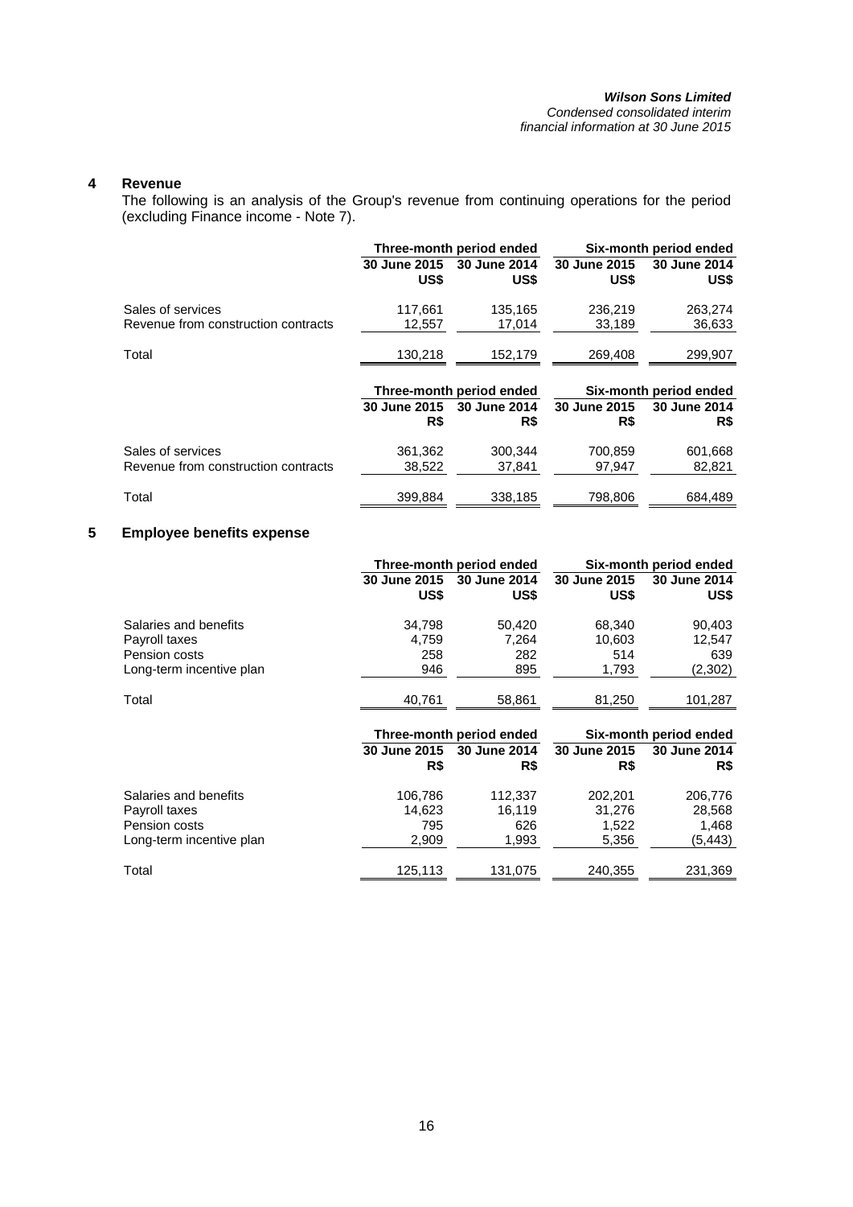## 4 Revenue

The following is an analysis of the Group's revenue from continuing operations for the period (excluding Finance income - Note 7).

| | Three-month period ended | | Six-month period ended | |
|---|---|---|---|---|
| | 30 June 2015 US$ | 30 June 2014 US$ | 30 June 2015 US$ | 30 June 2014 US$ |
| Sales of services | 117,661 | 135,165 | 236,219 | 263,274 |
| Revenue from construction contracts | 12,557 | 17,014 | 33,189 | 36,633 |
| Total | 130,218 | 152,179 | 269,408 | 299,907 |

| | Three-month period ended | | Six-month period ended | |
|---|---|---|---|---|
| | 30 June 2015 R$ | 30 June 2014 R$ | 30 June 2015 R$ | 30 June 2014 R$ |
| Sales of services | 361,362 | 300,344 | 700,859 | 601,668 |
| Revenue from construction contracts | 38,522 | 37,841 | 97,947 | 82,821 |
| Total | 399,884 | 338,185 | 798,806 | 684,489 |

## 5 Employee benefits expense

| | Three-month period ended | | Six-month period ended | |
|---|---|---|---|---|
| | 30 June 2015 US$ | 30 June 2014 US$ | 30 June 2015 US$ | 30 June 2014 US$ |
| Salaries and benefits | 34,798 | 50,420 | 68,340 | 90,403 |
| Payroll taxes | 4,759 | 7,264 | 10,603 | 12,547 |
| Pension costs | 258 | 282 | 514 | 639 |
| Long-term incentive plan | 946 | 895 | 1,793 | (2,302) |
| Total | 40,761 | 58,861 | 81,250 | 101,287 |

| | Three-month period ended | | Six-month period ended | |
|---|---|---|---|---|
| | 30 June 2015 R$ | 30 June 2014 R$ | 30 June 2015 R$ | 30 June 2014 R$ |
| Salaries and benefits | 106,786 | 112,337 | 202,201 | 206,776 |
| Payroll taxes | 14,623 | 16,119 | 31,276 | 28,568 |
| Pension costs | 795 | 626 | 1,522 | 1,468 |
| Long-term incentive plan | 2,909 | 1,993 | 5,356 | (5,443) |
| Total | 125,113 | 131,075 | 240,355 | 231,369 |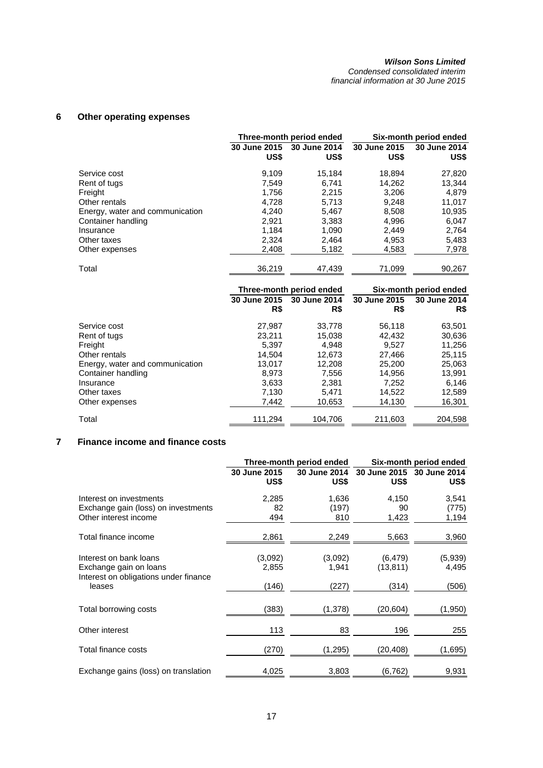## 6 Other operating expenses

| | Three-month period ended | | Six-month period ended | |
|---|---|---|---|---|
| | 30 June 2015 US$ | 30 June 2014 US$ | 30 June 2015 US$ | 30 June 2014 US$ |
| Service cost | 9,109 | 15,184 | 18,894 | 27,820 |
| Rent of tugs | 7,549 | 6,741 | 14,262 | 13,344 |
| Freight | 1,756 | 2,215 | 3,206 | 4,879 |
| Other rentals | 4,728 | 5,713 | 9,248 | 11,017 |
| Energy, water and communication | 4,240 | 5,467 | 8,508 | 10,935 |
| Container handling | 2,921 | 3,383 | 4,996 | 6,047 |
| Insurance | 1,184 | 1,090 | 2,449 | 2,764 |
| Other taxes | 2,324 | 2,464 | 4,953 | 5,483 |
| Other expenses | 2,408 | 5,182 | 4,583 | 7,978 |
| Total | 36,219 | 47,439 | 71,099 | 90,267 |

| | Three-month period ended | | Six-month period ended | |
|---|---|---|---|---|
| | 30 June 2015 R$ | 30 June 2014 R$ | 30 June 2015 R$ | 30 June 2014 R$ |
| Service cost | 27,987 | 33,778 | 56,118 | 63,501 |
| Rent of tugs | 23,211 | 15,038 | 42,432 | 30,636 |
| Freight | 5,397 | 4,948 | 9,527 | 11,256 |
| Other rentals | 14,504 | 12,673 | 27,466 | 25,115 |
| Energy, water and communication | 13,017 | 12,208 | 25,200 | 25,063 |
| Container handling | 8,973 | 7,556 | 14,956 | 13,991 |
| Insurance | 3,633 | 2,381 | 7,252 | 6,146 |
| Other taxes | 7,130 | 5,471 | 14,522 | 12,589 |
| Other expenses | 7,442 | 10,653 | 14,130 | 16,301 |
| Total | 111,294 | 104,706 | 211,603 | 204,598 |

## 7 Finance income and finance costs

| | Three-month period ended | | Six-month period ended | |
|---|---|---|---|---|
| | 30 June 2015 US$ | 30 June 2014 US$ | 30 June 2015 US$ | 30 June 2014 US$ |
| Interest on investments | 2,285 | 1,636 | 4,150 | 3,541 |
| Exchange gain (loss) on investments | 82 | (197) | 90 | (775) |
| Other interest income | 494 | 810 | 1,423 | 1,194 |
| Total finance income | 2,861 | 2,249 | 5,663 | 3,960 |
| Interest on bank loans | (3,092) | (3,092) | (6,479) | (5,939) |
| Exchange gain on loans | 2,855 | 1,941 | (13,811) | 4,495 |
| Interest on obligations under finance leases | (146) | (227) | (314) | (506) |
| Total borrowing costs | (383) | (1,378) | (20,604) | (1,950) |
| Other interest | 113 | 83 | 196 | 255 |
| Total finance costs | (270) | (1,295) | (20,408) | (1,695) |
| Exchange gains (loss) on translation | 4,025 | 3,803 | (6,762) | 9,931 |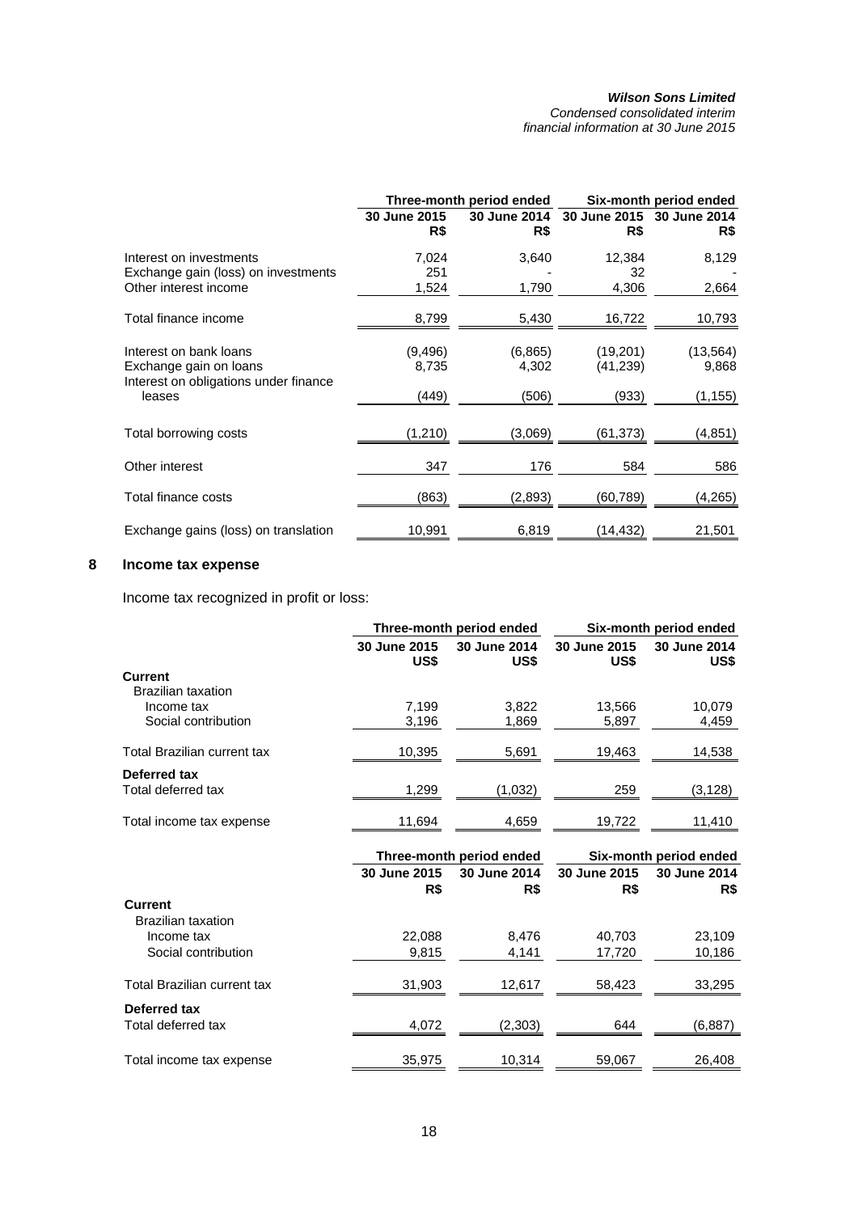| | Three-month period ended | | Six-month period ended | |
|---|---|---|---|---|
| | 30 June 2015 R$ | 30 June 2014 R$ | 30 June 2015 R$ | 30 June 2014 R$ |
| Interest on investments | 7,024 | 3,640 | 12,384 | 8,129 |
| Exchange gain (loss) on investments | 251 | - | 32 | - |
| Other interest income | 1,524 | 1,790 | 4,306 | 2,664 |
| Total finance income | 8,799 | 5,430 | 16,722 | 10,793 |
| Interest on bank loans | (9,496) | (6,865) | (19,201) | (13,564) |
| Exchange gain on loans | 8,735 | 4,302 | (41,239) | 9,868 |
| Interest on obligations under finance leases | (449) | (506) | (933) | (1,155) |
| Total borrowing costs | (1,210) | (3,069) | (61,373) | (4,851) |
| Other interest | 347 | 176 | 584 | 586 |
| Total finance costs | (863) | (2,893) | (60,789) | (4,265) |
| Exchange gains (loss) on translation | 10,991 | 6,819 | (14,432) | 21,501 |

## 8 Income tax expense

Income tax recognized in profit or loss:

| | Three-month period ended | | Six-month period ended | |
|---|---|---|---|---|
| | 30 June 2015 US$ | 30 June 2014 US$ | 30 June 2015 US$ | 30 June 2014 US$ |
| **Current** | | | | |
| Brazilian taxation | | | | |
| Income tax | 7,199 | 3,822 | 13,566 | 10,079 |
| Social contribution | 3,196 | 1,869 | 5,897 | 4,459 |
| Total Brazilian current tax | 10,395 | 5,691 | 19,463 | 14,538 |
| **Deferred tax** | | | | |
| Total deferred tax | 1,299 | (1,032) | 259 | (3,128) |
| Total income tax expense | 11,694 | 4,659 | 19,722 | 11,410 |

| | Three-month period ended | | Six-month period ended | |
|---|---|---|---|---|
| | 30 June 2015 R$ | 30 June 2014 R$ | 30 June 2015 R$ | 30 June 2014 R$ |
| **Current** | | | | |
| Brazilian taxation | | | | |
| Income tax | 22,088 | 8,476 | 40,703 | 23,109 |
| Social contribution | 9,815 | 4,141 | 17,720 | 10,186 |
| Total Brazilian current tax | 31,903 | 12,617 | 58,423 | 33,295 |
| **Deferred tax** | | | | |
| Total deferred tax | 4,072 | (2,303) | 644 | (6,887) |
| Total income tax expense | 35,975 | 10,314 | 59,067 | 26,408 |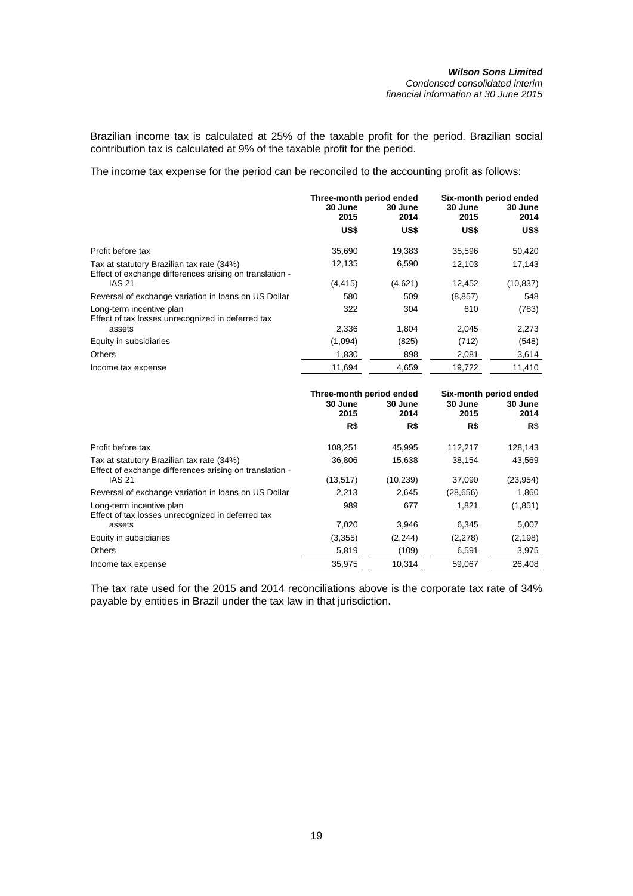Brazilian income tax is calculated at 25% of the taxable profit for the period. Brazilian social contribution tax is calculated at 9% of the taxable profit for the period.

The income tax expense for the period can be reconciled to the accounting profit as follows:

| | Three-month period ended | | Six-month period ended | |
|---|---|---|---|---|
| | 30 June 2015 | 30 June 2014 | 30 June 2015 | 30 June 2014 |
| | US$ | US$ | US$ | US$ |
| Profit before tax | 35,690 | 19,383 | 35,596 | 50,420 |
| Tax at statutory Brazilian tax rate (34%) | 12,135 | 6,590 | 12,103 | 17,143 |
| Effect of exchange differences arising on translation - IAS 21 | (4,415) | (4,621) | 12,452 | (10,837) |
| Reversal of exchange variation in loans on US Dollar | 580 | 509 | (8,857) | 548 |
| Long-term incentive plan | 322 | 304 | 610 | (783) |
| Effect of tax losses unrecognized in deferred tax assets | 2,336 | 1,804 | 2,045 | 2,273 |
| Equity in subsidiaries | (1,094) | (825) | (712) | (548) |
| Others | 1,830 | 898 | 2,081 | 3,614 |
| Income tax expense | 11,694 | 4,659 | 19,722 | 11,410 |

| | Three-month period ended | | Six-month period ended | |
|---|---|---|---|---|
| | 30 June 2015 | 30 June 2014 | 30 June 2015 | 30 June 2014 |
| | R$ | R$ | R$ | R$ |
| Profit before tax | 108,251 | 45,995 | 112,217 | 128,143 |
| Tax at statutory Brazilian tax rate (34%) | 36,806 | 15,638 | 38,154 | 43,569 |
| Effect of exchange differences arising on translation - IAS 21 | (13,517) | (10,239) | 37,090 | (23,954) |
| Reversal of exchange variation in loans on US Dollar | 2,213 | 2,645 | (28,656) | 1,860 |
| Long-term incentive plan | 989 | 677 | 1,821 | (1,851) |
| Effect of tax losses unrecognized in deferred tax assets | 7,020 | 3,946 | 6,345 | 5,007 |
| Equity in subsidiaries | (3,355) | (2,244) | (2,278) | (2,198) |
| Others | 5,819 | (109) | 6,591 | 3,975 |
| Income tax expense | 35,975 | 10,314 | 59,067 | 26,408 |

The tax rate used for the 2015 and 2014 reconciliations above is the corporate tax rate of 34% payable by entities in Brazil under the tax law in that jurisdiction.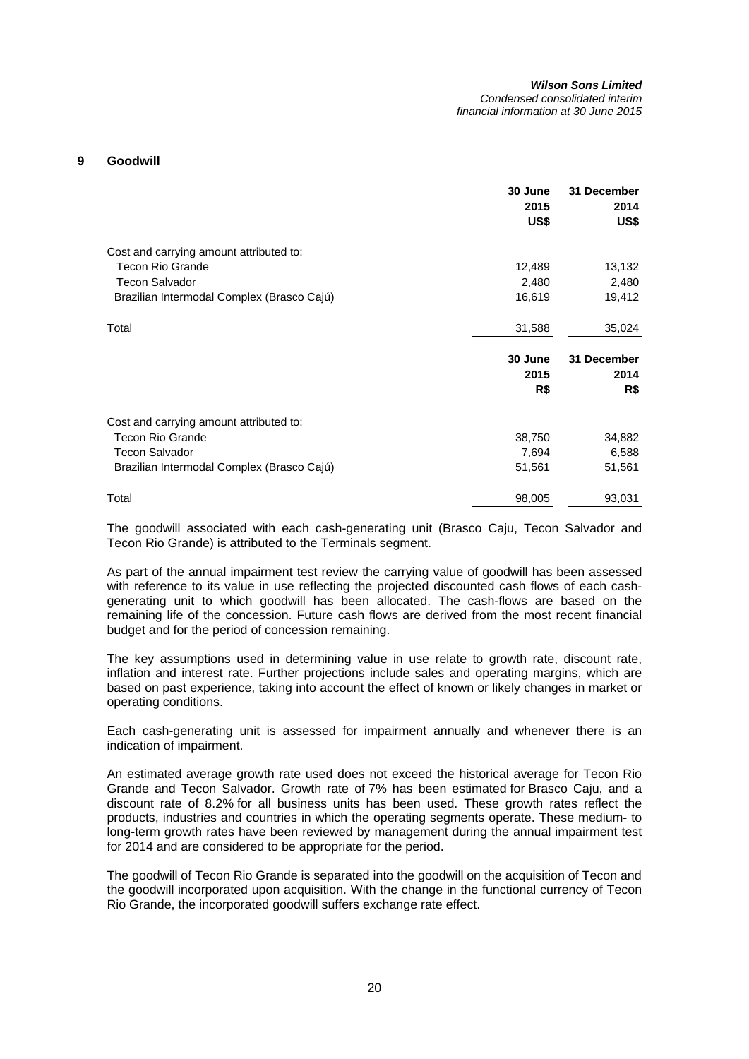## 9 Goodwill

| | 30 June 2015 US$ | 31 December 2014 US$ |
|---|---|---|
| Cost and carrying amount attributed to: | | |
| Tecon Rio Grande | 12,489 | 13,132 |
| Tecon Salvador | 2,480 | 2,480 |
| Brazilian Intermodal Complex (Brasco Cajú) | 16,619 | 19,412 |
| Total | 31,588 | 35,024 |

| | 30 June 2015 R$ | 31 December 2014 R$ |
|---|---|---|
| Cost and carrying amount attributed to: | | |
| Tecon Rio Grande | 38,750 | 34,882 |
| Tecon Salvador | 7,694 | 6,588 |
| Brazilian Intermodal Complex (Brasco Cajú) | 51,561 | 51,561 |
| Total | 98,005 | 93,031 |

The goodwill associated with each cash-generating unit (Brasco Caju, Tecon Salvador and Tecon Rio Grande) is attributed to the Terminals segment.

As part of the annual impairment test review the carrying value of goodwill has been assessed with reference to its value in use reflecting the projected discounted cash flows of each cash-generating unit to which goodwill has been allocated. The cash-flows are based on the remaining life of the concession. Future cash flows are derived from the most recent financial budget and for the period of concession remaining.

The key assumptions used in determining value in use relate to growth rate, discount rate, inflation and interest rate. Further projections include sales and operating margins, which are based on past experience, taking into account the effect of known or likely changes in market or operating conditions.

Each cash-generating unit is assessed for impairment annually and whenever there is an indication of impairment.

An estimated average growth rate used does not exceed the historical average for Tecon Rio Grande and Tecon Salvador. Growth rate of 7% has been estimated for Brasco Caju, and a discount rate of 8.2% for all business units has been used. These growth rates reflect the products, industries and countries in which the operating segments operate. These medium- to long-term growth rates have been reviewed by management during the annual impairment test for 2014 and are considered to be appropriate for the period.

The goodwill of Tecon Rio Grande is separated into the goodwill on the acquisition of Tecon and the goodwill incorporated upon acquisition. With the change in the functional currency of Tecon Rio Grande, the incorporated goodwill suffers exchange rate effect.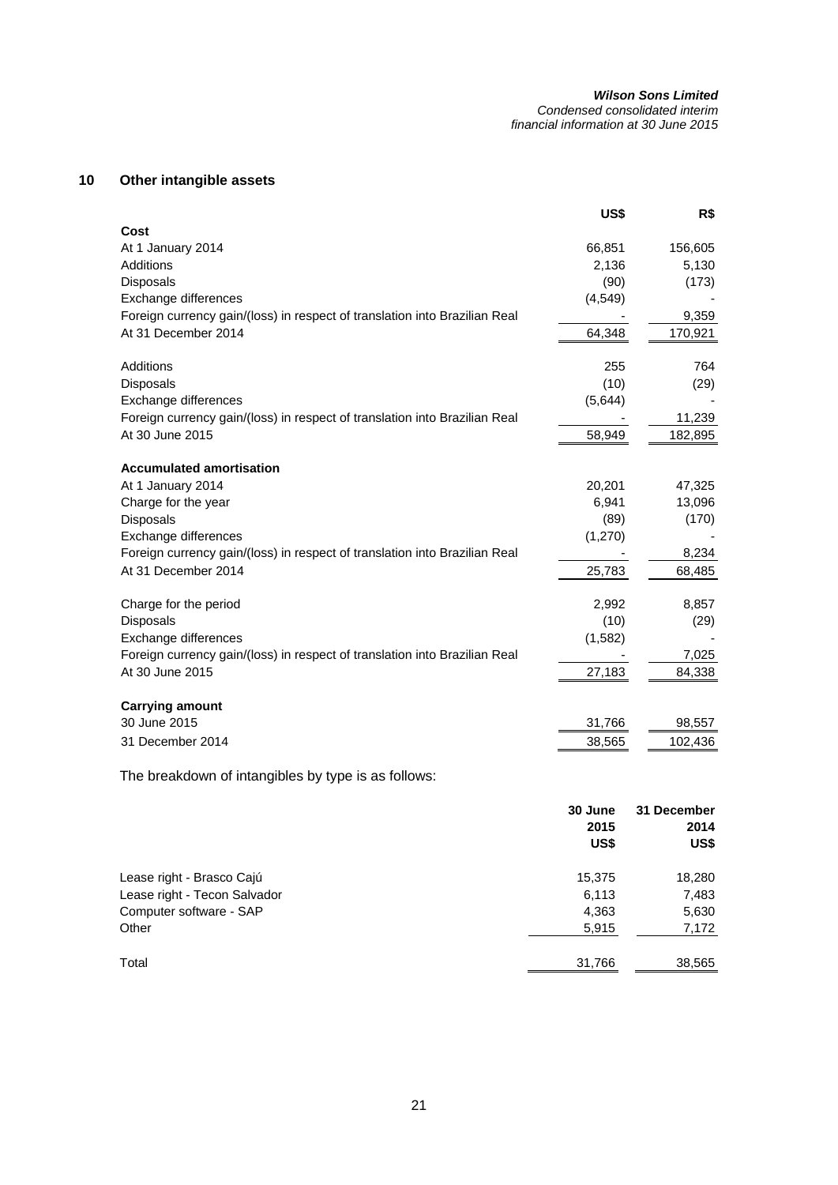## 10 Other intangible assets

| | US$ | R$ |
|---|---|---|
| **Cost** | | |
| At 1 January 2014 | 66,851 | 156,605 |
| Additions | 2,136 | 5,130 |
| Disposals | (90) | (173) |
| Exchange differences | (4,549) | - |
| Foreign currency gain/(loss) in respect of translation into Brazilian Real | - | 9,359 |
| At 31 December 2014 | 64,348 | 170,921 |
| | | |
| Additions | 255 | 764 |
| Disposals | (10) | (29) |
| Exchange differences | (5,644) | - |
| Foreign currency gain/(loss) in respect of translation into Brazilian Real | - | 11,239 |
| At 30 June 2015 | 58,949 | 182,895 |
| | | |
| **Accumulated amortisation** | | |
| At 1 January 2014 | 20,201 | 47,325 |
| Charge for the year | 6,941 | 13,096 |
| Disposals | (89) | (170) |
| Exchange differences | (1,270) | - |
| Foreign currency gain/(loss) in respect of translation into Brazilian Real | - | 8,234 |
| At 31 December 2014 | 25,783 | 68,485 |
| | | |
| Charge for the period | 2,992 | 8,857 |
| Disposals | (10) | (29) |
| Exchange differences | (1,582) | - |
| Foreign currency gain/(loss) in respect of translation into Brazilian Real | - | 7,025 |
| At 30 June 2015 | 27,183 | 84,338 |
| | | |
| **Carrying amount** | | |
| 30 June 2015 | 31,766 | 98,557 |
| 31 December 2014 | 38,565 | 102,436 |

The breakdown of intangibles by type is as follows:

| | 30 June 2015 US$ | 31 December 2014 US$ |
|---|---|---|
| Lease right - Brasco Cajú | 15,375 | 18,280 |
| Lease right - Tecon Salvador | 6,113 | 7,483 |
| Computer software - SAP | 4,363 | 5,630 |
| Other | 5,915 | 7,172 |
| | | |
| Total | 31,766 | 38,565 |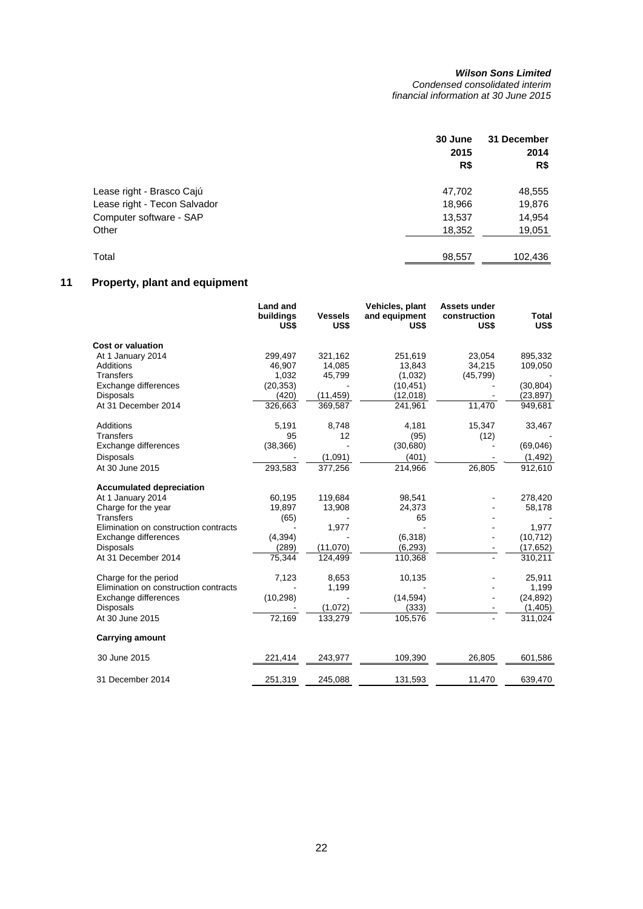| | 30 June 2015 R$ | 31 December 2014 R$ |
|---|---|---|
| Lease right - Brasco Cajú | 47,702 | 48,555 |
| Lease right - Tecon Salvador | 18,966 | 19,876 |
| Computer software - SAP | 13,537 | 14,954 |
| Other | 18,352 | 19,051 |
| Total | 98,557 | 102,436 |

## 11 Property, plant and equipment

| | Land and buildings US$ | Vessels US$ | Vehicles, plant and equipment US$ | Assets under construction US$ | Total US$ |
|---|---|---|---|---|---|
| **Cost or valuation** | | | | | |
| At 1 January 2014 | 299,497 | 321,162 | 251,619 | 23,054 | 895,332 |
| Additions | 46,907 | 14,085 | 13,843 | 34,215 | 109,050 |
| Transfers | 1,032 | 45,799 | (1,032) | (45,799) | - |
| Exchange differences | (20,353) | - | (10,451) | - | (30,804) |
| Disposals | (420) | (11,459) | (12,018) | - | (23,897) |
| At 31 December 2014 | 326,663 | 369,587 | 241,961 | 11,470 | 949,681 |
| Additions | 5,191 | 8,748 | 4,181 | 15,347 | 33,467 |
| Transfers | 95 | 12 | (95) | (12) | - |
| Exchange differences | (38,366) | - | (30,680) | - | (69,046) |
| Disposals | - | (1,091) | (401) | - | (1,492) |
| At 30 June 2015 | 293,583 | 377,256 | 214,966 | 26,805 | 912,610 |
| **Accumulated depreciation** | | | | | |
| At 1 January 2014 | 60,195 | 119,684 | 98,541 | - | 278,420 |
| Charge for the year | 19,897 | 13,908 | 24,373 | - | 58,178 |
| Transfers | (65) | - | 65 | - | - |
| Elimination on construction contracts | - | 1,977 | - | - | 1,977 |
| Exchange differences | (4,394) | - | (6,318) | - | (10,712) |
| Disposals | (289) | (11,070) | (6,293) | - | (17,652) |
| At 31 December 2014 | 75,344 | 124,499 | 110,368 | - | 310,211 |
| Charge for the period | 7,123 | 8,653 | 10,135 | - | 25,911 |
| Elimination on construction contracts | - | 1,199 | - | - | 1,199 |
| Exchange differences | (10,298) | - | (14,594) | - | (24,892) |
| Disposals | - | (1,072) | (333) | - | (1,405) |
| At 30 June 2015 | 72,169 | 133,279 | 105,576 | - | 311,024 |
| **Carrying amount** | | | | | |
| 30 June 2015 | 221,414 | 243,977 | 109,390 | 26,805 | 601,586 |
| 31 December 2014 | 251,319 | 245,088 | 131,593 | 11,470 | 639,470 |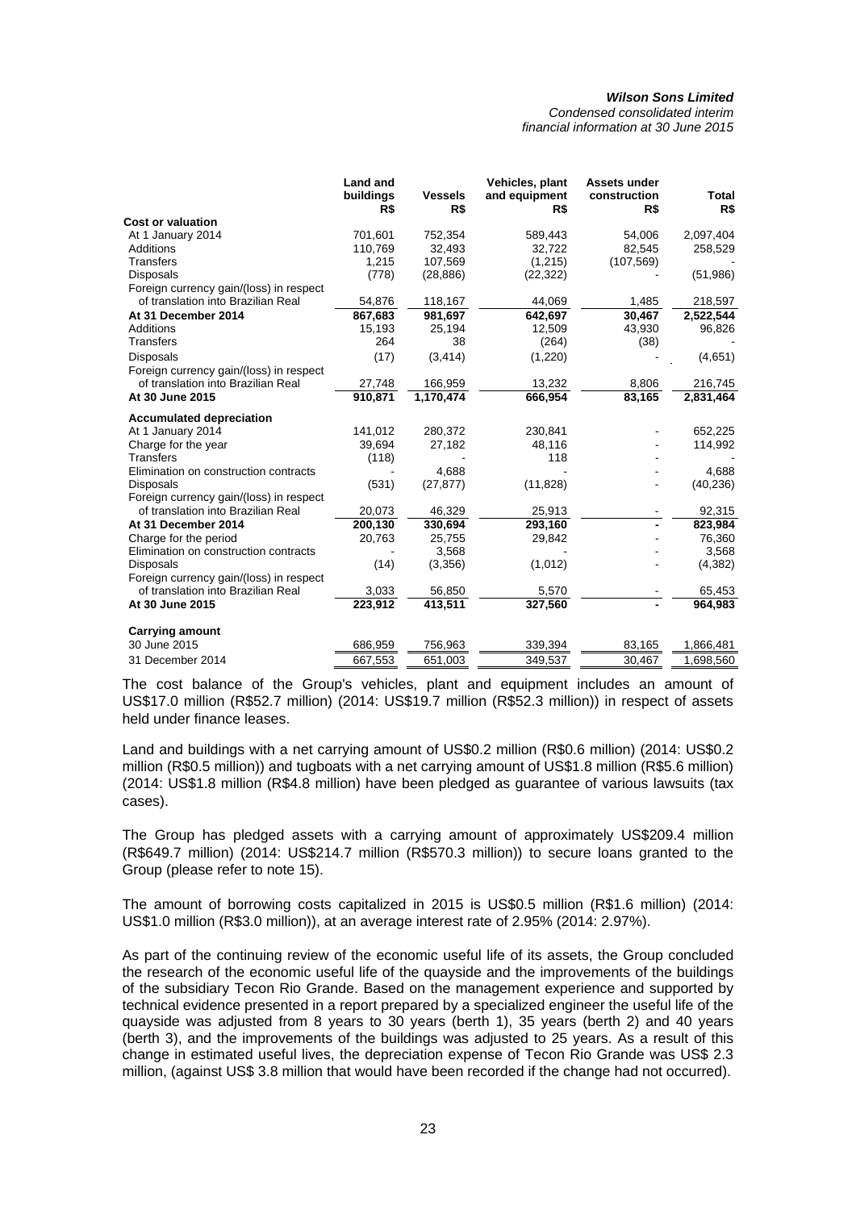| | Land and buildings R$ | Vessels R$ | Vehicles, plant and equipment R$ | Assets under construction R$ | Total R$ |
|---|---|---|---|---|---|
| **Cost or valuation** | | | | | |
| At 1 January 2014 | 701,601 | 752,354 | 589,443 | 54,006 | 2,097,404 |
| Additions | 110,769 | 32,493 | 32,722 | 82,545 | 258,529 |
| Transfers | 1,215 | 107,569 | (1,215) | (107,569) | - |
| Disposals | (778) | (28,886) | (22,322) | - | (51,986) |
| Foreign currency gain/(loss) in respect of translation into Brazilian Real | 54,876 | 118,167 | 44,069 | 1,485 | 218,597 |
| **At 31 December 2014** | **867,683** | **981,697** | **642,697** | **30,467** | **2,522,544** |
| Additions | 15,193 | 25,194 | 12,509 | 43,930 | 96,826 |
| Transfers | 264 | 38 | (264) | (38) | - |
| Disposals | (17) | (3,414) | (1,220) | - | (4,651) |
| Foreign currency gain/(loss) in respect of translation into Brazilian Real | 27,748 | 166,959 | 13,232 | 8,806 | 216,745 |
| **At 30 June 2015** | **910,871** | **1,170,474** | **666,954** | **83,165** | **2,831,464** |
| **Accumulated depreciation** | | | | | |
| At 1 January 2014 | 141,012 | 280,372 | 230,841 | - | 652,225 |
| Charge for the year | 39,694 | 27,182 | 48,116 | - | 114,992 |
| Transfers | (118) | - | 118 | - | - |
| Elimination on construction contracts | - | 4,688 | - | - | 4,688 |
| Disposals | (531) | (27,877) | (11,828) | - | (40,236) |
| Foreign currency gain/(loss) in respect of translation into Brazilian Real | 20,073 | 46,329 | 25,913 | - | 92,315 |
| **At 31 December 2014** | **200,130** | **330,694** | **293,160** | **-** | **823,984** |
| Charge for the period | 20,763 | 25,755 | 29,842 | - | 76,360 |
| Elimination on construction contracts | - | 3,568 | - | - | 3,568 |
| Disposals | (14) | (3,356) | (1,012) | - | (4,382) |
| Foreign currency gain/(loss) in respect of translation into Brazilian Real | 3,033 | 56,850 | 5,570 | - | 65,453 |
| **At 30 June 2015** | **223,912** | **413,511** | **327,560** | **-** | **964,983** |
| **Carrying amount** | | | | | |
| 30 June 2015 | 686,959 | 756,963 | 339,394 | 83,165 | 1,866,481 |
| 31 December 2014 | 667,553 | 651,003 | 349,537 | 30,467 | 1,698,560 |

The cost balance of the Group's vehicles, plant and equipment includes an amount of US$17.0 million (R$52.7 million) (2014: US$19.7 million (R$52.3 million)) in respect of assets held under finance leases.

Land and buildings with a net carrying amount of US$0.2 million (R$0.6 million) (2014: US$0.2 million (R$0.5 million)) and tugboats with a net carrying amount of US$1.8 million (R$5.6 million) (2014: US$1.8 million (R$4.8 million) have been pledged as guarantee of various lawsuits (tax cases).

The Group has pledged assets with a carrying amount of approximately US$209.4 million (R$649.7 million) (2014: US$214.7 million (R$570.3 million)) to secure loans granted to the Group (please refer to note 15).

The amount of borrowing costs capitalized in 2015 is US$0.5 million (R$1.6 million) (2014: US$1.0 million (R$3.0 million)), at an average interest rate of 2.95% (2014: 2.97%).

As part of the continuing review of the economic useful life of its assets, the Group concluded the research of the economic useful life of the quayside and the improvements of the buildings of the subsidiary Tecon Rio Grande. Based on the management experience and supported by technical evidence presented in a report prepared by a specialized engineer the useful life of the quayside was adjusted from 8 years to 30 years (berth 1), 35 years (berth 2) and 40 years (berth 3), and the improvements of the buildings was adjusted to 25 years. As a result of this change in estimated useful lives, the depreciation expense of Tecon Rio Grande was US$ 2.3 million, (against US$ 3.8 million that would have been recorded if the change had not occurred).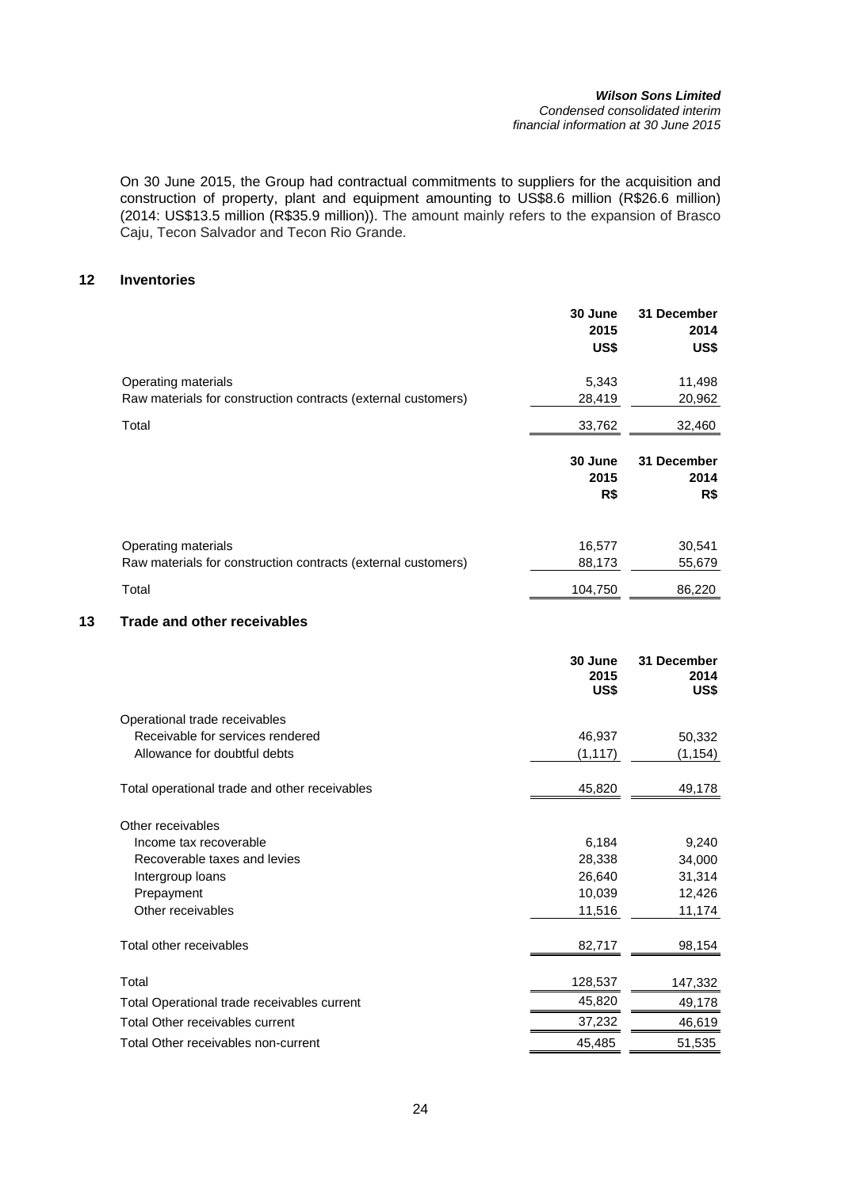On 30 June 2015, the Group had contractual commitments to suppliers for the acquisition and construction of property, plant and equipment amounting to US$8.6 million (R$26.6 million) (2014: US$13.5 million (R$35.9 million)). The amount mainly refers to the expansion of Brasco Caju, Tecon Salvador and Tecon Rio Grande.

## 12 Inventories

| | 30 June 2015 US$ | 31 December 2014 US$ |
|---|---|---|
| Operating materials | 5,343 | 11,498 |
| Raw materials for construction contracts (external customers) | 28,419 | 20,962 |
| Total | 33,762 | 32,460 |

| | 30 June 2015 R$ | 31 December 2014 R$ |
|---|---|---|
| Operating materials | 16,577 | 30,541 |
| Raw materials for construction contracts (external customers) | 88,173 | 55,679 |
| Total | 104,750 | 86,220 |

## 13 Trade and other receivables

| | 30 June 2015 US$ | 31 December 2014 US$ |
|---|---|---|
| Operational trade receivables | | |
| Receivable for services rendered | 46,937 | 50,332 |
| Allowance for doubtful debts | (1,117) | (1,154) |
| Total operational trade and other receivables | 45,820 | 49,178 |
| Other receivables | | |
| Income tax recoverable | 6,184 | 9,240 |
| Recoverable taxes and levies | 28,338 | 34,000 |
| Intergroup loans | 26,640 | 31,314 |
| Prepayment | 10,039 | 12,426 |
| Other receivables | 11,516 | 11,174 |
| Total other receivables | 82,717 | 98,154 |
| Total | 128,537 | 147,332 |
| Total Operational trade receivables current | 45,820 | 49,178 |
| Total Other receivables current | 37,232 | 46,619 |
| Total Other receivables non-current | 45,485 | 51,535 |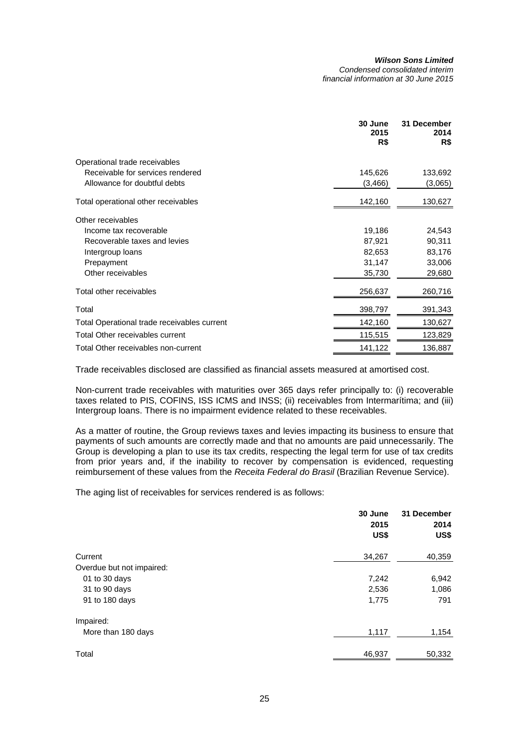| | 30 June 2015 R$ | 31 December 2014 R$ |
|---|---|---|
| Operational trade receivables | | |
| Receivable for services rendered | 145,626 | 133,692 |
| Allowance for doubtful debts | (3,466) | (3,065) |
| Total operational other receivables | 142,160 | 130,627 |
| Other receivables | | |
| Income tax recoverable | 19,186 | 24,543 |
| Recoverable taxes and levies | 87,921 | 90,311 |
| Intergroup loans | 82,653 | 83,176 |
| Prepayment | 31,147 | 33,006 |
| Other receivables | 35,730 | 29,680 |
| Total other receivables | 256,637 | 260,716 |
| Total | 398,797 | 391,343 |
| Total Operational trade receivables current | 142,160 | 130,627 |
| Total Other receivables current | 115,515 | 123,829 |
| Total Other receivables non-current | 141,122 | 136,887 |

Trade receivables disclosed are classified as financial assets measured at amortised cost.

Non-current trade receivables with maturities over 365 days refer principally to: (i) recoverable taxes related to PIS, COFINS, ISS ICMS and INSS; (ii) receivables from Intermarítima; and (iii) Intergroup loans. There is no impairment evidence related to these receivables.

As a matter of routine, the Group reviews taxes and levies impacting its business to ensure that payments of such amounts are correctly made and that no amounts are paid unnecessarily. The Group is developing a plan to use its tax credits, respecting the legal term for use of tax credits from prior years and, if the inability to recover by compensation is evidenced, requesting reimbursement of these values from the *Receita Federal do Brasil* (Brazilian Revenue Service).

The aging list of receivables for services rendered is as follows:

| | 30 June 2015 US$ | 31 December 2014 US$ |
|---|---|---|
| Current | 34,267 | 40,359 |
| Overdue but not impaired: | | |
| 01 to 30 days | 7,242 | 6,942 |
| 31 to 90 days | 2,536 | 1,086 |
| 91 to 180 days | 1,775 | 791 |
| Impaired: | | |
| More than 180 days | 1,117 | 1,154 |
| Total | 46,937 | 50,332 |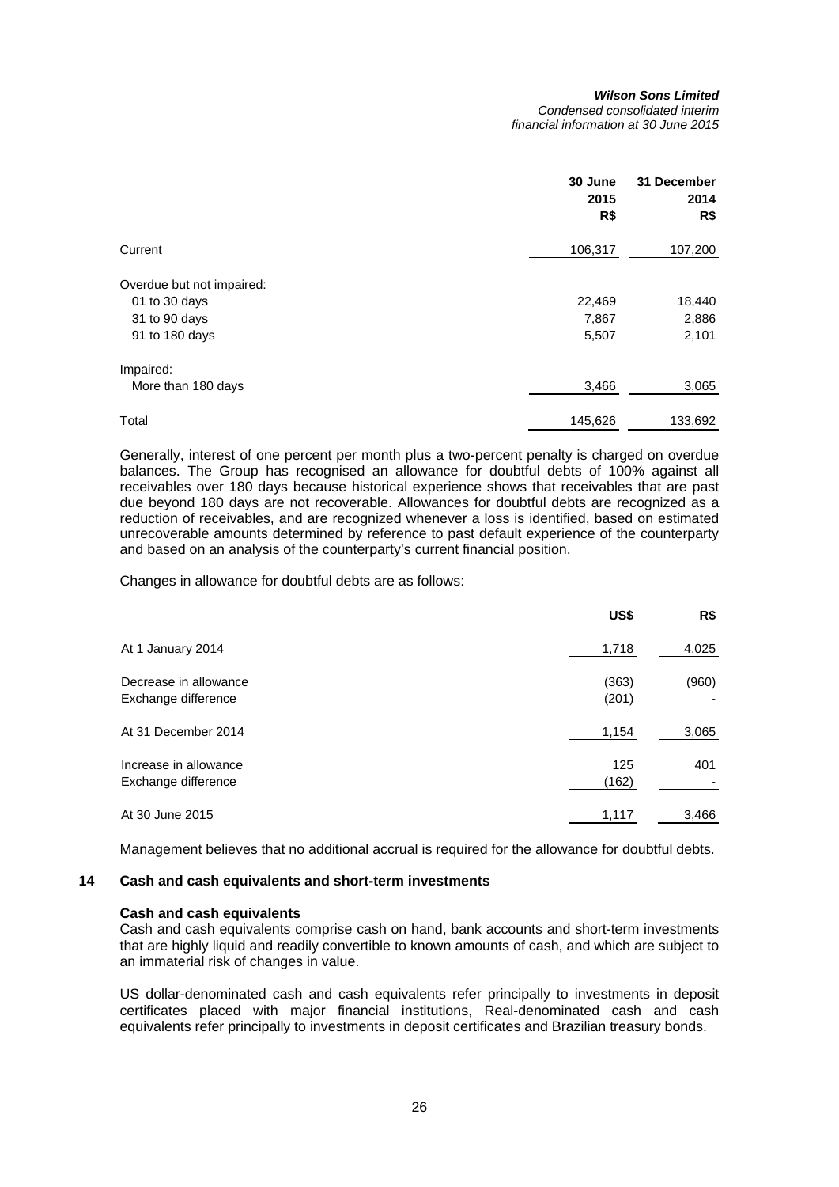| | 30 June 2015 R$ | 31 December 2014 R$ |
|---|---|---|
| Current | 106,317 | 107,200 |
| Overdue but not impaired: | | |
| 01 to 30 days | 22,469 | 18,440 |
| 31 to 90 days | 7,867 | 2,886 |
| 91 to 180 days | 5,507 | 2,101 |
| Impaired: | | |
| More than 180 days | 3,466 | 3,065 |
| Total | 145,626 | 133,692 |

Generally, interest of one percent per month plus a two-percent penalty is charged on overdue balances. The Group has recognised an allowance for doubtful debts of 100% against all receivables over 180 days because historical experience shows that receivables that are past due beyond 180 days are not recoverable. Allowances for doubtful debts are recognized as a reduction of receivables, and are recognized whenever a loss is identified, based on estimated unrecoverable amounts determined by reference to past default experience of the counterparty and based on an analysis of the counterparty's current financial position.

Changes in allowance for doubtful debts are as follows:

| | US$ | R$ |
|---|---|---|
| At 1 January 2014 | 1,718 | 4,025 |
| Decrease in allowance | (363) | (960) |
| Exchange difference | (201) | - |
| At 31 December 2014 | 1,154 | 3,065 |
| Increase in allowance | 125 | 401 |
| Exchange difference | (162) | - |
| At 30 June 2015 | 1,117 | 3,466 |

Management believes that no additional accrual is required for the allowance for doubtful debts.

## 14 Cash and cash equivalents and short-term investments

**Cash and cash equivalents**

Cash and cash equivalents comprise cash on hand, bank accounts and short-term investments that are highly liquid and readily convertible to known amounts of cash, and which are subject to an immaterial risk of changes in value.

US dollar-denominated cash and cash equivalents refer principally to investments in deposit certificates placed with major financial institutions, Real-denominated cash and cash equivalents refer principally to investments in deposit certificates and Brazilian treasury bonds.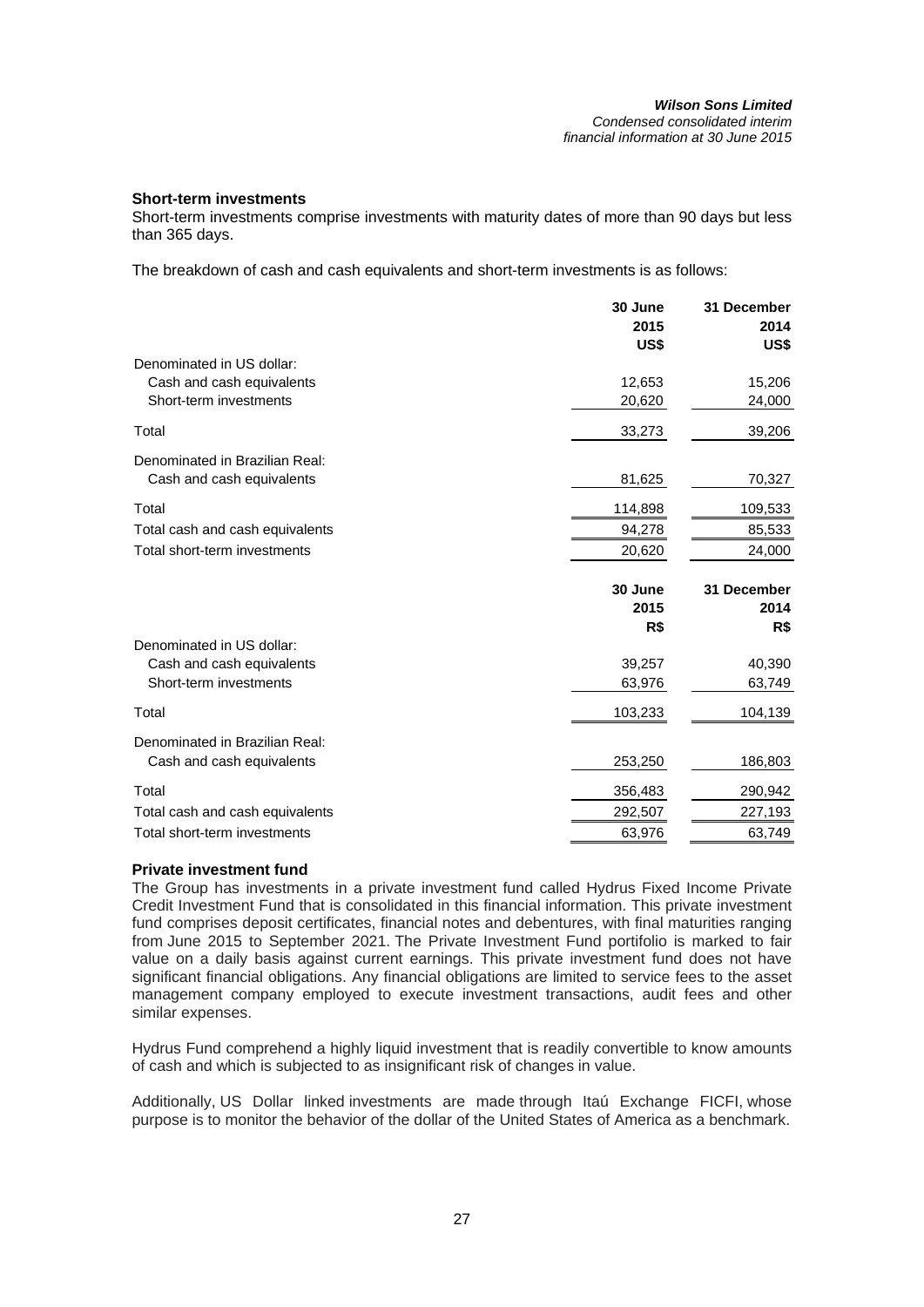### Short-term investments

Short-term investments comprise investments with maturity dates of more than 90 days but less than 365 days.

The breakdown of cash and cash equivalents and short-term investments is as follows:

| | 30 June 2015 US$ | 31 December 2014 US$ |
|---|---|---|
| Denominated in US dollar: | | |
| Cash and cash equivalents | 12,653 | 15,206 |
| Short-term investments | 20,620 | 24,000 |
| Total | 33,273 | 39,206 |
| Denominated in Brazilian Real: | | |
| Cash and cash equivalents | 81,625 | 70,327 |
| Total | 114,898 | 109,533 |
| Total cash and cash equivalents | 94,278 | 85,533 |
| Total short-term investments | 20,620 | 24,000 |

| | 30 June 2015 R$ | 31 December 2014 R$ |
|---|---|---|
| Denominated in US dollar: | | |
| Cash and cash equivalents | 39,257 | 40,390 |
| Short-term investments | 63,976 | 63,749 |
| Total | 103,233 | 104,139 |
| Denominated in Brazilian Real: | | |
| Cash and cash equivalents | 253,250 | 186,803 |
| Total | 356,483 | 290,942 |
| Total cash and cash equivalents | 292,507 | 227,193 |
| Total short-term investments | 63,976 | 63,749 |

### Private investment fund

The Group has investments in a private investment fund called Hydrus Fixed Income Private Credit Investment Fund that is consolidated in this financial information. This private investment fund comprises deposit certificates, financial notes and debentures, with final maturities ranging from June 2015 to September 2021. The Private Investment Fund portifolio is marked to fair value on a daily basis against current earnings. This private investment fund does not have significant financial obligations. Any financial obligations are limited to service fees to the asset management company employed to execute investment transactions, audit fees and other similar expenses.

Hydrus Fund comprehend a highly liquid investment that is readily convertible to know amounts of cash and which is subjected to as insignificant risk of changes in value.

Additionally, US Dollar linked investments are made through Itaú Exchange FICFI, whose purpose is to monitor the behavior of the dollar of the United States of America as a benchmark.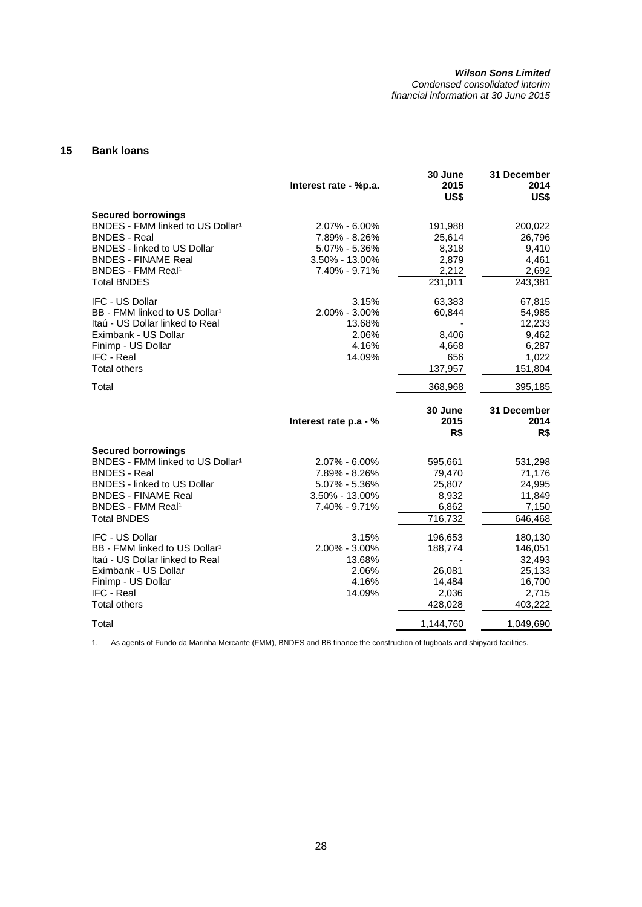## 15 Bank loans

| | Interest rate - %p.a. | 30 June 2015 US$ | 31 December 2014 US$ |
|---|---|---|---|
| **Secured borrowings** | | | |
| BNDES - FMM linked to US Dollar[1] | 2.07% - 6.00% | 191,988 | 200,022 |
| BNDES - Real | 7.89% - 8.26% | 25,614 | 26,796 |
| BNDES - linked to US Dollar | 5.07% - 5.36% | 8,318 | 9,410 |
| BNDES - FINAME Real | 3.50% - 13.00% | 2,879 | 4,461 |
| BNDES - FMM Real[1] | 7.40% - 9.71% | 2,212 | 2,692 |
| Total BNDES | | 231,011 | 243,381 |
| IFC - US Dollar | 3.15% | 63,383 | 67,815 |
| BB - FMM linked to US Dollar[1] | 2.00% - 3.00% | 60,844 | 54,985 |
| Itaú - US Dollar linked to Real | 13.68% | - | 12,233 |
| Eximbank - US Dollar | 2.06% | 8,406 | 9,462 |
| Finimp - US Dollar | 4.16% | 4,668 | 6,287 |
| IFC - Real | 14.09% | 656 | 1,022 |
| Total others | | 137,957 | 151,804 |
| Total | | 368,968 | 395,185 |

| | Interest rate p.a - % | 30 June 2015 R$ | 31 December 2014 R$ |
|---|---|---|---|
| **Secured borrowings** | | | |
| BNDES - FMM linked to US Dollar[1] | 2.07% - 6.00% | 595,661 | 531,298 |
| BNDES - Real | 7.89% - 8.26% | 79,470 | 71,176 |
| BNDES - linked to US Dollar | 5.07% - 5.36% | 25,807 | 24,995 |
| BNDES - FINAME Real | 3.50% - 13.00% | 8,932 | 11,849 |
| BNDES - FMM Real[1] | 7.40% - 9.71% | 6,862 | 7,150 |
| Total BNDES | | 716,732 | 646,468 |
| IFC - US Dollar | 3.15% | 196,653 | 180,130 |
| BB - FMM linked to US Dollar[1] | 2.00% - 3.00% | 188,774 | 146,051 |
| Itaú - US Dollar linked to Real | 13.68% | - | 32,493 |
| Eximbank - US Dollar | 2.06% | 26,081 | 25,133 |
| Finimp - US Dollar | 4.16% | 14,484 | 16,700 |
| IFC - Real | 14.09% | 2,036 | 2,715 |
| Total others | | 428,028 | 403,222 |
| Total | | 1,144,760 | 1,049,690 |

1. As agents of Fundo da Marinha Mercante (FMM), BNDES and BB finance the construction of tugboats and shipyard facilities.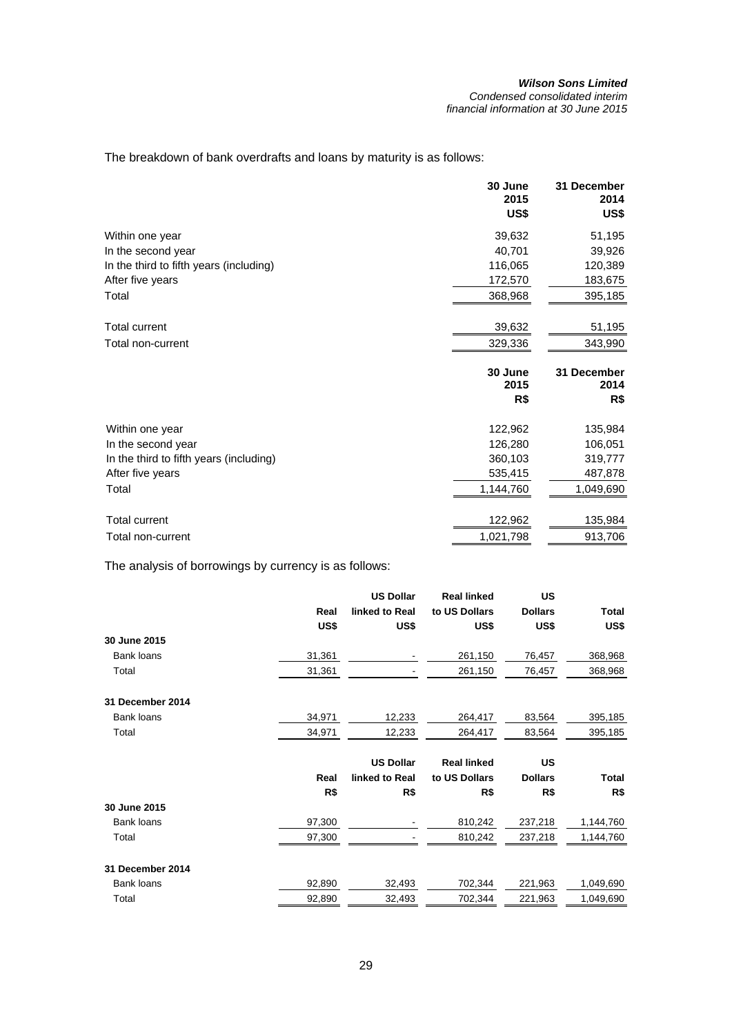The breakdown of bank overdrafts and loans by maturity is as follows:

| | 30 June 2015 US$ | 31 December 2014 US$ |
|---|---|---|
| Within one year | 39,632 | 51,195 |
| In the second year | 40,701 | 39,926 |
| In the third to fifth years (including) | 116,065 | 120,389 |
| After five years | 172,570 | 183,675 |
| Total | 368,968 | 395,185 |
| Total current | 39,632 | 51,195 |
| Total non-current | 329,336 | 343,990 |

| | 30 June 2015 R$ | 31 December 2014 R$ |
|---|---|---|
| Within one year | 122,962 | 135,984 |
| In the second year | 126,280 | 106,051 |
| In the third to fifth years (including) | 360,103 | 319,777 |
| After five years | 535,415 | 487,878 |
| Total | 1,144,760 | 1,049,690 |
| Total current | 122,962 | 135,984 |
| Total non-current | 1,021,798 | 913,706 |

The analysis of borrowings by currency is as follows:

| | Real US$ | US Dollar linked to Real US$ | Real linked to US Dollars US$ | US Dollars US$ | Total US$ |
|---|---|---|---|---|---|
| **30 June 2015** | | | | | |
| Bank loans | 31,361 | - | 261,150 | 76,457 | 368,968 |
| Total | 31,361 | - | 261,150 | 76,457 | 368,968 |
| **31 December 2014** | | | | | |
| Bank loans | 34,971 | 12,233 | 264,417 | 83,564 | 395,185 |
| Total | 34,971 | 12,233 | 264,417 | 83,564 | 395,185 |

| | Real R$ | US Dollar linked to Real R$ | Real linked to US Dollars R$ | US Dollars R$ | Total R$ |
|---|---|---|---|---|---|
| **30 June 2015** | | | | | |
| Bank loans | 97,300 | - | 810,242 | 237,218 | 1,144,760 |
| Total | 97,300 | - | 810,242 | 237,218 | 1,144,760 |
| **31 December 2014** | | | | | |
| Bank loans | 92,890 | 32,493 | 702,344 | 221,963 | 1,049,690 |
| Total | 92,890 | 32,493 | 702,344 | 221,963 | 1,049,690 |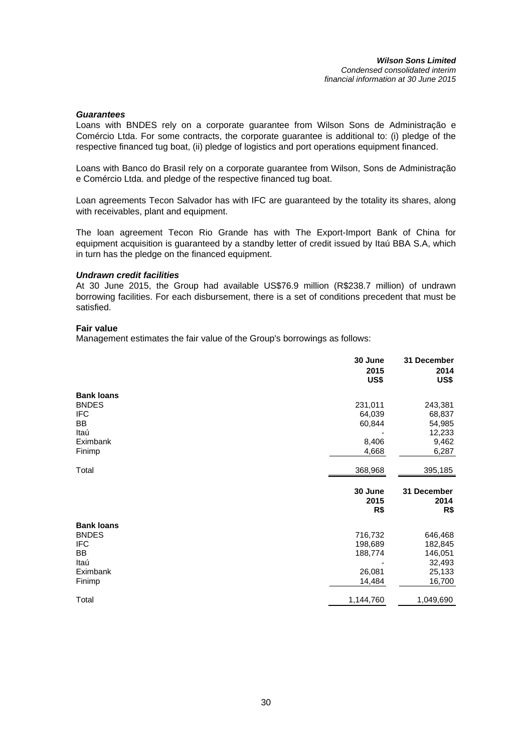***Guarantees***

Loans with BNDES rely on a corporate guarantee from Wilson Sons de Administração e Comércio Ltda. For some contracts, the corporate guarantee is additional to: (i) pledge of the respective financed tug boat, (ii) pledge of logistics and port operations equipment financed.

Loans with Banco do Brasil rely on a corporate guarantee from Wilson, Sons de Administração e Comércio Ltda. and pledge of the respective financed tug boat.

Loan agreements Tecon Salvador has with IFC are guaranteed by the totality its shares, along with receivables, plant and equipment.

The loan agreement Tecon Rio Grande has with The Export-Import Bank of China for equipment acquisition is guaranteed by a standby letter of credit issued by Itaú BBA S.A, which in turn has the pledge on the financed equipment.

***Undrawn credit facilities***

At 30 June 2015, the Group had available US$76.9 million (R$238.7 million) of undrawn borrowing facilities. For each disbursement, there is a set of conditions precedent that must be satisfied.

**Fair value**

Management estimates the fair value of the Group's borrowings as follows:

| | 30 June 2015 US$ | 31 December 2014 US$ |
|---|---|---|
| **Bank loans** | | |
| BNDES | 231,011 | 243,381 |
| IFC | 64,039 | 68,837 |
| BB | 60,844 | 54,985 |
| Itaú | - | 12,233 |
| Eximbank | 8,406 | 9,462 |
| Finimp | 4,668 | 6,287 |
| Total | 368,968 | 395,185 |

| | 30 June 2015 R$ | 31 December 2014 R$ |
|---|---|---|
| **Bank loans** | | |
| BNDES | 716,732 | 646,468 |
| IFC | 198,689 | 182,845 |
| BB | 188,774 | 146,051 |
| Itaú | - | 32,493 |
| Eximbank | 26,081 | 25,133 |
| Finimp | 14,484 | 16,700 |
| Total | 1,144,760 | 1,049,690 |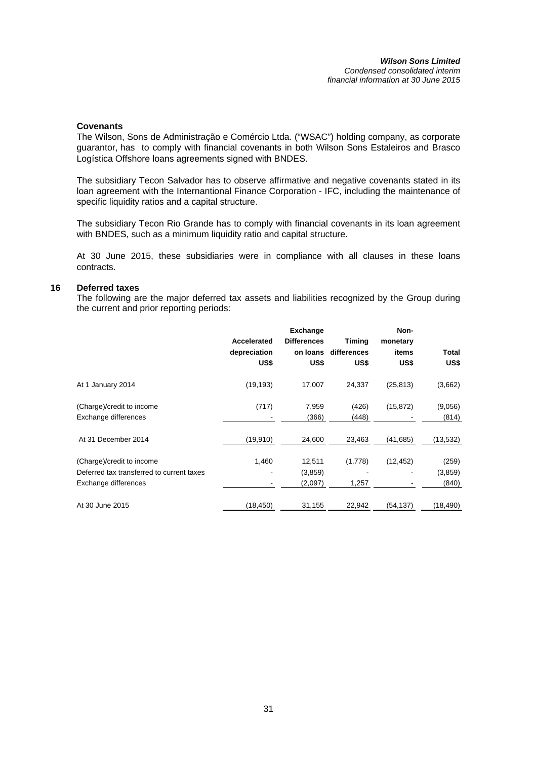### Covenants

The Wilson, Sons de Administração e Comércio Ltda. ("WSAC") holding company, as corporate guarantor, has to comply with financial covenants in both Wilson Sons Estaleiros and Brasco Logística Offshore loans agreements signed with BNDES.

The subsidiary Tecon Salvador has to observe affirmative and negative covenants stated in its loan agreement with the Internantional Finance Corporation - IFC, including the maintenance of specific liquidity ratios and a capital structure.

The subsidiary Tecon Rio Grande has to comply with financial covenants in its loan agreement with BNDES, such as a minimum liquidity ratio and capital structure.

At 30 June 2015, these subsidiaries were in compliance with all clauses in these loans contracts.

## 16 Deferred taxes

The following are the major deferred tax assets and liabilities recognized by the Group during the current and prior reporting periods:

| | Accelerated depreciation US$ | Exchange Differences on loans US$ | Timing differences US$ | Non-monetary items US$ | Total US$ |
|---|---|---|---|---|---|
| At 1 January 2014 | (19,193) | 17,007 | 24,337 | (25,813) | (3,662) |
| (Charge)/credit to income | (717) | 7,959 | (426) | (15,872) | (9,056) |
| Exchange differences | - | (366) | (448) | - | (814) |
| At 31 December 2014 | (19,910) | 24,600 | 23,463 | (41,685) | (13,532) |
| (Charge)/credit to income | 1,460 | 12,511 | (1,778) | (12,452) | (259) |
| Deferred tax transferred to current taxes | - | (3,859) | - | - | (3,859) |
| Exchange differences | - | (2,097) | 1,257 | - | (840) |
| At 30 June 2015 | (18,450) | 31,155 | 22,942 | (54,137) | (18,490) |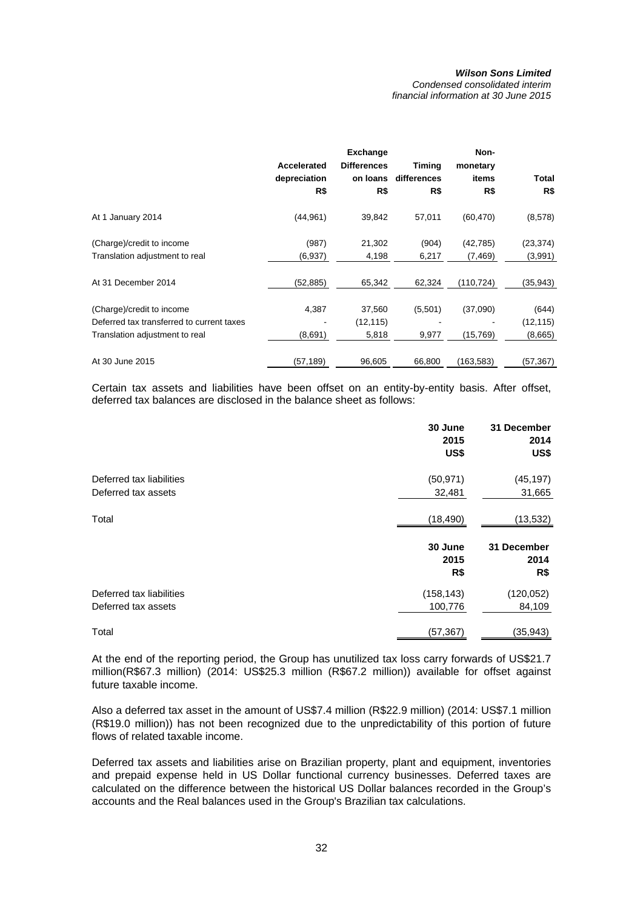| | Accelerated depreciation R$ | Exchange Differences on loans R$ | Timing differences R$ | Non-monetary items R$ | Total R$ |
|---|---|---|---|---|---|
| At 1 January 2014 | (44,961) | 39,842 | 57,011 | (60,470) | (8,578) |
| (Charge)/credit to income | (987) | 21,302 | (904) | (42,785) | (23,374) |
| Translation adjustment to real | (6,937) | 4,198 | 6,217 | (7,469) | (3,991) |
| At 31 December 2014 | (52,885) | 65,342 | 62,324 | (110,724) | (35,943) |
| (Charge)/credit to income | 4,387 | 37,560 | (5,501) | (37,090) | (644) |
| Deferred tax transferred to current taxes | - | (12,115) | - | - | (12,115) |
| Translation adjustment to real | (8,691) | 5,818 | 9,977 | (15,769) | (8,665) |
| At 30 June 2015 | (57,189) | 96,605 | 66,800 | (163,583) | (57,367) |

Certain tax assets and liabilities have been offset on an entity-by-entity basis. After offset, deferred tax balances are disclosed in the balance sheet as follows:

| | 30 June 2015 US$ | 31 December 2014 US$ |
|---|---|---|
| Deferred tax liabilities | (50,971) | (45,197) |
| Deferred tax assets | 32,481 | 31,665 |
| Total | (18,490) | (13,532) |

| | 30 June 2015 R$ | 31 December 2014 R$ |
|---|---|---|
| Deferred tax liabilities | (158,143) | (120,052) |
| Deferred tax assets | 100,776 | 84,109 |
| Total | (57,367) | (35,943) |

At the end of the reporting period, the Group has unutilized tax loss carry forwards of US$21.7 million(R$67.3 million) (2014: US$25.3 million (R$67.2 million)) available for offset against future taxable income.

Also a deferred tax asset in the amount of US$7.4 million (R$22.9 million) (2014: US$7.1 million (R$19.0 million)) has not been recognized due to the unpredictability of this portion of future flows of related taxable income.

Deferred tax assets and liabilities arise on Brazilian property, plant and equipment, inventories and prepaid expense held in US Dollar functional currency businesses. Deferred taxes are calculated on the difference between the historical US Dollar balances recorded in the Group's accounts and the Real balances used in the Group's Brazilian tax calculations.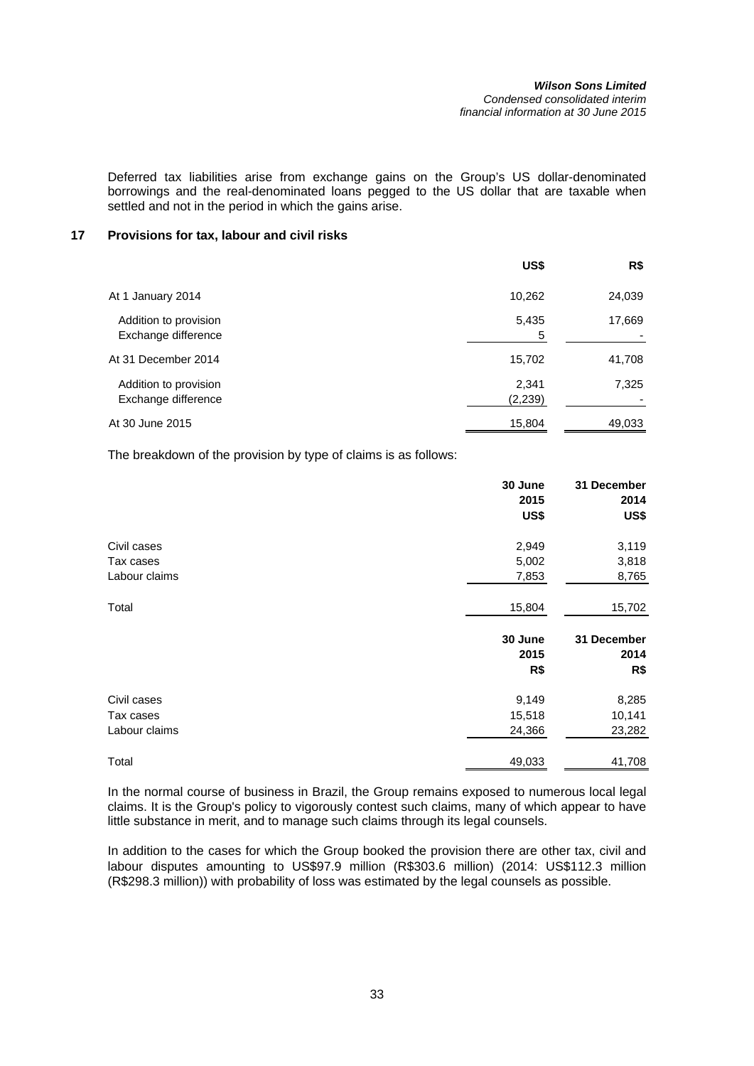Deferred tax liabilities arise from exchange gains on the Group's US dollar-denominated borrowings and the real-denominated loans pegged to the US dollar that are taxable when settled and not in the period in which the gains arise.

## 17 Provisions for tax, labour and civil risks

| | US$ | R$ |
|---|---|---|
| At 1 January 2014 | 10,262 | 24,039 |
| Addition to provision | 5,435 | 17,669 |
| Exchange difference | 5 | - |
| At 31 December 2014 | 15,702 | 41,708 |
| Addition to provision | 2,341 | 7,325 |
| Exchange difference | (2,239) | - |
| At 30 June 2015 | 15,804 | 49,033 |

The breakdown of the provision by type of claims is as follows:

| | 30 June 2015 US$ | 31 December 2014 US$ |
|---|---|---|
| Civil cases | 2,949 | 3,119 |
| Tax cases | 5,002 | 3,818 |
| Labour claims | 7,853 | 8,765 |
| Total | 15,804 | 15,702 |

| | 30 June 2015 R$ | 31 December 2014 R$ |
|---|---|---|
| Civil cases | 9,149 | 8,285 |
| Tax cases | 15,518 | 10,141 |
| Labour claims | 24,366 | 23,282 |
| Total | 49,033 | 41,708 |

In the normal course of business in Brazil, the Group remains exposed to numerous local legal claims. It is the Group's policy to vigorously contest such claims, many of which appear to have little substance in merit, and to manage such claims through its legal counsels.

In addition to the cases for which the Group booked the provision there are other tax, civil and labour disputes amounting to US$97.9 million (R$303.6 million) (2014: US$112.3 million (R$298.3 million)) with probability of loss was estimated by the legal counsels as possible.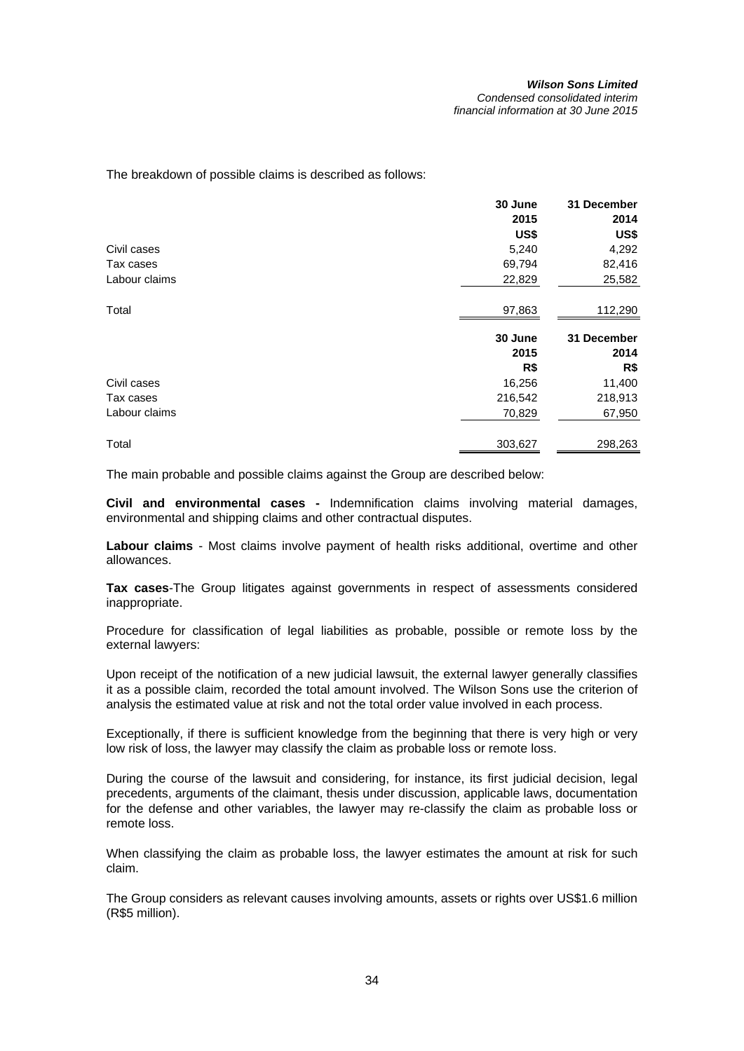The breakdown of possible claims is described as follows:

| | 30 June 2015 US$ | 31 December 2014 US$ |
|---|---|---|
| Civil cases | 5,240 | 4,292 |
| Tax cases | 69,794 | 82,416 |
| Labour claims | 22,829 | 25,582 |
| Total | 97,863 | 112,290 |

| | 30 June 2015 R$ | 31 December 2014 R$ |
|---|---|---|
| Civil cases | 16,256 | 11,400 |
| Tax cases | 216,542 | 218,913 |
| Labour claims | 70,829 | 67,950 |
| Total | 303,627 | 298,263 |

The main probable and possible claims against the Group are described below:

**Civil and environmental cases -** Indemnification claims involving material damages, environmental and shipping claims and other contractual disputes.

**Labour claims** - Most claims involve payment of health risks additional, overtime and other allowances.

**Tax cases**-The Group litigates against governments in respect of assessments considered inappropriate.

Procedure for classification of legal liabilities as probable, possible or remote loss by the external lawyers:

Upon receipt of the notification of a new judicial lawsuit, the external lawyer generally classifies it as a possible claim, recorded the total amount involved. The Wilson Sons use the criterion of analysis the estimated value at risk and not the total order value involved in each process.

Exceptionally, if there is sufficient knowledge from the beginning that there is very high or very low risk of loss, the lawyer may classify the claim as probable loss or remote loss.

During the course of the lawsuit and considering, for instance, its first judicial decision, legal precedents, arguments of the claimant, thesis under discussion, applicable laws, documentation for the defense and other variables, the lawyer may re-classify the claim as probable loss or remote loss.

When classifying the claim as probable loss, the lawyer estimates the amount at risk for such claim.

The Group considers as relevant causes involving amounts, assets or rights over US$1.6 million (R$5 million).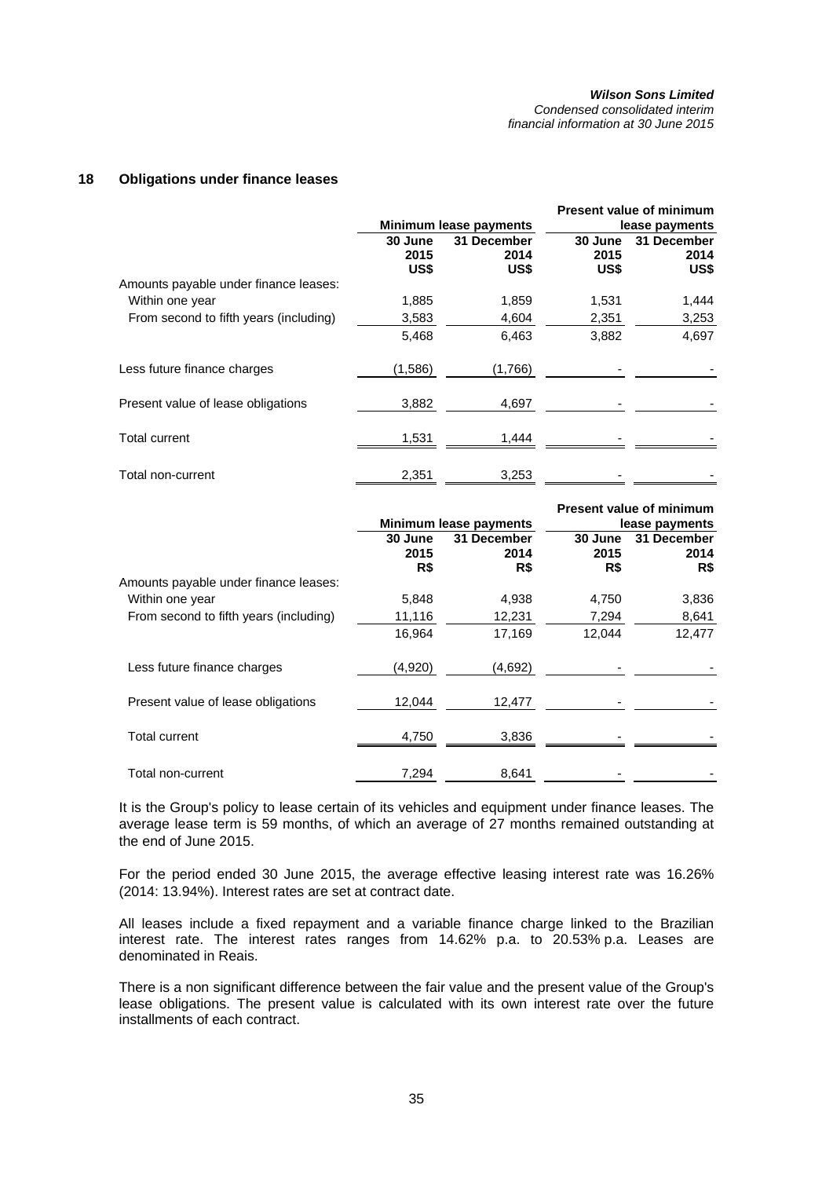## 18 Obligations under finance leases

| | Minimum lease payments | | Present value of minimum lease payments | |
|---|---|---|---|---|
| | 30 June 2015 US$ | 31 December 2014 US$ | 30 June 2015 US$ | 31 December 2014 US$ |
| Amounts payable under finance leases: | | | | |
| Within one year | 1,885 | 1,859 | 1,531 | 1,444 |
| From second to fifth years (including) | 3,583 | 4,604 | 2,351 | 3,253 |
| | 5,468 | 6,463 | 3,882 | 4,697 |
| Less future finance charges | (1,586) | (1,766) | - | - |
| Present value of lease obligations | 3,882 | 4,697 | - | - |
| Total current | 1,531 | 1,444 | - | - |
| Total non-current | 2,351 | 3,253 | - | - |

| | Minimum lease payments | | Present value of minimum lease payments | |
|---|---|---|---|---|
| | 30 June 2015 R$ | 31 December 2014 R$ | 30 June 2015 R$ | 31 December 2014 R$ |
| Amounts payable under finance leases: | | | | |
| Within one year | 5,848 | 4,938 | 4,750 | 3,836 |
| From second to fifth years (including) | 11,116 | 12,231 | 7,294 | 8,641 |
| | 16,964 | 17,169 | 12,044 | 12,477 |
| Less future finance charges | (4,920) | (4,692) | - | - |
| Present value of lease obligations | 12,044 | 12,477 | - | - |
| Total current | 4,750 | 3,836 | - | - |
| Total non-current | 7,294 | 8,641 | - | - |

It is the Group's policy to lease certain of its vehicles and equipment under finance leases. The average lease term is 59 months, of which an average of 27 months remained outstanding at the end of June 2015.

For the period ended 30 June 2015, the average effective leasing interest rate was 16.26% (2014: 13.94%). Interest rates are set at contract date.

All leases include a fixed repayment and a variable finance charge linked to the Brazilian interest rate. The interest rates ranges from 14.62% p.a. to 20.53% p.a. Leases are denominated in Reais.

There is a non significant difference between the fair value and the present value of the Group's lease obligations. The present value is calculated with its own interest rate over the future installments of each contract.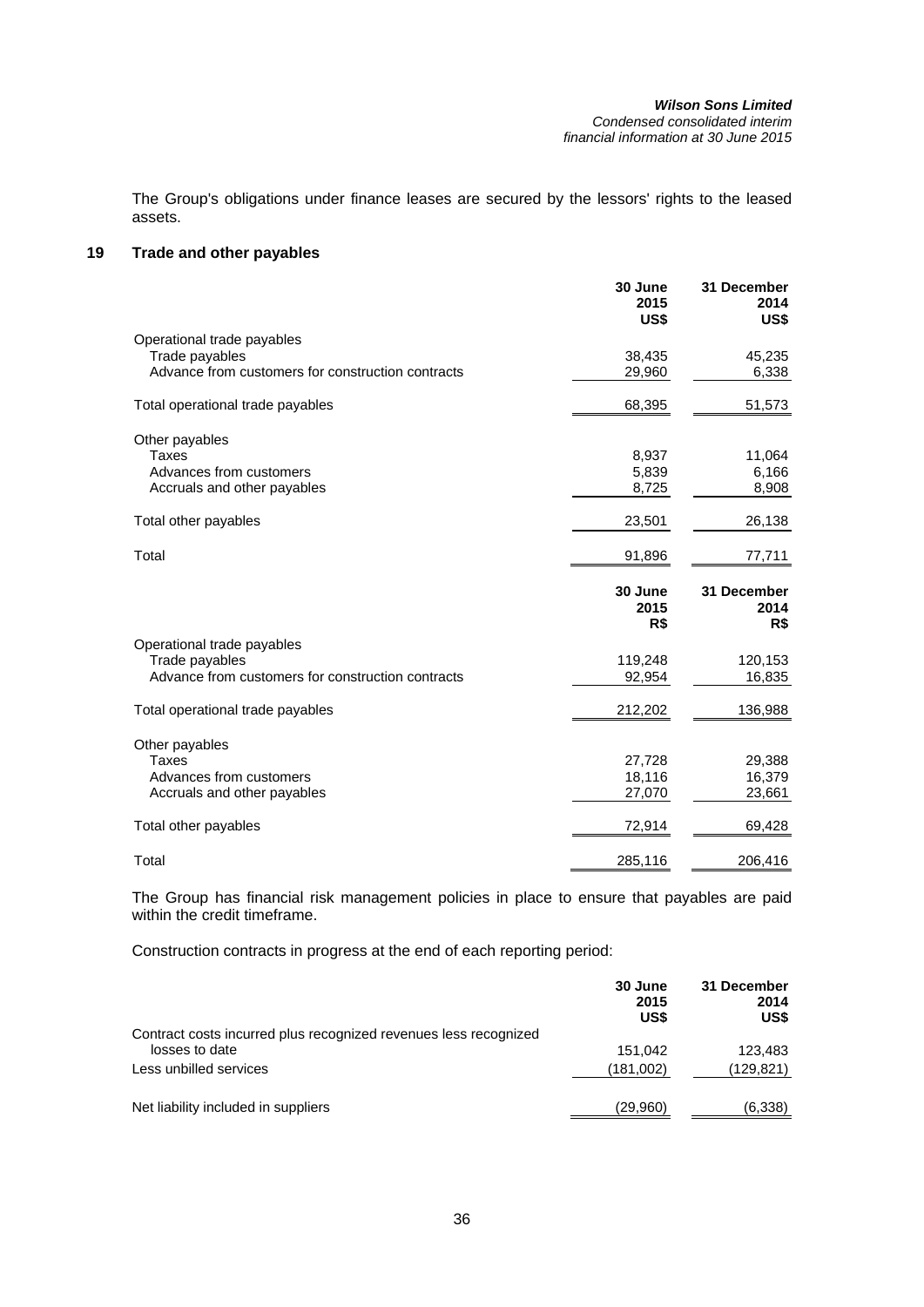The Group's obligations under finance leases are secured by the lessors' rights to the leased assets.

## 19 Trade and other payables

| | 30 June 2015 US$ | 31 December 2014 US$ |
|---|---|---|
| Operational trade payables | | |
| Trade payables | 38,435 | 45,235 |
| Advance from customers for construction contracts | 29,960 | 6,338 |
| Total operational trade payables | 68,395 | 51,573 |
| Other payables | | |
| Taxes | 8,937 | 11,064 |
| Advances from customers | 5,839 | 6,166 |
| Accruals and other payables | 8,725 | 8,908 |
| Total other payables | 23,501 | 26,138 |
| Total | 91,896 | 77,711 |

| | 30 June 2015 R$ | 31 December 2014 R$ |
|---|---|---|
| Operational trade payables | | |
| Trade payables | 119,248 | 120,153 |
| Advance from customers for construction contracts | 92,954 | 16,835 |
| Total operational trade payables | 212,202 | 136,988 |
| Other payables | | |
| Taxes | 27,728 | 29,388 |
| Advances from customers | 18,116 | 16,379 |
| Accruals and other payables | 27,070 | 23,661 |
| Total other payables | 72,914 | 69,428 |
| Total | 285,116 | 206,416 |

The Group has financial risk management policies in place to ensure that payables are paid within the credit timeframe.

Construction contracts in progress at the end of each reporting period:

| | 30 June 2015 US$ | 31 December 2014 US$ |
|---|---|---|
| Contract costs incurred plus recognized revenues less recognized losses to date | 151,042 | 123,483 |
| Less unbilled services | (181,002) | (129,821) |
| Net liability included in suppliers | (29,960) | (6,338) |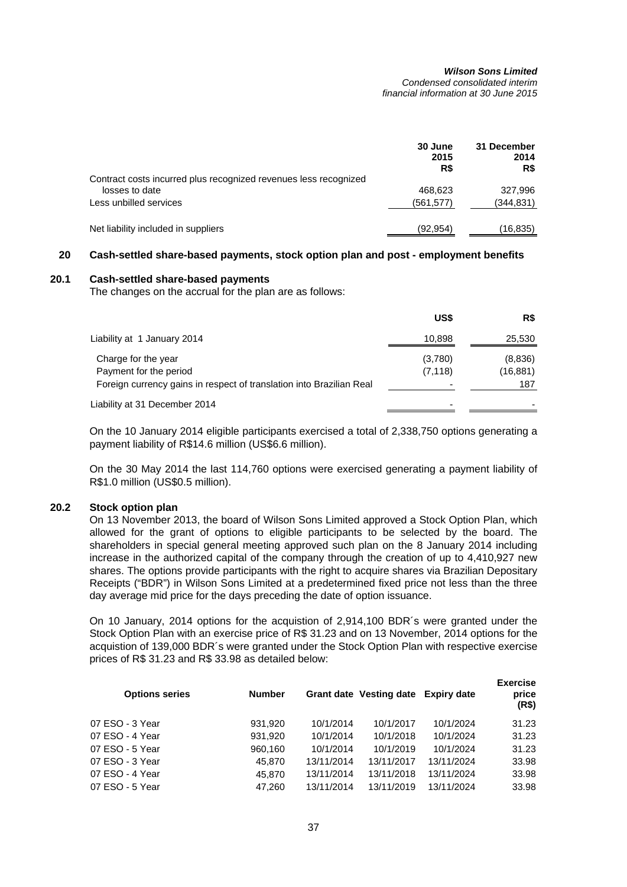| | 30 June 2015 R$ | 31 December 2014 R$ |
|---|---|---|
| Contract costs incurred plus recognized revenues less recognized losses to date | 468,623 | 327,996 |
| Less unbilled services | (561,577) | (344,831) |
| Net liability included in suppliers | (92,954) | (16,835) |

## 20 Cash-settled share-based payments, stock option plan and post - employment benefits

### 20.1 Cash-settled share-based payments

The changes on the accrual for the plan are as follows:

| | US$ | R$ |
|---|---|---|
| Liability at 1 January 2014 | 10,898 | 25,530 |
| Charge for the year | (3,780) | (8,836) |
| Payment for the period | (7,118) | (16,881) |
| Foreign currency gains in respect of translation into Brazilian Real | - | 187 |
| Liability at 31 December 2014 | - | - |

On the 10 January 2014 eligible participants exercised a total of 2,338,750 options generating a payment liability of R$14.6 million (US$6.6 million).

On the 30 May 2014 the last 114,760 options were exercised generating a payment liability of R$1.0 million (US$0.5 million).

### 20.2 Stock option plan

On 13 November 2013, the board of Wilson Sons Limited approved a Stock Option Plan, which allowed for the grant of options to eligible participants to be selected by the board. The shareholders in special general meeting approved such plan on the 8 January 2014 including increase in the authorized capital of the company through the creation of up to 4,410,927 new shares. The options provide participants with the right to acquire shares via Brazilian Depositary Receipts ("BDR") in Wilson Sons Limited at a predetermined fixed price not less than the three day average mid price for the days preceding the date of option issuance.

On 10 January, 2014 options for the acquistion of 2,914,100 BDR´s were granted under the Stock Option Plan with an exercise price of R$ 31.23 and on 13 November, 2014 options for the acquistion of 139,000 BDR´s were granted under the Stock Option Plan with respective exercise prices of R$ 31.23 and R$ 33.98 as detailed below:

| Options series | Number | Grant date | Vesting date | Expiry date | Exercise price (R$) |
|---|---|---|---|---|---|
| 07 ESO - 3 Year | 931,920 | 10/1/2014 | 10/1/2017 | 10/1/2024 | 31.23 |
| 07 ESO - 4 Year | 931,920 | 10/1/2014 | 10/1/2018 | 10/1/2024 | 31.23 |
| 07 ESO - 5 Year | 960,160 | 10/1/2014 | 10/1/2019 | 10/1/2024 | 31.23 |
| 07 ESO - 3 Year | 45,870 | 13/11/2014 | 13/11/2017 | 13/11/2024 | 33.98 |
| 07 ESO - 4 Year | 45,870 | 13/11/2014 | 13/11/2018 | 13/11/2024 | 33.98 |
| 07 ESO - 5 Year | 47,260 | 13/11/2014 | 13/11/2019 | 13/11/2024 | 33.98 |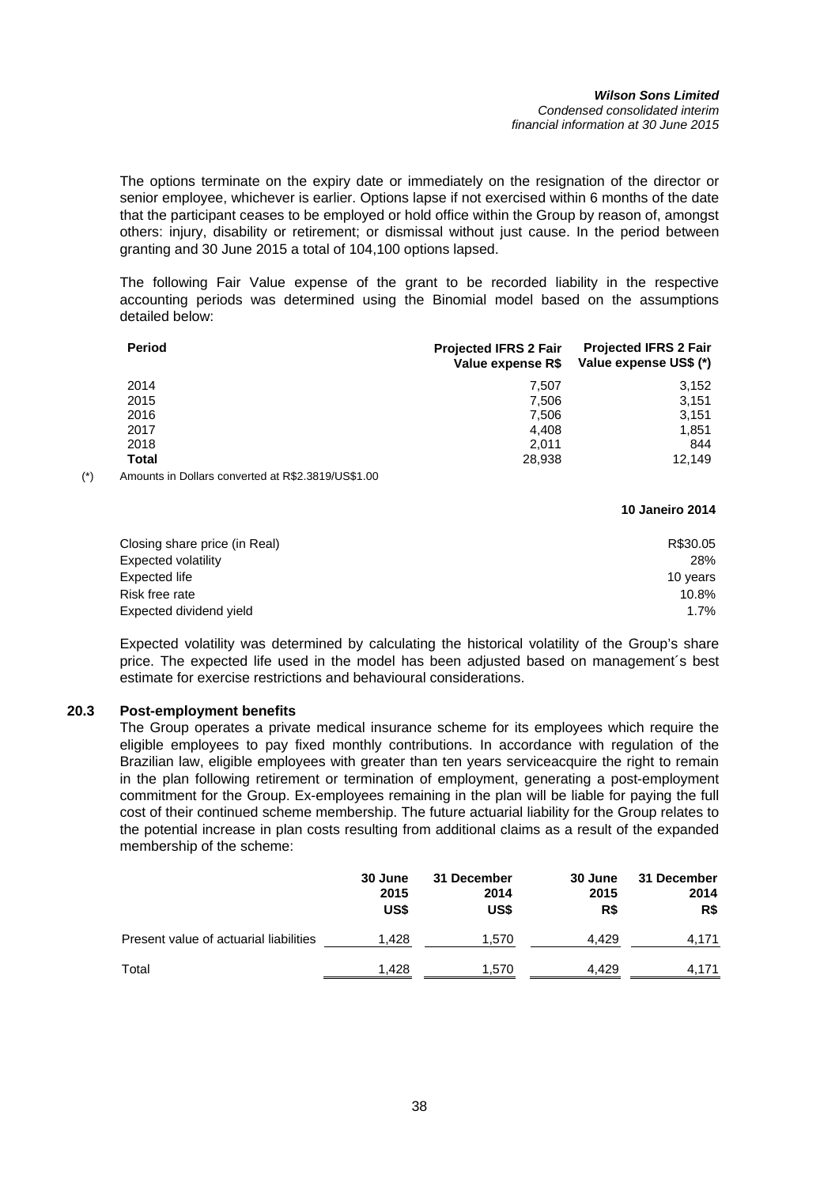The options terminate on the expiry date or immediately on the resignation of the director or senior employee, whichever is earlier. Options lapse if not exercised within 6 months of the date that the participant ceases to be employed or hold office within the Group by reason of, amongst others: injury, disability or retirement; or dismissal without just cause. In the period between granting and 30 June 2015 a total of 104,100 options lapsed.

The following Fair Value expense of the grant to be recorded liability in the respective accounting periods was determined using the Binomial model based on the assumptions detailed below:

| Period | Projected IFRS 2 Fair Value expense R$ | Projected IFRS 2 Fair Value expense US$ (*) |
|---|---|---|
| 2014 | 7,507 | 3,152 |
| 2015 | 7,506 | 3,151 |
| 2016 | 7,506 | 3,151 |
| 2017 | 4,408 | 1,851 |
| 2018 | 2,011 | 844 |
| **Total** | 28,938 | 12,149 |

(*) Amounts in Dollars converted at R$2.3819/US$1.00

| | 10 Janeiro 2014 |
|---|---|
| Closing share price (in Real) | R$30.05 |
| Expected volatility | 28% |
| Expected life | 10 years |
| Risk free rate | 10.8% |
| Expected dividend yield | 1.7% |

Expected volatility was determined by calculating the historical volatility of the Group's share price. The expected life used in the model has been adjusted based on management´s best estimate for exercise restrictions and behavioural considerations.

### 20.3 Post-employment benefits

The Group operates a private medical insurance scheme for its employees which require the eligible employees to pay fixed monthly contributions. In accordance with regulation of the Brazilian law, eligible employees with greater than ten years serviceacquire the right to remain in the plan following retirement or termination of employment, generating a post-employment commitment for the Group. Ex-employees remaining in the plan will be liable for paying the full cost of their continued scheme membership. The future actuarial liability for the Group relates to the potential increase in plan costs resulting from additional claims as a result of the expanded membership of the scheme:

| | 30 June 2015 US$ | 31 December 2014 US$ | 30 June 2015 R$ | 31 December 2014 R$ |
|---|---|---|---|---|
| Present value of actuarial liabilities | 1,428 | 1,570 | 4,429 | 4,171 |
| Total | 1,428 | 1,570 | 4,429 | 4,171 |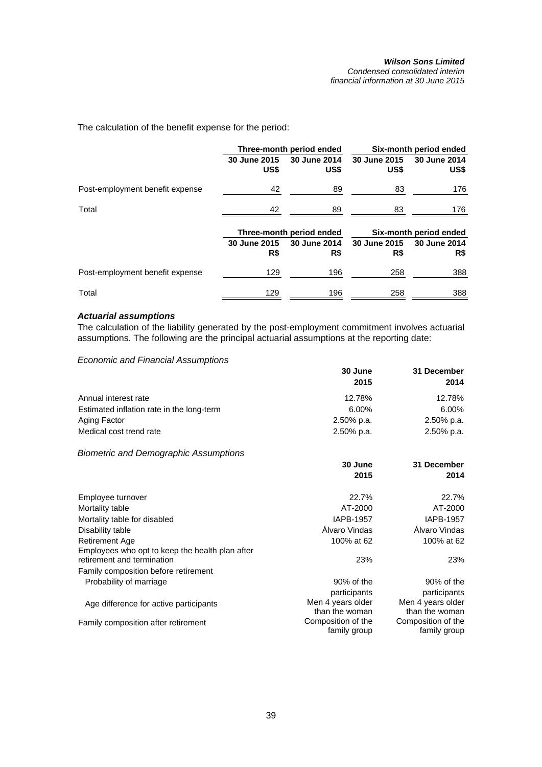The calculation of the benefit expense for the period:

| | Three-month period ended | | Six-month period ended | |
|---|---|---|---|---|
| | 30 June 2015 US$ | 30 June 2014 US$ | 30 June 2015 US$ | 30 June 2014 US$ |
| Post-employment benefit expense | 42 | 89 | 83 | 176 |
| Total | 42 | 89 | 83 | 176 |

| | Three-month period ended | | Six-month period ended | |
|---|---|---|---|---|
| | 30 June 2015 R$ | 30 June 2014 R$ | 30 June 2015 R$ | 30 June 2014 R$ |
| Post-employment benefit expense | 129 | 196 | 258 | 388 |
| Total | 129 | 196 | 258 | 388 |

***Actuarial assumptions***

The calculation of the liability generated by the post-employment commitment involves actuarial assumptions. The following are the principal actuarial assumptions at the reporting date:

*Economic and Financial Assumptions*

| | 30 June 2015 | 31 December 2014 |
|---|---|---|
| Annual interest rate | 12.78% | 12.78% |
| Estimated inflation rate in the long-term | 6.00% | 6.00% |
| Aging Factor | 2.50% p.a. | 2.50% p.a. |
| Medical cost trend rate | 2.50% p.a. | 2.50% p.a. |

*Biometric and Demographic Assumptions*

| | 30 June 2015 | 31 December 2014 |
|---|---|---|
| Employee turnover | 22.7% | 22.7% |
| Mortality table | AT-2000 | AT-2000 |
| Mortality table for disabled | IAPB-1957 | IAPB-1957 |
| Disability table | Álvaro Vindas | Álvaro Vindas |
| Retirement Age | 100% at 62 | 100% at 62 |
| Employees who opt to keep the health plan after retirement and termination | 23% | 23% |
| Family composition before retirement | | |
| Probability of marriage | 90% of the participants | 90% of the participants |
| Age difference for active participants | Men 4 years older than the woman | Men 4 years older than the woman |
| Family composition after retirement | Composition of the family group | Composition of the family group |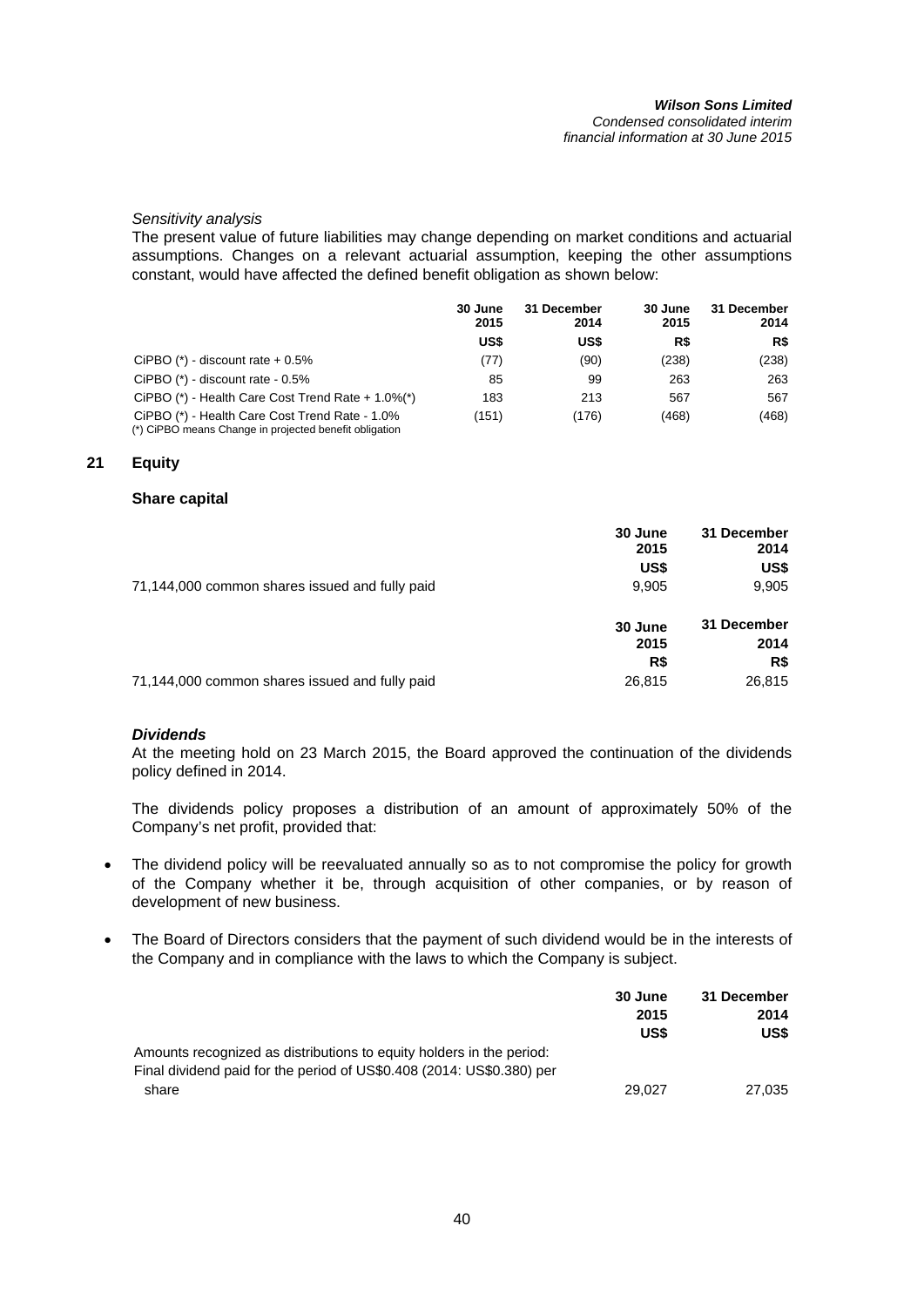*Sensitivity analysis*

The present value of future liabilities may change depending on market conditions and actuarial assumptions. Changes on a relevant actuarial assumption, keeping the other assumptions constant, would have affected the defined benefit obligation as shown below:

| | 30 June 2015 | 31 December 2014 | 30 June 2015 | 31 December 2014 |
|---|---|---|---|---|
| | US$ | US$ | R$ | R$ |
| CiPBO (*) - discount rate + 0.5% | (77) | (90) | (238) | (238) |
| CiPBO (*) - discount rate - 0.5% | 85 | 99 | 263 | 263 |
| CiPBO (*) - Health Care Cost Trend Rate + 1.0%(*) | 183 | 213 | 567 | 567 |
| CiPBO (*) - Health Care Cost Trend Rate - 1.0% | (151) | (176) | (468) | (468) |

(*) CiPBO means Change in projected benefit obligation

## 21 Equity

### Share capital

| | 30 June 2015 | 31 December 2014 |
|---|---|---|
| | US$ | US$ |
| 71,144,000 common shares issued and fully paid | 9,905 | 9,905 |

| | 30 June 2015 | 31 December 2014 |
|---|---|---|
| | R$ | R$ |
| 71,144,000 common shares issued and fully paid | 26,815 | 26,815 |

***Dividends***

At the meeting hold on 23 March 2015, the Board approved the continuation of the dividends policy defined in 2014.

The dividends policy proposes a distribution of an amount of approximately 50% of the Company's net profit, provided that:

- The dividend policy will be reevaluated annually so as to not compromise the policy for growth of the Company whether it be, through acquisition of other companies, or by reason of development of new business.
- The Board of Directors considers that the payment of such dividend would be in the interests of the Company and in compliance with the laws to which the Company is subject.

| | 30 June 2015 | 31 December 2014 |
|---|---|---|
| | US$ | US$ |
| Amounts recognized as distributions to equity holders in the period: | | |
| Final dividend paid for the period of US$0.408 (2014: US$0.380) per share | 29,027 | 27,035 |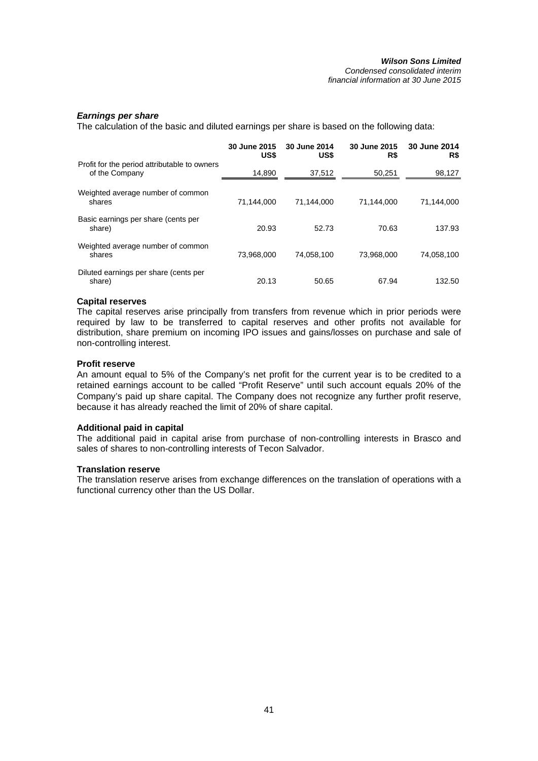### *Earnings per share*

The calculation of the basic and diluted earnings per share is based on the following data:

| | 30 June 2015 US$ | 30 June 2014 US$ | 30 June 2015 R$ | 30 June 2014 R$ |
|---|---|---|---|---|
| Profit for the period attributable to owners of the Company | 14,890 | 37,512 | 50,251 | 98,127 |
| Weighted average number of common shares | 71,144,000 | 71,144,000 | 71,144,000 | 71,144,000 |
| Basic earnings per share (cents per share) | 20.93 | 52.73 | 70.63 | 137.93 |
| Weighted average number of common shares | 73,968,000 | 74,058,100 | 73,968,000 | 74,058,100 |
| Diluted earnings per share (cents per share) | 20.13 | 50.65 | 67.94 | 132.50 |

**Capital reserves**

The capital reserves arise principally from transfers from revenue which in prior periods were required by law to be transferred to capital reserves and other profits not available for distribution, share premium on incoming IPO issues and gains/losses on purchase and sale of non-controlling interest.

**Profit reserve**

An amount equal to 5% of the Company's net profit for the current year is to be credited to a retained earnings account to be called "Profit Reserve" until such account equals 20% of the Company's paid up share capital. The Company does not recognize any further profit reserve, because it has already reached the limit of 20% of share capital.

**Additional paid in capital**

The additional paid in capital arise from purchase of non-controlling interests in Brasco and sales of shares to non-controlling interests of Tecon Salvador.

**Translation reserve**

The translation reserve arises from exchange differences on the translation of operations with a functional currency other than the US Dollar.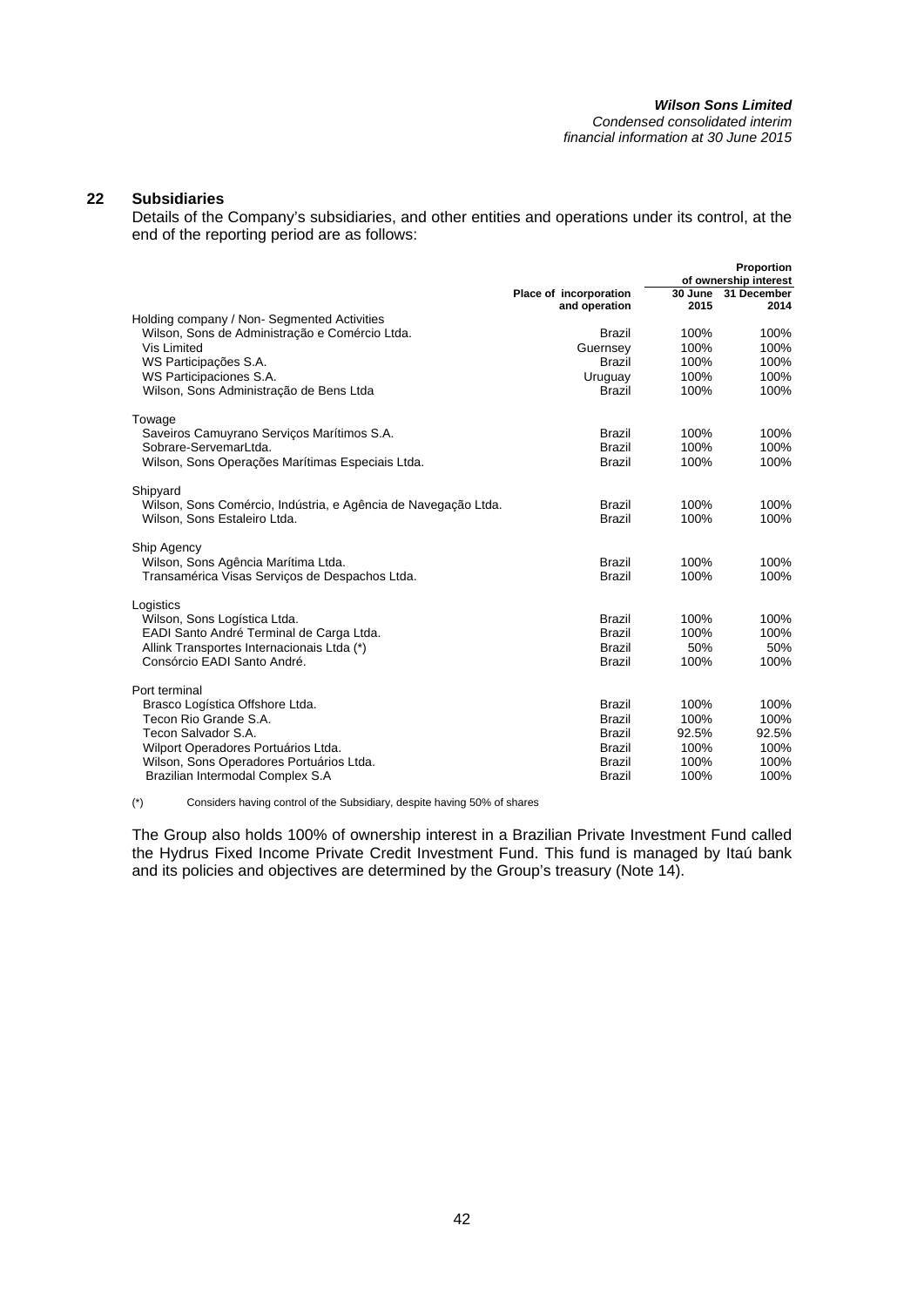## 22 Subsidiaries

Details of the Company's subsidiaries, and other entities and operations under its control, at the end of the reporting period are as follows:

| | Place of incorporation and operation | Proportion of ownership interest | |
|---|---|---|---|
| | | 30 June 2015 | 31 December 2014 |
| Holding company / Non- Segmented Activities | | | |
| Wilson, Sons de Administração e Comércio Ltda. | Brazil | 100% | 100% |
| Vis Limited | Guernsey | 100% | 100% |
| WS Participações S.A. | Brazil | 100% | 100% |
| WS Participaciones S.A. | Uruguay | 100% | 100% |
| Wilson, Sons Administração de Bens Ltda | Brazil | 100% | 100% |
| Towage | | | |
| Saveiros Camuyrano Serviços Marítimos S.A. | Brazil | 100% | 100% |
| Sobrare-ServemarLtda. | Brazil | 100% | 100% |
| Wilson, Sons Operações Marítimas Especiais Ltda. | Brazil | 100% | 100% |
| Shipyard | | | |
| Wilson, Sons Comércio, Indústria, e Agência de Navegação Ltda. | Brazil | 100% | 100% |
| Wilson, Sons Estaleiro Ltda. | Brazil | 100% | 100% |
| Ship Agency | | | |
| Wilson, Sons Agência Marítima Ltda. | Brazil | 100% | 100% |
| Transamérica Visas Serviços de Despachos Ltda. | Brazil | 100% | 100% |
| Logistics | | | |
| Wilson, Sons Logística Ltda. | Brazil | 100% | 100% |
| EADI Santo André Terminal de Carga Ltda. | Brazil | 100% | 100% |
| Allink Transportes Internacionais Ltda (*) | Brazil | 50% | 50% |
| Consórcio EADI Santo André. | Brazil | 100% | 100% |
| Port terminal | | | |
| Brasco Logística Offshore Ltda. | Brazil | 100% | 100% |
| Tecon Rio Grande S.A. | Brazil | 100% | 100% |
| Tecon Salvador S.A. | Brazil | 92.5% | 92.5% |
| Wilport Operadores Portuários Ltda. | Brazil | 100% | 100% |
| Wilson, Sons Operadores Portuários Ltda. | Brazil | 100% | 100% |
| Brazilian Intermodal Complex S.A | Brazil | 100% | 100% |

(*) Considers having control of the Subsidiary, despite having 50% of shares

The Group also holds 100% of ownership interest in a Brazilian Private Investment Fund called the Hydrus Fixed Income Private Credit Investment Fund. This fund is managed by Itaú bank and its policies and objectives are determined by the Group's treasury (Note 14).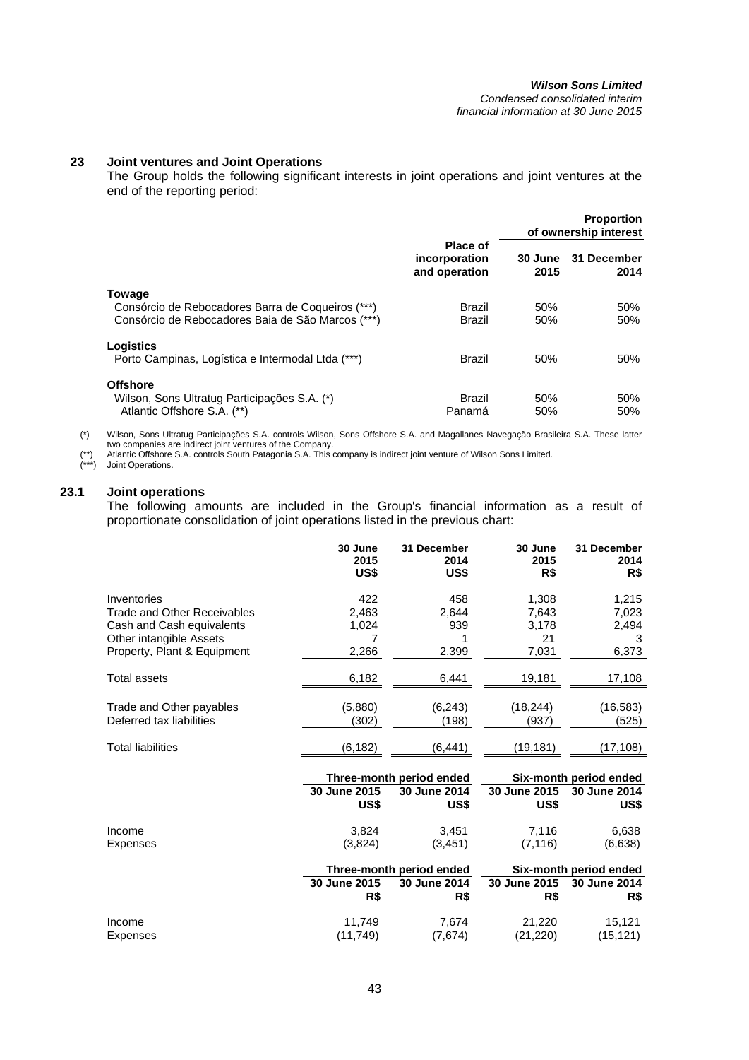## 23 Joint ventures and Joint Operations

The Group holds the following significant interests in joint operations and joint ventures at the end of the reporting period:

| | Place of incorporation and operation | Proportion of ownership interest | |
|---|---|---|---|
| | | 30 June 2015 | 31 December 2014 |
| **Towage** | | | |
| Consórcio de Rebocadores Barra de Coqueiros (***) | Brazil | 50% | 50% |
| Consórcio de Rebocadores Baia de São Marcos (***) | Brazil | 50% | 50% |
| **Logistics** | | | |
| Porto Campinas, Logística e Intermodal Ltda (***) | Brazil | 50% | 50% |
| **Offshore** | | | |
| Wilson, Sons Ultratug Participações S.A. (*) | Brazil | 50% | 50% |
| Atlantic Offshore S.A. (**) | Panamá | 50% | 50% |

(*) Wilson, Sons Ultratug Participações S.A. controls Wilson, Sons Offshore S.A. and Magallanes Navegação Brasileira S.A. These latter two companies are indirect joint ventures of the Company.

(**) Atlantic Offshore S.A. controls South Patagonia S.A. This company is indirect joint venture of Wilson Sons Limited.

(***) Joint Operations.

### 23.1 Joint operations

The following amounts are included in the Group's financial information as a result of proportionate consolidation of joint operations listed in the previous chart:

| | 30 June 2015 US$ | 31 December 2014 US$ | 30 June 2015 R$ | 31 December 2014 R$ |
|---|---|---|---|---|
| Inventories | 422 | 458 | 1,308 | 1,215 |
| Trade and Other Receivables | 2,463 | 2,644 | 7,643 | 7,023 |
| Cash and Cash equivalents | 1,024 | 939 | 3,178 | 2,494 |
| Other intangible Assets | 7 | 1 | 21 | 3 |
| Property, Plant & Equipment | 2,266 | 2,399 | 7,031 | 6,373 |
| Total assets | 6,182 | 6,441 | 19,181 | 17,108 |
| Trade and Other payables | (5,880) | (6,243) | (18,244) | (16,583) |
| Deferred tax liabilities | (302) | (198) | (937) | (525) |
| Total liabilities | (6,182) | (6,441) | (19,181) | (17,108) |

| | Three-month period ended | | Six-month period ended | |
|---|---|---|---|---|
| | 30 June 2015 US$ | 30 June 2014 US$ | 30 June 2015 US$ | 30 June 2014 US$ |
| Income | 3,824 | 3,451 | 7,116 | 6,638 |
| Expenses | (3,824) | (3,451) | (7,116) | (6,638) |

| | Three-month period ended | | Six-month period ended | |
|---|---|---|---|---|
| | 30 June 2015 R$ | 30 June 2014 R$ | 30 June 2015 R$ | 30 June 2014 R$ |
| Income | 11,749 | 7,674 | 21,220 | 15,121 |
| Expenses | (11,749) | (7,674) | (21,220) | (15,121) |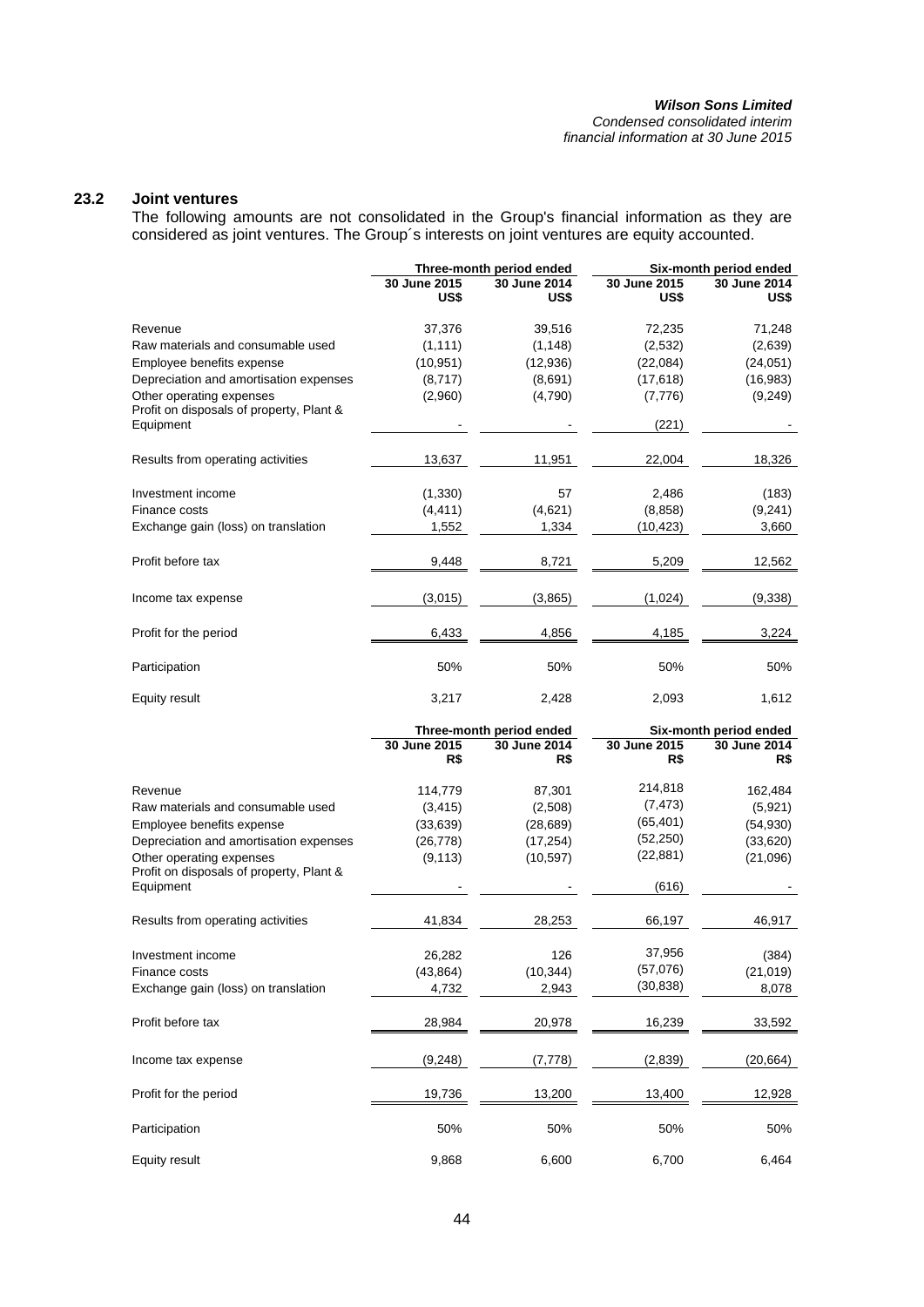### 23.2 Joint ventures

The following amounts are not consolidated in the Group's financial information as they are considered as joint ventures. The Group´s interests on joint ventures are equity accounted.

| | Three-month period ended | | Six-month period ended | |
|---|---|---|---|---|
| | 30 June 2015 US$ | 30 June 2014 US$ | 30 June 2015 US$ | 30 June 2014 US$ |
| Revenue | 37,376 | 39,516 | 72,235 | 71,248 |
| Raw materials and consumable used | (1,111) | (1,148) | (2,532) | (2,639) |
| Employee benefits expense | (10,951) | (12,936) | (22,084) | (24,051) |
| Depreciation and amortisation expenses | (8,717) | (8,691) | (17,618) | (16,983) |
| Other operating expenses | (2,960) | (4,790) | (7,776) | (9,249) |
| Profit on disposals of property, Plant & Equipment | - | - | (221) | - |
| Results from operating activities | 13,637 | 11,951 | 22,004 | 18,326 |
| Investment income | (1,330) | 57 | 2,486 | (183) |
| Finance costs | (4,411) | (4,621) | (8,858) | (9,241) |
| Exchange gain (loss) on translation | 1,552 | 1,334 | (10,423) | 3,660 |
| Profit before tax | 9,448 | 8,721 | 5,209 | 12,562 |
| Income tax expense | (3,015) | (3,865) | (1,024) | (9,338) |
| Profit for the period | 6,433 | 4,856 | 4,185 | 3,224 |
| Participation | 50% | 50% | 50% | 50% |
| Equity result | 3,217 | 2,428 | 2,093 | 1,612 |

| | Three-month period ended | | Six-month period ended | |
|---|---|---|---|---|
| | 30 June 2015 R$ | 30 June 2014 R$ | 30 June 2015 R$ | 30 June 2014 R$ |
| Revenue | 114,779 | 87,301 | 214,818 | 162,484 |
| Raw materials and consumable used | (3,415) | (2,508) | (7,473) | (5,921) |
| Employee benefits expense | (33,639) | (28,689) | (65,401) | (54,930) |
| Depreciation and amortisation expenses | (26,778) | (17,254) | (52,250) | (33,620) |
| Other operating expenses | (9,113) | (10,597) | (22,881) | (21,096) |
| Profit on disposals of property, Plant & Equipment | - | - | (616) | - |
| Results from operating activities | 41,834 | 28,253 | 66,197 | 46,917 |
| Investment income | 26,282 | 126 | 37,956 | (384) |
| Finance costs | (43,864) | (10,344) | (57,076) | (21,019) |
| Exchange gain (loss) on translation | 4,732 | 2,943 | (30,838) | 8,078 |
| Profit before tax | 28,984 | 20,978 | 16,239 | 33,592 |
| Income tax expense | (9,248) | (7,778) | (2,839) | (20,664) |
| Profit for the period | 19,736 | 13,200 | 13,400 | 12,928 |
| Participation | 50% | 50% | 50% | 50% |
| Equity result | 9,868 | 6,600 | 6,700 | 6,464 |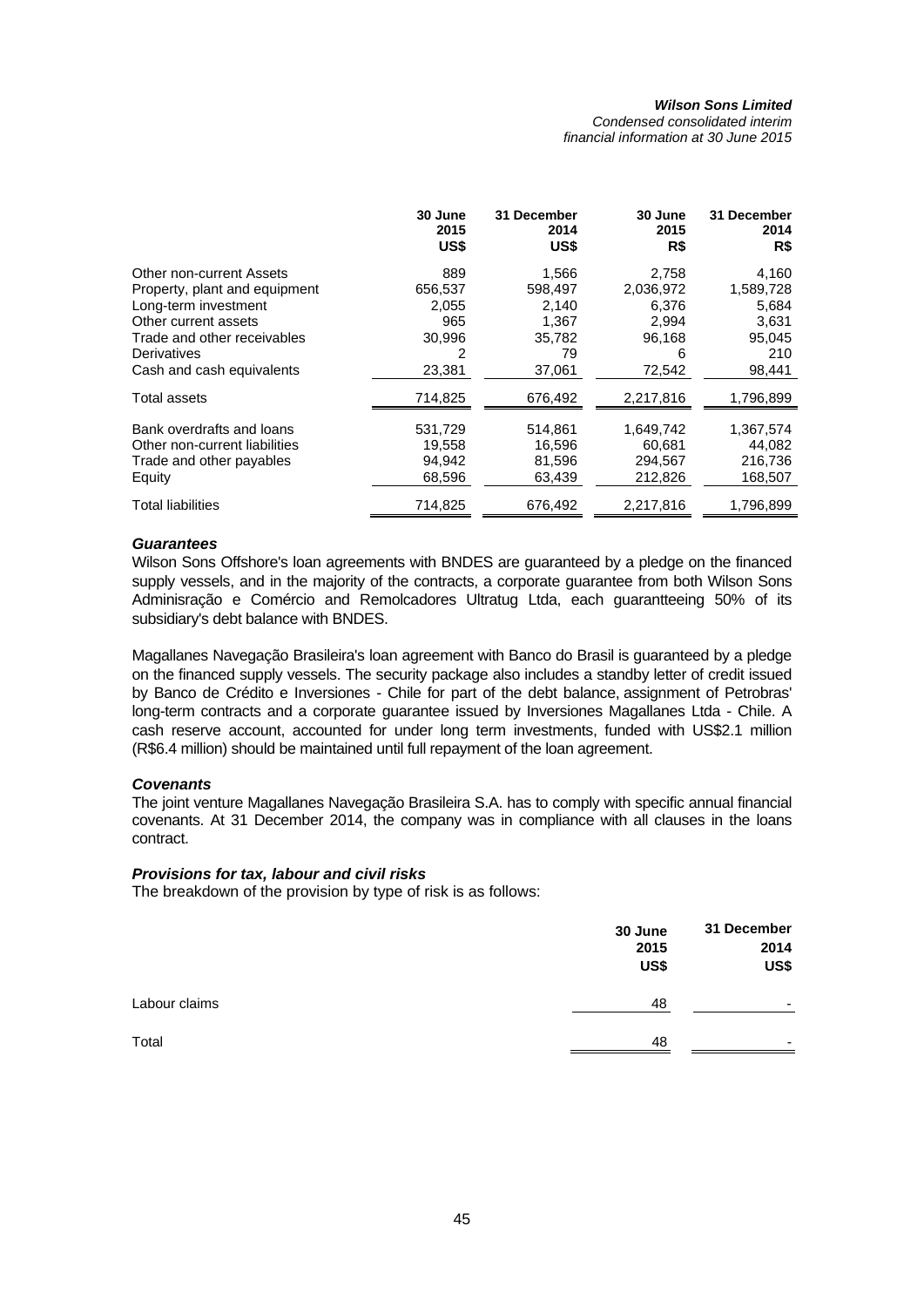|  | 30 June 2015 US$ | 31 December 2014 US$ | 30 June 2015 R$ | 31 December 2014 R$ |
|---|---|---|---|---|
| Other non-current Assets | 889 | 1,566 | 2,758 | 4,160 |
| Property, plant and equipment | 656,537 | 598,497 | 2,036,972 | 1,589,728 |
| Long-term investment | 2,055 | 2,140 | 6,376 | 5,684 |
| Other current assets | 965 | 1,367 | 2,994 | 3,631 |
| Trade and other receivables | 30,996 | 35,782 | 96,168 | 95,045 |
| Derivatives | 2 | 79 | 6 | 210 |
| Cash and cash equivalents | 23,381 | 37,061 | 72,542 | 98,441 |
| Total assets | 714,825 | 676,492 | 2,217,816 | 1,796,899 |
| Bank overdrafts and loans | 531,729 | 514,861 | 1,649,742 | 1,367,574 |
| Other non-current liabilities | 19,558 | 16,596 | 60,681 | 44,082 |
| Trade and other payables | 94,942 | 81,596 | 294,567 | 216,736 |
| Equity | 68,596 | 63,439 | 212,826 | 168,507 |
| Total liabilities | 714,825 | 676,492 | 2,217,816 | 1,796,899 |

### *Guarantees*

Wilson Sons Offshore's loan agreements with BNDES are guaranteed by a pledge on the financed supply vessels, and in the majority of the contracts, a corporate guarantee from both Wilson Sons Adminisração e Comércio and Remolcadores Ultratug Ltda, each guarantteeing 50% of its subsidiary's debt balance with BNDES.

Magallanes Navegação Brasileira's loan agreement with Banco do Brasil is guaranteed by a pledge on the financed supply vessels. The security package also includes a standby letter of credit issued by Banco de Crédito e Inversiones - Chile for part of the debt balance, assignment of Petrobras' long-term contracts and a corporate guarantee issued by Inversiones Magallanes Ltda - Chile. A cash reserve account, accounted for under long term investments, funded with US$2.1 million (R$6.4 million) should be maintained until full repayment of the loan agreement.

### *Covenants*

The joint venture Magallanes Navegação Brasileira S.A. has to comply with specific annual financial covenants. At 31 December 2014, the company was in compliance with all clauses in the loans contract.

### *Provisions for tax, labour and civil risks*

The breakdown of the provision by type of risk is as follows:

|  | 30 June 2015 US$ | 31 December 2014 US$ |
|---|---|---|
| Labour claims | 48 | - |
| Total | 48 | - |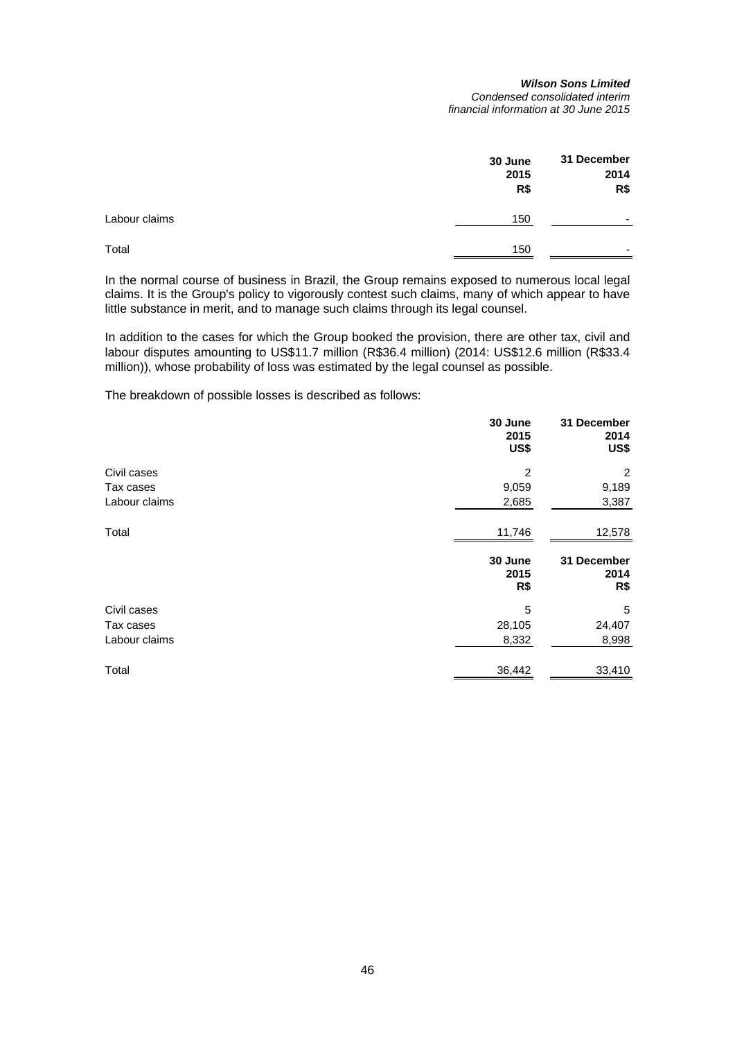| | 30 June 2015 R$ | 31 December 2014 R$ |
|---|---|---|
| Labour claims | 150 | - |
| Total | 150 | - |

In the normal course of business in Brazil, the Group remains exposed to numerous local legal claims. It is the Group's policy to vigorously contest such claims, many of which appear to have little substance in merit, and to manage such claims through its legal counsel.

In addition to the cases for which the Group booked the provision, there are other tax, civil and labour disputes amounting to US$11.7 million (R$36.4 million) (2014: US$12.6 million (R$33.4 million)), whose probability of loss was estimated by the legal counsel as possible.

The breakdown of possible losses is described as follows:

| | 30 June 2015 US$ | 31 December 2014 US$ |
|---|---|---|
| Civil cases | 2 | 2 |
| Tax cases | 9,059 | 9,189 |
| Labour claims | 2,685 | 3,387 |
| Total | 11,746 | 12,578 |

| | 30 June 2015 R$ | 31 December 2014 R$ |
|---|---|---|
| Civil cases | 5 | 5 |
| Tax cases | 28,105 | 24,407 |
| Labour claims | 8,332 | 8,998 |
| Total | 36,442 | 33,410 |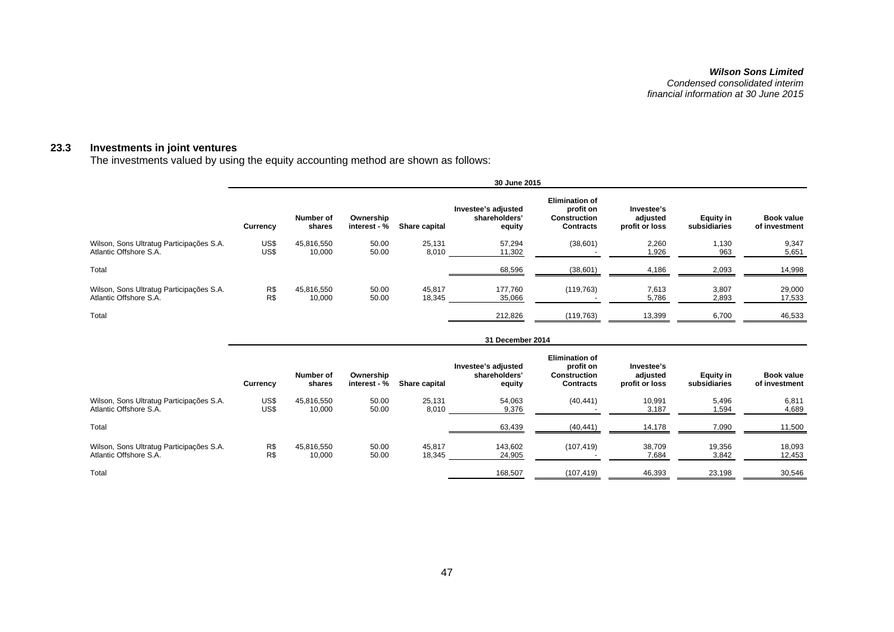### 23.3 Investments in joint ventures

The investments valued by using the equity accounting method are shown as follows:

| | 30 June 2015 | | | | | | | | |
|---|---|---|---|---|---|---|---|---|---|
| | Currency | Number of shares | Ownership interest - % | Share capital | Investee's adjusted shareholders' equity | Elimination of profit on Construction Contracts | Investee's adjusted profit or loss | Equity in subsidiaries | Book value of investment |
| Wilson, Sons Ultratug Participações S.A. | US$ | 45,816,550 | 50.00 | 25,131 | 57,294 | (38,601) | 2,260 | 1,130 | 9,347 |
| Atlantic Offshore S.A. | US$ | 10,000 | 50.00 | 8,010 | 11,302 | - | 1,926 | 963 | 5,651 |
| Total | | | | | 68,596 | (38,601) | 4,186 | 2,093 | 14,998 |
| Wilson, Sons Ultratug Participações S.A. | R$ | 45,816,550 | 50.00 | 45,817 | 177,760 | (119,763) | 7,613 | 3,807 | 29,000 |
| Atlantic Offshore S.A. | R$ | 10,000 | 50.00 | 18,345 | 35,066 | - | 5,786 | 2,893 | 17,533 |
| Total | | | | | 212,826 | (119,763) | 13,399 | 6,700 | 46,533 |

| | 31 December 2014 | | | | | | | | |
|---|---|---|---|---|---|---|---|---|---|
| | Currency | Number of shares | Ownership interest - % | Share capital | Investee's adjusted shareholders' equity | Elimination of profit on Construction Contracts | Investee's adjusted profit or loss | Equity in subsidiaries | Book value of investment |
| Wilson, Sons Ultratug Participações S.A. | US$ | 45,816,550 | 50.00 | 25,131 | 54,063 | (40,441) | 10,991 | 5,496 | 6,811 |
| Atlantic Offshore S.A. | US$ | 10,000 | 50.00 | 8,010 | 9,376 | - | 3,187 | 1,594 | 4,689 |
| Total | | | | | 63,439 | (40,441) | 14,178 | 7,090 | 11,500 |
| Wilson, Sons Ultratug Participações S.A. | R$ | 45,816,550 | 50.00 | 45,817 | 143,602 | (107,419) | 38,709 | 19,356 | 18,093 |
| Atlantic Offshore S.A. | R$ | 10,000 | 50.00 | 18,345 | 24,905 | - | 7,684 | 3,842 | 12,453 |
| Total | | | | | 168,507 | (107,419) | 46,393 | 23,198 | 30,546 |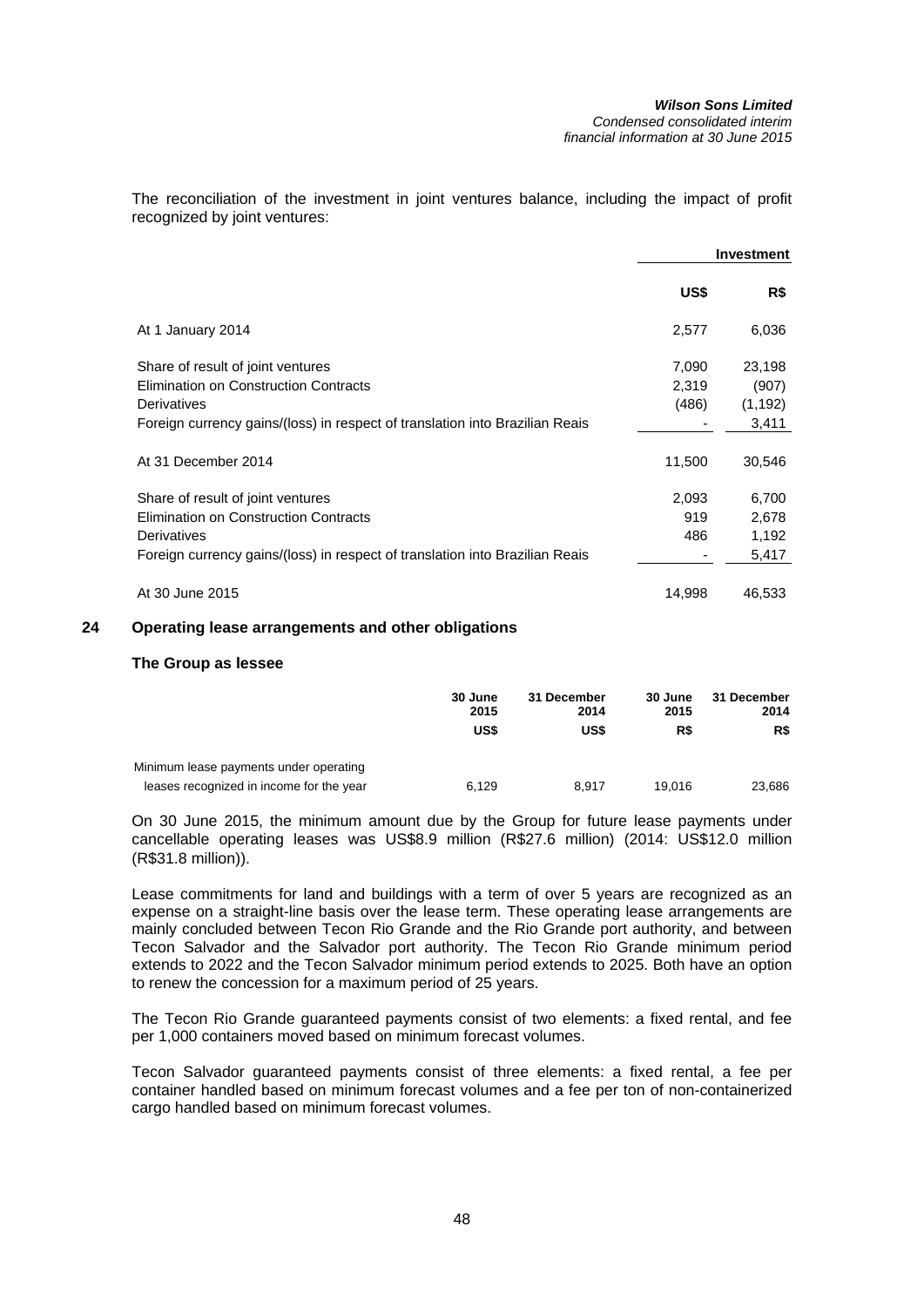The reconciliation of the investment in joint ventures balance, including the impact of profit recognized by joint ventures:

| | Investment | |
|---|---|---|
| | **US$** | **R$** |
| At 1 January 2014 | 2,577 | 6,036 |
| Share of result of joint ventures | 7,090 | 23,198 |
| Elimination on Construction Contracts | 2,319 | (907) |
| Derivatives | (486) | (1,192) |
| Foreign currency gains/(loss) in respect of translation into Brazilian Reais | - | 3,411 |
| At 31 December 2014 | 11,500 | 30,546 |
| Share of result of joint ventures | 2,093 | 6,700 |
| Elimination on Construction Contracts | 919 | 2,678 |
| Derivatives | 486 | 1,192 |
| Foreign currency gains/(loss) in respect of translation into Brazilian Reais | - | 5,417 |
| At 30 June 2015 | 14,998 | 46,533 |

## 24 Operating lease arrangements and other obligations

### The Group as lessee

| | 30 June 2015 | 31 December 2014 | 30 June 2015 | 31 December 2014 |
|---|---|---|---|---|
| | **US$** | **US$** | **R$** | **R$** |
| Minimum lease payments under operating leases recognized in income for the year | 6,129 | 8,917 | 19,016 | 23,686 |

On 30 June 2015, the minimum amount due by the Group for future lease payments under cancellable operating leases was US$8.9 million (R$27.6 million) (2014: US$12.0 million (R$31.8 million)).

Lease commitments for land and buildings with a term of over 5 years are recognized as an expense on a straight-line basis over the lease term. These operating lease arrangements are mainly concluded between Tecon Rio Grande and the Rio Grande port authority, and between Tecon Salvador and the Salvador port authority. The Tecon Rio Grande minimum period extends to 2022 and the Tecon Salvador minimum period extends to 2025. Both have an option to renew the concession for a maximum period of 25 years.

The Tecon Rio Grande guaranteed payments consist of two elements: a fixed rental, and fee per 1,000 containers moved based on minimum forecast volumes.

Tecon Salvador guaranteed payments consist of three elements: a fixed rental, a fee per container handled based on minimum forecast volumes and a fee per ton of non-containerized cargo handled based on minimum forecast volumes.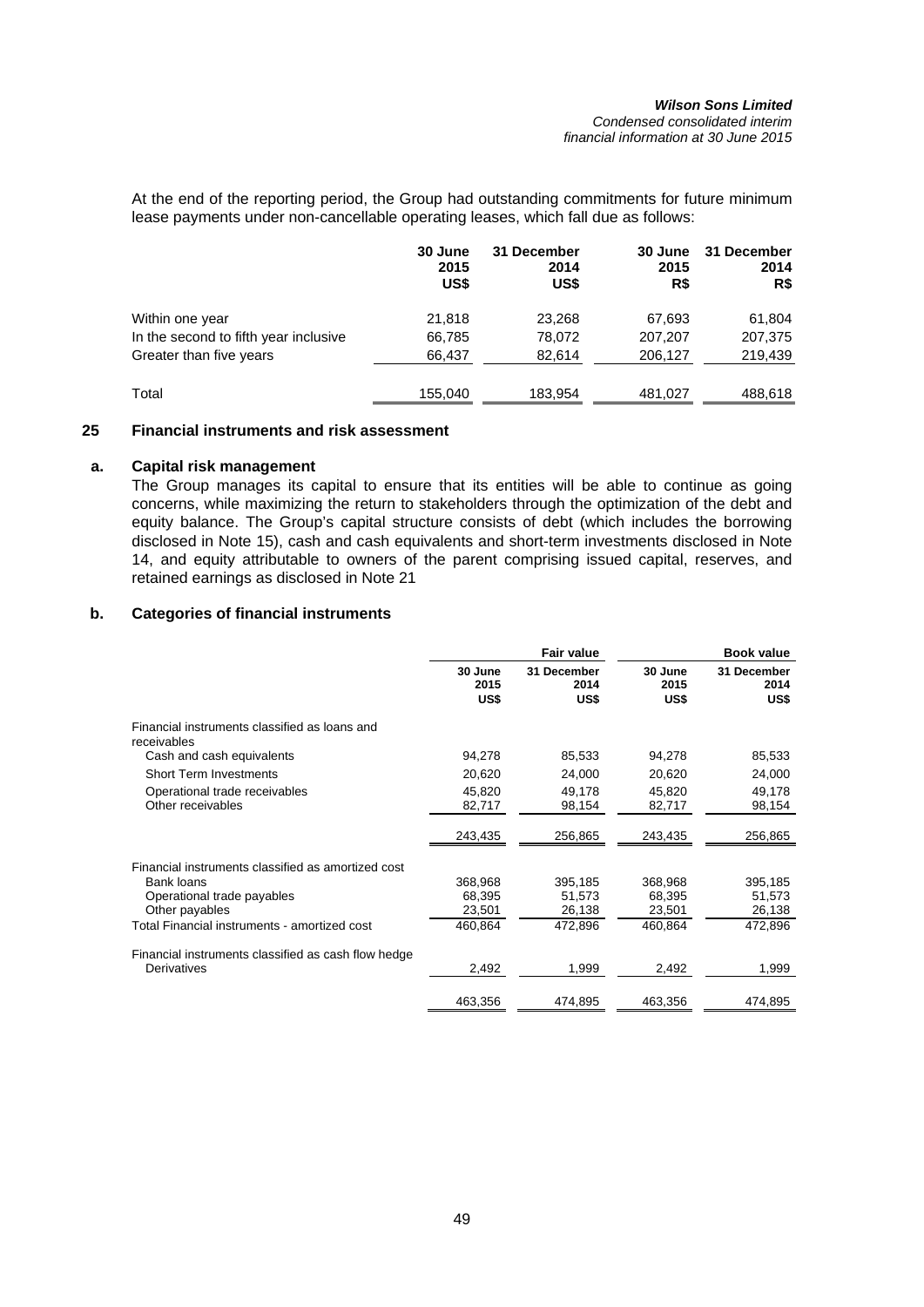At the end of the reporting period, the Group had outstanding commitments for future minimum lease payments under non-cancellable operating leases, which fall due as follows:

| | 30 June 2015 US$ | 31 December 2014 US$ | 30 June 2015 R$ | 31 December 2014 R$ |
|---|---|---|---|---|
| Within one year | 21,818 | 23,268 | 67,693 | 61,804 |
| In the second to fifth year inclusive | 66,785 | 78,072 | 207,207 | 207,375 |
| Greater than five years | 66,437 | 82,614 | 206,127 | 219,439 |
| Total | 155,040 | 183,954 | 481,027 | 488,618 |

## 25 Financial instruments and risk assessment

### a. Capital risk management

The Group manages its capital to ensure that its entities will be able to continue as going concerns, while maximizing the return to stakeholders through the optimization of the debt and equity balance. The Group's capital structure consists of debt (which includes the borrowing disclosed in Note 15), cash and cash equivalents and short-term investments disclosed in Note 14, and equity attributable to owners of the parent comprising issued capital, reserves, and retained earnings as disclosed in Note 21

### b. Categories of financial instruments

| | Fair value | | Book value | |
|---|---|---|---|---|
| | 30 June 2015 US$ | 31 December 2014 US$ | 30 June 2015 US$ | 31 December 2014 US$ |
| Financial instruments classified as loans and receivables | | | | |
| Cash and cash equivalents | 94,278 | 85,533 | 94,278 | 85,533 |
| Short Term Investments | 20,620 | 24,000 | 20,620 | 24,000 |
| Operational trade receivables | 45,820 | 49,178 | 45,820 | 49,178 |
| Other receivables | 82,717 | 98,154 | 82,717 | 98,154 |
| | 243,435 | 256,865 | 243,435 | 256,865 |
| Financial instruments classified as amortized cost | | | | |
| Bank loans | 368,968 | 395,185 | 368,968 | 395,185 |
| Operational trade payables | 68,395 | 51,573 | 68,395 | 51,573 |
| Other payables | 23,501 | 26,138 | 23,501 | 26,138 |
| Total Financial instruments - amortized cost | 460,864 | 472,896 | 460,864 | 472,896 |
| Financial instruments classified as cash flow hedge | | | | |
| Derivatives | 2,492 | 1,999 | 2,492 | 1,999 |
| | 463,356 | 474,895 | 463,356 | 474,895 |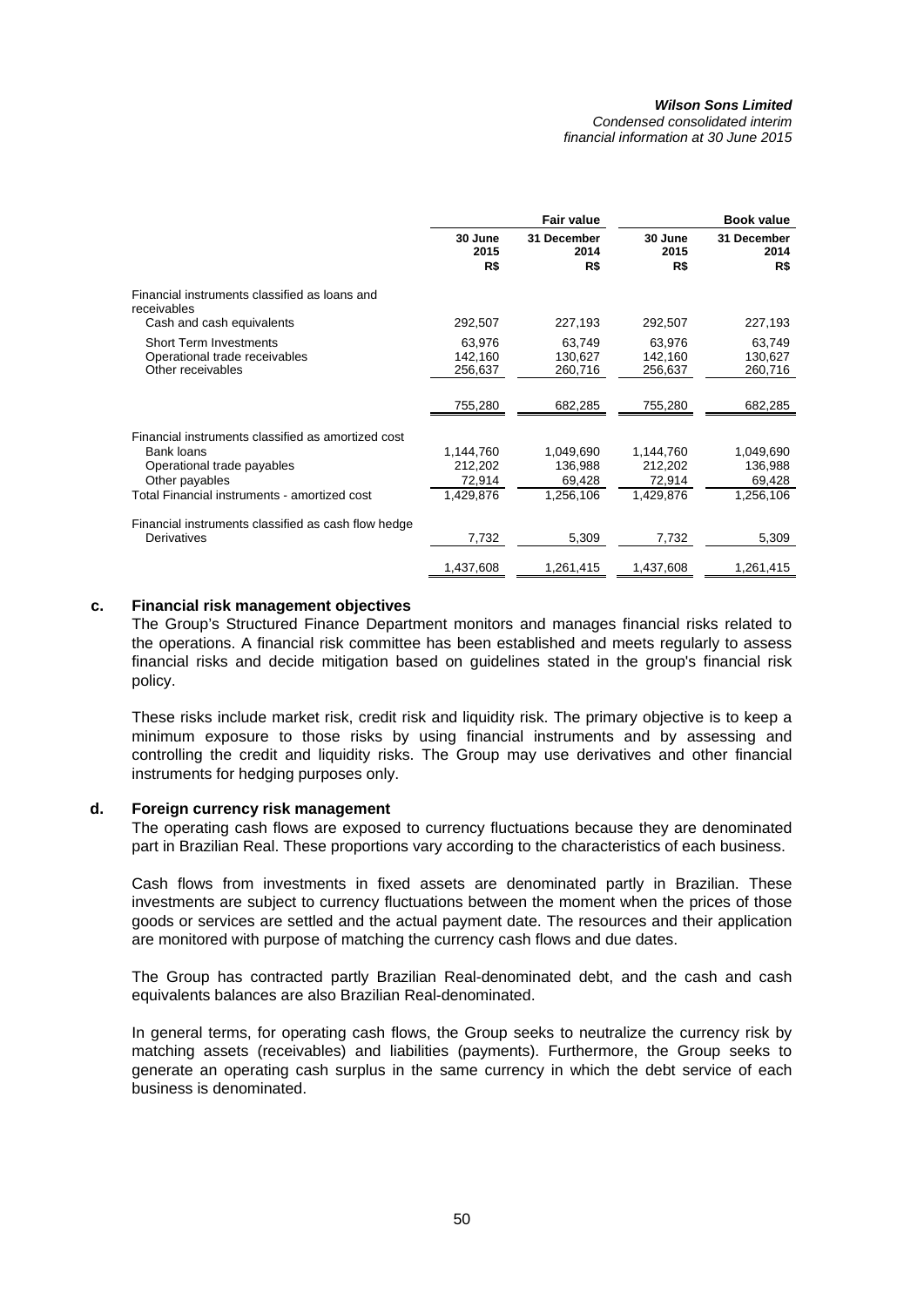| | Fair value | | Book value | |
|---|---|---|---|---|
| | 30 June 2015 R$ | 31 December 2014 R$ | 30 June 2015 R$ | 31 December 2014 R$ |
| Financial instruments classified as loans and receivables | | | | |
| Cash and cash equivalents | 292,507 | 227,193 | 292,507 | 227,193 |
| Short Term Investments | 63,976 | 63,749 | 63,976 | 63,749 |
| Operational trade receivables | 142,160 | 130,627 | 142,160 | 130,627 |
| Other receivables | 256,637 | 260,716 | 256,637 | 260,716 |
| | 755,280 | 682,285 | 755,280 | 682,285 |
| Financial instruments classified as amortized cost | | | | |
| Bank loans | 1,144,760 | 1,049,690 | 1,144,760 | 1,049,690 |
| Operational trade payables | 212,202 | 136,988 | 212,202 | 136,988 |
| Other payables | 72,914 | 69,428 | 72,914 | 69,428 |
| Total Financial instruments - amortized cost | 1,429,876 | 1,256,106 | 1,429,876 | 1,256,106 |
| Financial instruments classified as cash flow hedge | | | | |
| Derivatives | 7,732 | 5,309 | 7,732 | 5,309 |
| | 1,437,608 | 1,261,415 | 1,437,608 | 1,261,415 |

**c. Financial risk management objectives**

The Group's Structured Finance Department monitors and manages financial risks related to the operations. A financial risk committee has been established and meets regularly to assess financial risks and decide mitigation based on guidelines stated in the group's financial risk policy.

These risks include market risk, credit risk and liquidity risk. The primary objective is to keep a minimum exposure to those risks by using financial instruments and by assessing and controlling the credit and liquidity risks. The Group may use derivatives and other financial instruments for hedging purposes only.

**d. Foreign currency risk management**

The operating cash flows are exposed to currency fluctuations because they are denominated part in Brazilian Real. These proportions vary according to the characteristics of each business.

Cash flows from investments in fixed assets are denominated partly in Brazilian. These investments are subject to currency fluctuations between the moment when the prices of those goods or services are settled and the actual payment date. The resources and their application are monitored with purpose of matching the currency cash flows and due dates.

The Group has contracted partly Brazilian Real-denominated debt, and the cash and cash equivalents balances are also Brazilian Real-denominated.

In general terms, for operating cash flows, the Group seeks to neutralize the currency risk by matching assets (receivables) and liabilities (payments). Furthermore, the Group seeks to generate an operating cash surplus in the same currency in which the debt service of each business is denominated.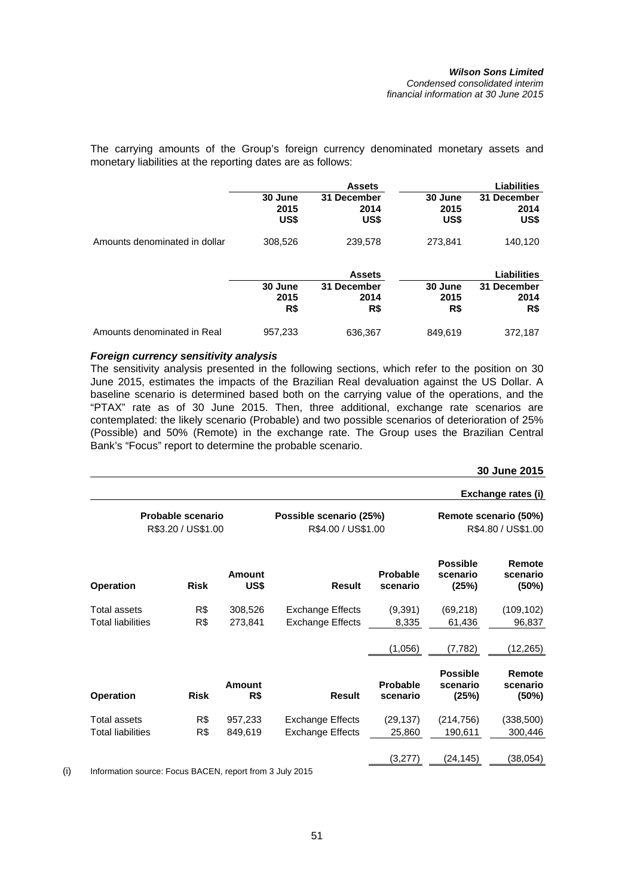The carrying amounts of the Group's foreign currency denominated monetary assets and monetary liabilities at the reporting dates are as follows:

| | Assets | | Liabilities | |
|---|---|---|---|---|
| | 30 June 2015 US$ | 31 December 2014 US$ | 30 June 2015 US$ | 31 December 2014 US$ |
| Amounts denominated in dollar | 308,526 | 239,578 | 273,841 | 140,120 |

| | Assets | | Liabilities | |
|---|---|---|---|---|
| | 30 June 2015 R$ | 31 December 2014 R$ | 30 June 2015 R$ | 31 December 2014 R$ |
| Amounts denominated in Real | 957,233 | 636,367 | 849,619 | 372,187 |

***Foreign currency sensitivity analysis***

The sensitivity analysis presented in the following sections, which refer to the position on 30 June 2015, estimates the impacts of the Brazilian Real devaluation against the US Dollar. A baseline scenario is determined based both on the carrying value of the operations, and the "PTAX" rate as of 30 June 2015. Then, three additional, exchange rate scenarios are contemplated: the likely scenario (Probable) and two possible scenarios of deterioration of 25% (Possible) and 50% (Remote) in the exchange rate. The Group uses the Brazilian Central Bank's "Focus" report to determine the probable scenario.

**30 June 2015**

**Exchange rates (i)**

| Probable scenario | Possible scenario (25%) | Remote scenario (50%) |
|---|---|---|
| R$3.20 / US$1.00 | R$4.00 / US$1.00 | R$4.80 / US$1.00 |

| Operation | Risk | Amount US$ | Result | Probable scenario | Possible scenario (25%) | Remote scenario (50%) |
|---|---|---|---|---|---|---|
| Total assets | R$ | 308,526 | Exchange Effects | (9,391) | (69,218) | (109,102) |
| Total liabilities | R$ | 273,841 | Exchange Effects | 8,335 | 61,436 | 96,837 |
| | | | | (1,056) | (7,782) | (12,265) |

| Operation | Risk | Amount R$ | Result | Probable scenario | Possible scenario (25%) | Remote scenario (50%) |
|---|---|---|---|---|---|---|
| Total assets | R$ | 957,233 | Exchange Effects | (29,137) | (214,756) | (338,500) |
| Total liabilities | R$ | 849,619 | Exchange Effects | 25,860 | 190,611 | 300,446 |
| | | | | (3,277) | (24,145) | (38,054) |

(i) Information source: Focus BACEN, report from 3 July 2015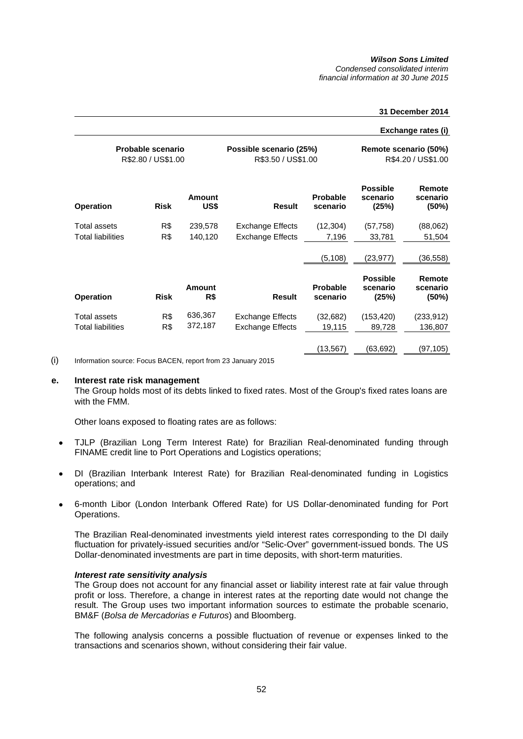| | | | | | | **31 December 2014** |
|---|---|---|---|---|---|---|
| | | | | | | **Exchange rates (i)** |
| **Probable scenario** R$2.80 / US$1.00 | | | **Possible scenario (25%)** R$3.50 / US$1.00 | | | **Remote scenario (50%)** R$4.20 / US$1.00 |
| **Operation** | **Risk** | **Amount US$** | **Result** | **Probable scenario** | **Possible scenario (25%)** | **Remote scenario (50%)** |
| Total assets | R$ | 239,578 | Exchange Effects | (12,304) | (57,758) | (88,062) |
| Total liabilities | R$ | 140,120 | Exchange Effects | 7,196 | 33,781 | 51,504 |
| | | | | (5,108) | (23,977) | (36,558) |
| **Operation** | **Risk** | **Amount R$** | **Result** | **Probable scenario** | **Possible scenario (25%)** | **Remote scenario (50%)** |
| Total assets | R$ | 636,367 | Exchange Effects | (32,682) | (153,420) | (233,912) |
| Total liabilities | R$ | 372,187 | Exchange Effects | 19,115 | 89,728 | 136,807 |
| | | | | (13,567) | (63,692) | (97,105) |

(i) Information source: Focus BACEN, report from 23 January 2015

**e. Interest rate risk management**

The Group holds most of its debts linked to fixed rates. Most of the Group's fixed rates loans are with the FMM.

Other loans exposed to floating rates are as follows:

- TJLP (Brazilian Long Term Interest Rate) for Brazilian Real-denominated funding through FINAME credit line to Port Operations and Logistics operations;
- DI (Brazilian Interbank Interest Rate) for Brazilian Real-denominated funding in Logistics operations; and
- 6-month Libor (London Interbank Offered Rate) for US Dollar-denominated funding for Port Operations.

The Brazilian Real-denominated investments yield interest rates corresponding to the DI daily fluctuation for privately-issued securities and/or "Selic-Over" government-issued bonds. The US Dollar-denominated investments are part in time deposits, with short-term maturities.

***Interest rate sensitivity analysis***

The Group does not account for any financial asset or liability interest rate at fair value through profit or loss. Therefore, a change in interest rates at the reporting date would not change the result. The Group uses two important information sources to estimate the probable scenario, BM&F (*Bolsa de Mercadorias e Futuros*) and Bloomberg.

The following analysis concerns a possible fluctuation of revenue or expenses linked to the transactions and scenarios shown, without considering their fair value.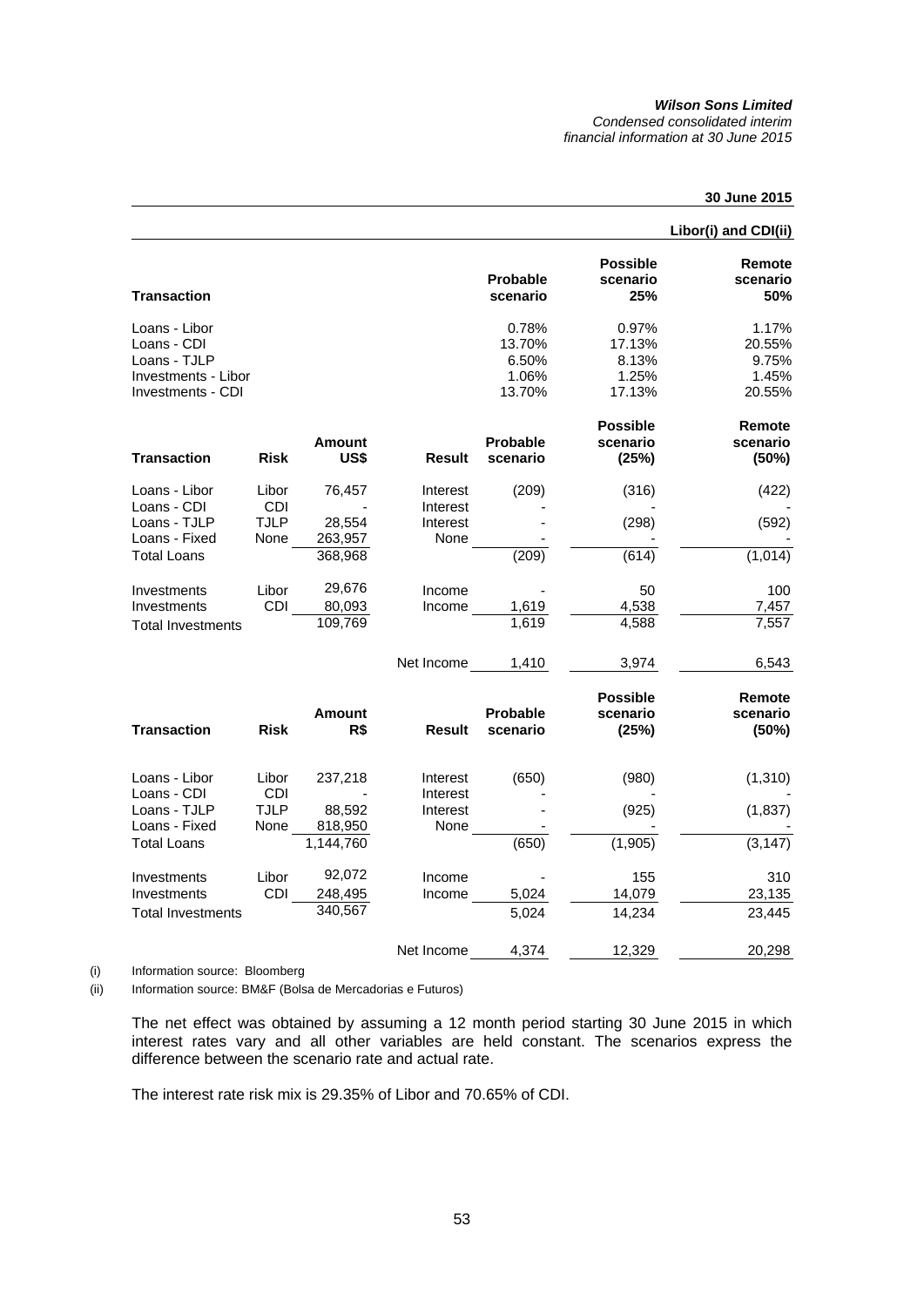**30 June 2015**

| Transaction | Probable scenario | Possible scenario 25% | Remote scenario 50% |
|---|---|---|---|
| | | | **Libor(i) and CDI(ii)** |
| Loans - Libor | 0.78% | 0.97% | 1.17% |
| Loans - CDI | 13.70% | 17.13% | 20.55% |
| Loans - TJLP | 6.50% | 8.13% | 9.75% |
| Investments - Libor | 1.06% | 1.25% | 1.45% |
| Investments - CDI | 13.70% | 17.13% | 20.55% |

| Transaction | Risk | Amount US$ | Result | Probable scenario | Possible scenario (25%) | Remote scenario (50%) |
|---|---|---|---|---|---|---|
| Loans - Libor | Libor | 76,457 | Interest | (209) | (316) | (422) |
| Loans - CDI | CDI | - | Interest | - | - | - |
| Loans - TJLP | TJLP | 28,554 | Interest | - | (298) | (592) |
| Loans - Fixed | None | 263,957 | None | - | - | - |
| Total Loans | | 368,968 | | (209) | (614) | (1,014) |
| Investments | Libor | 29,676 | Income | - | 50 | 100 |
| Investments | CDI | 80,093 | Income | 1,619 | 4,538 | 7,457 |
| Total Investments | | 109,769 | | 1,619 | 4,588 | 7,557 |
| | | | Net Income | 1,410 | 3,974 | 6,543 |

| Transaction | Risk | Amount R$ | Result | Probable scenario | Possible scenario (25%) | Remote scenario (50%) |
|---|---|---|---|---|---|---|
| Loans - Libor | Libor | 237,218 | Interest | (650) | (980) | (1,310) |
| Loans - CDI | CDI | - | Interest | - | - | - |
| Loans - TJLP | TJLP | 88,592 | Interest | - | (925) | (1,837) |
| Loans - Fixed | None | 818,950 | None | - | - | - |
| Total Loans | | 1,144,760 | | (650) | (1,905) | (3,147) |
| Investments | Libor | 92,072 | Income | - | 155 | 310 |
| Investments | CDI | 248,495 | Income | 5,024 | 14,079 | 23,135 |
| Total Investments | | 340,567 | | 5,024 | 14,234 | 23,445 |
| | | | Net Income | 4,374 | 12,329 | 20,298 |

(i) Information source: Bloomberg

(ii) Information source: BM&F (Bolsa de Mercadorias e Futuros)

The net effect was obtained by assuming a 12 month period starting 30 June 2015 in which interest rates vary and all other variables are held constant. The scenarios express the difference between the scenario rate and actual rate.

The interest rate risk mix is 29.35% of Libor and 70.65% of CDI.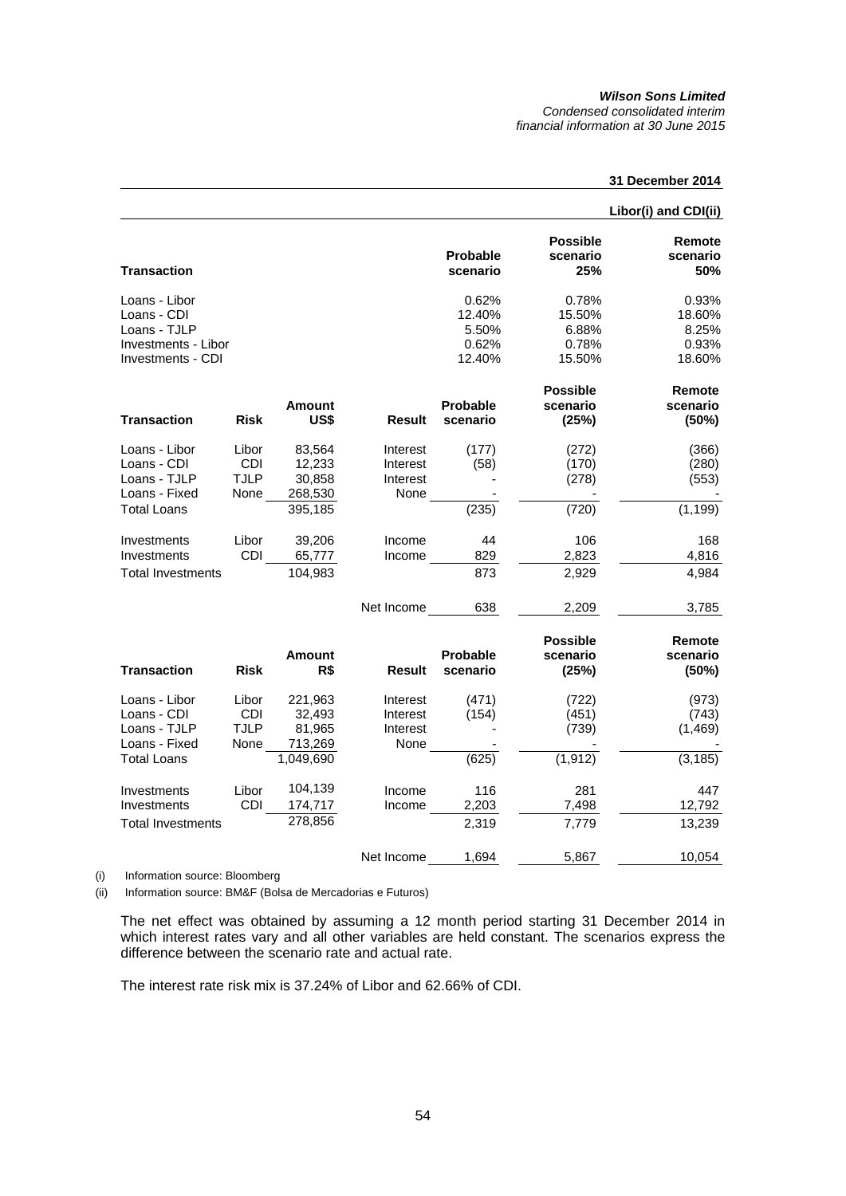**31 December 2014**

**Libor(i) and CDI(ii)**

| **Transaction** | **Probable scenario** | **Possible scenario 25%** | **Remote scenario 50%** |
|---|---|---|---|
| Loans - Libor | 0.62% | 0.78% | 0.93% |
| Loans - CDI | 12.40% | 15.50% | 18.60% |
| Loans - TJLP | 5.50% | 6.88% | 8.25% |
| Investments - Libor | 0.62% | 0.78% | 0.93% |
| Investments - CDI | 12.40% | 15.50% | 18.60% |

| **Transaction** | **Risk** | **Amount US$** | **Result** | **Probable scenario** | **Possible scenario (25%)** | **Remote scenario (50%)** |
|---|---|---|---|---|---|---|
| Loans - Libor | Libor | 83,564 | Interest | (177) | (272) | (366) |
| Loans - CDI | CDI | 12,233 | Interest | (58) | (170) | (280) |
| Loans - TJLP | TJLP | 30,858 | Interest | - | (278) | (553) |
| Loans - Fixed | None | 268,530 | None | - | - | - |
| Total Loans | | 395,185 | | (235) | (720) | (1,199) |
| Investments | Libor | 39,206 | Income | 44 | 106 | 168 |
| Investments | CDI | 65,777 | Income | 829 | 2,823 | 4,816 |
| Total Investments | | 104,983 | | 873 | 2,929 | 4,984 |
| | | | Net Income | 638 | 2,209 | 3,785 |

| **Transaction** | **Risk** | **Amount R$** | **Result** | **Probable scenario** | **Possible scenario (25%)** | **Remote scenario (50%)** |
|---|---|---|---|---|---|---|
| Loans - Libor | Libor | 221,963 | Interest | (471) | (722) | (973) |
| Loans - CDI | CDI | 32,493 | Interest | (154) | (451) | (743) |
| Loans - TJLP | TJLP | 81,965 | Interest | - | (739) | (1,469) |
| Loans - Fixed | None | 713,269 | None | - | - | - |
| Total Loans | | 1,049,690 | | (625) | (1,912) | (3,185) |
| Investments | Libor | 104,139 | Income | 116 | 281 | 447 |
| Investments | CDI | 174,717 | Income | 2,203 | 7,498 | 12,792 |
| Total Investments | | 278,856 | | 2,319 | 7,779 | 13,239 |
| | | | Net Income | 1,694 | 5,867 | 10,054 |

(i) Information source: Bloomberg

(ii) Information source: BM&F (Bolsa de Mercadorias e Futuros)

The net effect was obtained by assuming a 12 month period starting 31 December 2014 in which interest rates vary and all other variables are held constant. The scenarios express the difference between the scenario rate and actual rate.

The interest rate risk mix is 37.24% of Libor and 62.66% of CDI.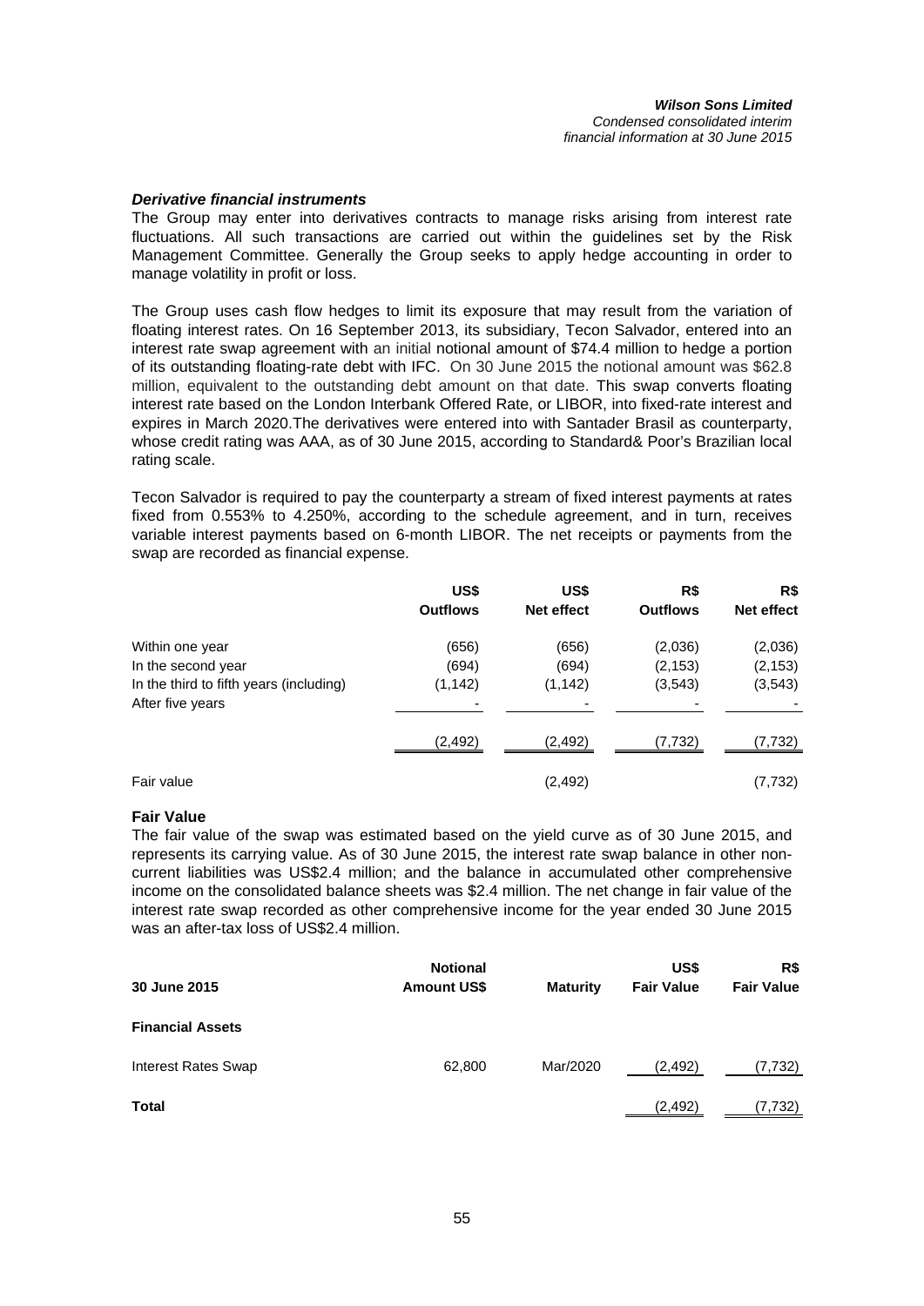***Derivative financial instruments***

The Group may enter into derivatives contracts to manage risks arising from interest rate fluctuations. All such transactions are carried out within the guidelines set by the Risk Management Committee. Generally the Group seeks to apply hedge accounting in order to manage volatility in profit or loss.

The Group uses cash flow hedges to limit its exposure that may result from the variation of floating interest rates. On 16 September 2013, its subsidiary, Tecon Salvador, entered into an interest rate swap agreement with an initial notional amount of $74.4 million to hedge a portion of its outstanding floating-rate debt with IFC. On 30 June 2015 the notional amount was $62.8 million, equivalent to the outstanding debt amount on that date. This swap converts floating interest rate based on the London Interbank Offered Rate, or LIBOR, into fixed-rate interest and expires in March 2020.The derivatives were entered into with Santader Brasil as counterparty, whose credit rating was AAA, as of 30 June 2015, according to Standard& Poor's Brazilian local rating scale.

Tecon Salvador is required to pay the counterparty a stream of fixed interest payments at rates fixed from 0.553% to 4.250%, according to the schedule agreement, and in turn, receives variable interest payments based on 6-month LIBOR. The net receipts or payments from the swap are recorded as financial expense.

| | US$ Outflows | US$ Net effect | R$ Outflows | R$ Net effect |
|---|---|---|---|---|
| Within one year | (656) | (656) | (2,036) | (2,036) |
| In the second year | (694) | (694) | (2,153) | (2,153) |
| In the third to fifth years (including) | (1,142) | (1,142) | (3,543) | (3,543) |
| After five years | - | - | - | - |
| | (2,492) | (2,492) | (7,732) | (7,732) |
| Fair value | | (2,492) | | (7,732) |

**Fair Value**

The fair value of the swap was estimated based on the yield curve as of 30 June 2015, and represents its carrying value. As of 30 June 2015, the interest rate swap balance in other non-current liabilities was US$2.4 million; and the balance in accumulated other comprehensive income on the consolidated balance sheets was $2.4 million. The net change in fair value of the interest rate swap recorded as other comprehensive income for the year ended 30 June 2015 was an after-tax loss of US$2.4 million.

| 30 June 2015 | Notional Amount US$ | Maturity | US$ Fair Value | R$ Fair Value |
|---|---|---|---|---|
| **Financial Assets** | | | | |
| Interest Rates Swap | 62,800 | Mar/2020 | (2,492) | (7,732) |
| **Total** | | | (2,492) | (7,732) |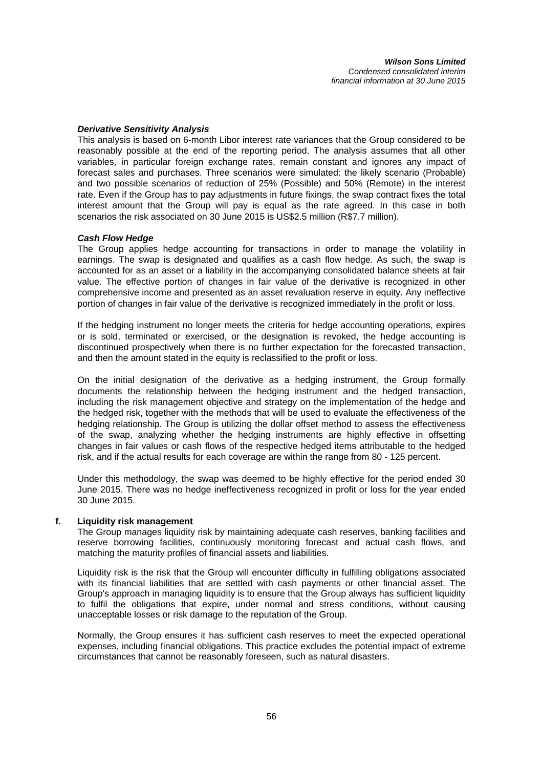***Derivative Sensitivity Analysis***

This analysis is based on 6-month Libor interest rate variances that the Group considered to be reasonably possible at the end of the reporting period. The analysis assumes that all other variables, in particular foreign exchange rates, remain constant and ignores any impact of forecast sales and purchases. Three scenarios were simulated: the likely scenario (Probable) and two possible scenarios of reduction of 25% (Possible) and 50% (Remote) in the interest rate. Even if the Group has to pay adjustments in future fixings, the swap contract fixes the total interest amount that the Group will pay is equal as the rate agreed. In this case in both scenarios the risk associated on 30 June 2015 is US$2.5 million (R$7.7 million).

***Cash Flow Hedge***

The Group applies hedge accounting for transactions in order to manage the volatility in earnings. The swap is designated and qualifies as a cash flow hedge. As such, the swap is accounted for as an asset or a liability in the accompanying consolidated balance sheets at fair value. The effective portion of changes in fair value of the derivative is recognized in other comprehensive income and presented as an asset revaluation reserve in equity. Any ineffective portion of changes in fair value of the derivative is recognized immediately in the profit or loss.

If the hedging instrument no longer meets the criteria for hedge accounting operations, expires or is sold, terminated or exercised, or the designation is revoked, the hedge accounting is discontinued prospectively when there is no further expectation for the forecasted transaction, and then the amount stated in the equity is reclassified to the profit or loss.

On the initial designation of the derivative as a hedging instrument, the Group formally documents the relationship between the hedging instrument and the hedged transaction, including the risk management objective and strategy on the implementation of the hedge and the hedged risk, together with the methods that will be used to evaluate the effectiveness of the hedging relationship. The Group is utilizing the dollar offset method to assess the effectiveness of the swap, analyzing whether the hedging instruments are highly effective in offsetting changes in fair values or cash flows of the respective hedged items attributable to the hedged risk, and if the actual results for each coverage are within the range from 80 - 125 percent.

Under this methodology, the swap was deemed to be highly effective for the period ended 30 June 2015. There was no hedge ineffectiveness recognized in profit or loss for the year ended 30 June 2015.

**f. Liquidity risk management**

The Group manages liquidity risk by maintaining adequate cash reserves, banking facilities and reserve borrowing facilities, continuously monitoring forecast and actual cash flows, and matching the maturity profiles of financial assets and liabilities.

Liquidity risk is the risk that the Group will encounter difficulty in fulfilling obligations associated with its financial liabilities that are settled with cash payments or other financial asset. The Group's approach in managing liquidity is to ensure that the Group always has sufficient liquidity to fulfil the obligations that expire, under normal and stress conditions, without causing unacceptable losses or risk damage to the reputation of the Group.

Normally, the Group ensures it has sufficient cash reserves to meet the expected operational expenses, including financial obligations. This practice excludes the potential impact of extreme circumstances that cannot be reasonably foreseen, such as natural disasters.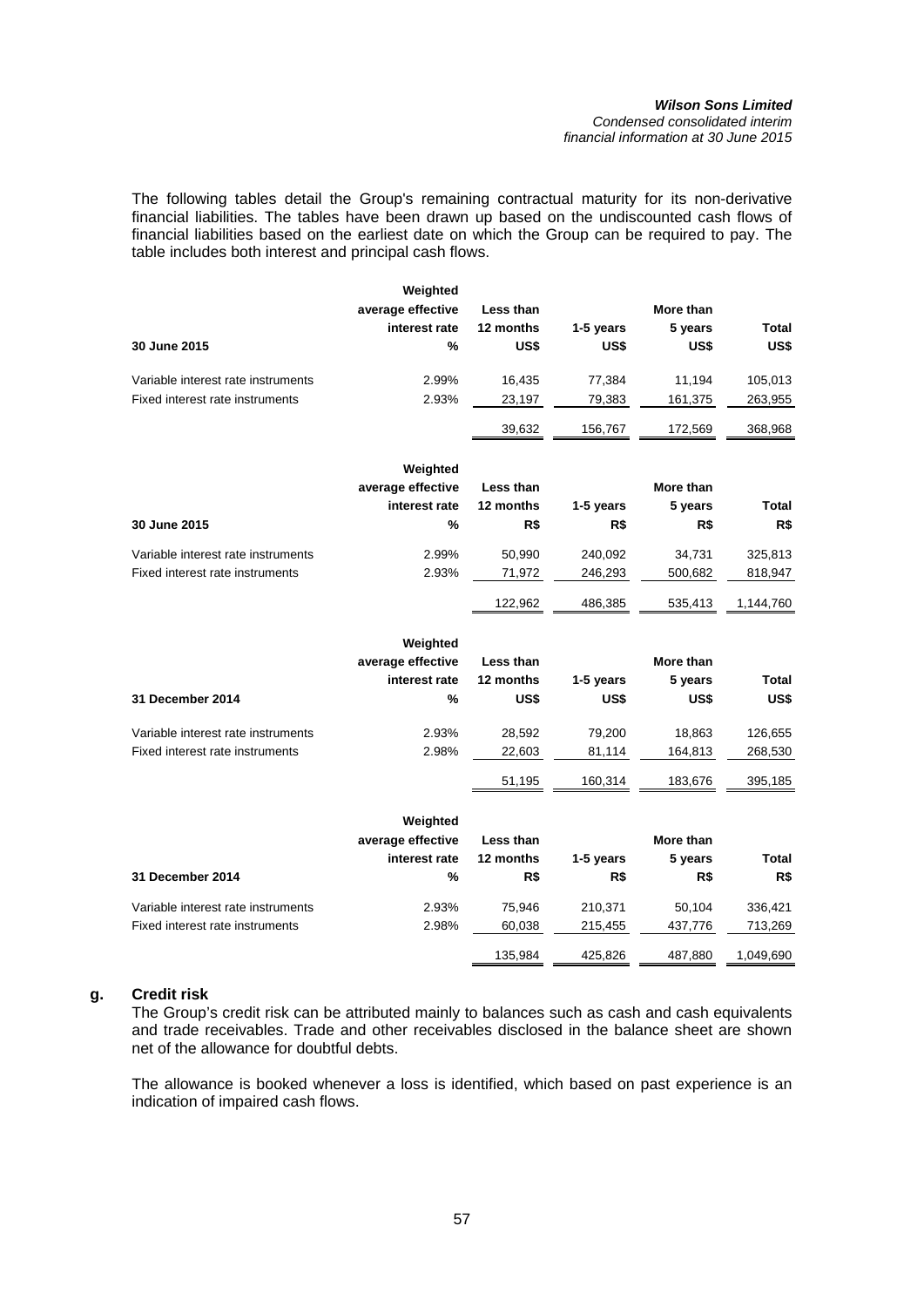The following tables detail the Group's remaining contractual maturity for its non-derivative financial liabilities. The tables have been drawn up based on the undiscounted cash flows of financial liabilities based on the earliest date on which the Group can be required to pay. The table includes both interest and principal cash flows.

| 30 June 2015 | Weighted average effective interest rate % | Less than 12 months US$ | 1-5 years US$ | More than 5 years US$ | Total US$ |
|---|---|---|---|---|---|
| Variable interest rate instruments | 2.99% | 16,435 | 77,384 | 11,194 | 105,013 |
| Fixed interest rate instruments | 2.93% | 23,197 | 79,383 | 161,375 | 263,955 |
| | | 39,632 | 156,767 | 172,569 | 368,968 |

| 30 June 2015 | Weighted average effective interest rate % | Less than 12 months R$ | 1-5 years R$ | More than 5 years R$ | Total R$ |
|---|---|---|---|---|---|
| Variable interest rate instruments | 2.99% | 50,990 | 240,092 | 34,731 | 325,813 |
| Fixed interest rate instruments | 2.93% | 71,972 | 246,293 | 500,682 | 818,947 |
| | | 122,962 | 486,385 | 535,413 | 1,144,760 |

| 31 December 2014 | Weighted average effective interest rate % | Less than 12 months US$ | 1-5 years US$ | More than 5 years US$ | Total US$ |
|---|---|---|---|---|---|
| Variable interest rate instruments | 2.93% | 28,592 | 79,200 | 18,863 | 126,655 |
| Fixed interest rate instruments | 2.98% | 22,603 | 81,114 | 164,813 | 268,530 |
| | | 51,195 | 160,314 | 183,676 | 395,185 |

| 31 December 2014 | Weighted average effective interest rate % | Less than 12 months R$ | 1-5 years R$ | More than 5 years R$ | Total R$ |
|---|---|---|---|---|---|
| Variable interest rate instruments | 2.93% | 75,946 | 210,371 | 50,104 | 336,421 |
| Fixed interest rate instruments | 2.98% | 60,038 | 215,455 | 437,776 | 713,269 |
| | | 135,984 | 425,826 | 487,880 | 1,049,690 |

**g. Credit risk**

The Group's credit risk can be attributed mainly to balances such as cash and cash equivalents and trade receivables. Trade and other receivables disclosed in the balance sheet are shown net of the allowance for doubtful debts.

The allowance is booked whenever a loss is identified, which based on past experience is an indication of impaired cash flows.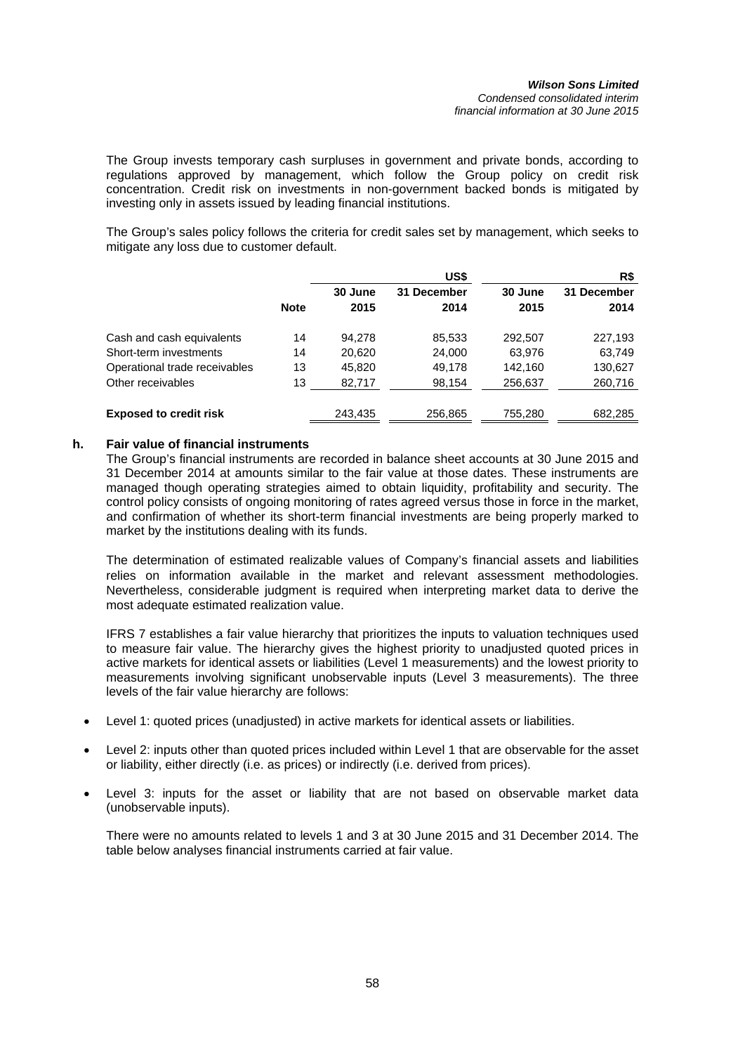The Group invests temporary cash surpluses in government and private bonds, according to regulations approved by management, which follow the Group policy on credit risk concentration. Credit risk on investments in non-government backed bonds is mitigated by investing only in assets issued by leading financial institutions.

The Group's sales policy follows the criteria for credit sales set by management, which seeks to mitigate any loss due to customer default.

| | | US$ | | R$ | |
|---|---|---|---|---|---|
| | **Note** | **30 June 2015** | **31 December 2014** | **30 June 2015** | **31 December 2014** |
| Cash and cash equivalents | 14 | 94,278 | 85,533 | 292,507 | 227,193 |
| Short-term investments | 14 | 20,620 | 24,000 | 63,976 | 63,749 |
| Operational trade receivables | 13 | 45,820 | 49,178 | 142,160 | 130,627 |
| Other receivables | 13 | 82,717 | 98,154 | 256,637 | 260,716 |
| **Exposed to credit risk** | | 243,435 | 256,865 | 755,280 | 682,285 |

**h. Fair value of financial instruments**

The Group's financial instruments are recorded in balance sheet accounts at 30 June 2015 and 31 December 2014 at amounts similar to the fair value at those dates. These instruments are managed though operating strategies aimed to obtain liquidity, profitability and security. The control policy consists of ongoing monitoring of rates agreed versus those in force in the market, and confirmation of whether its short-term financial investments are being properly marked to market by the institutions dealing with its funds.

The determination of estimated realizable values of Company's financial assets and liabilities relies on information available in the market and relevant assessment methodologies. Nevertheless, considerable judgment is required when interpreting market data to derive the most adequate estimated realization value.

IFRS 7 establishes a fair value hierarchy that prioritizes the inputs to valuation techniques used to measure fair value. The hierarchy gives the highest priority to unadjusted quoted prices in active markets for identical assets or liabilities (Level 1 measurements) and the lowest priority to measurements involving significant unobservable inputs (Level 3 measurements). The three levels of the fair value hierarchy are follows:

- Level 1: quoted prices (unadjusted) in active markets for identical assets or liabilities.
- Level 2: inputs other than quoted prices included within Level 1 that are observable for the asset or liability, either directly (i.e. as prices) or indirectly (i.e. derived from prices).
- Level 3: inputs for the asset or liability that are not based on observable market data (unobservable inputs).

There were no amounts related to levels 1 and 3 at 30 June 2015 and 31 December 2014. The table below analyses financial instruments carried at fair value.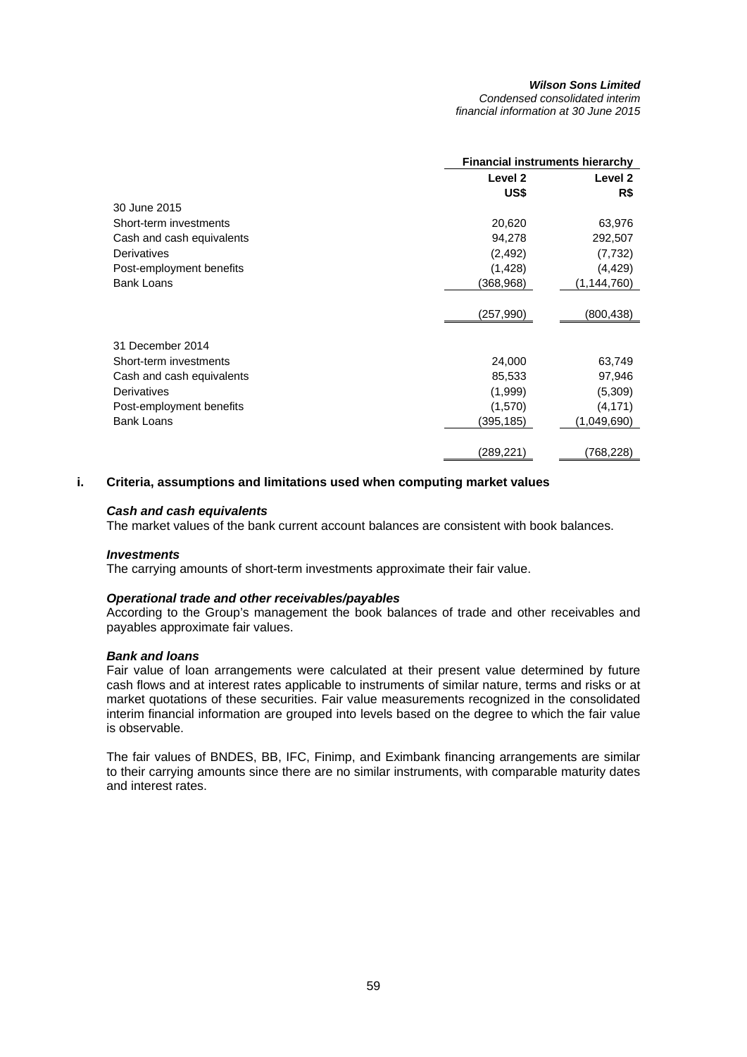| | Financial instruments hierarchy | |
|---|---|---|
| | Level 2 | Level 2 |
| | US$ | R$ |
| 30 June 2015 | | |
| Short-term investments | 20,620 | 63,976 |
| Cash and cash equivalents | 94,278 | 292,507 |
| Derivatives | (2,492) | (7,732) |
| Post-employment benefits | (1,428) | (4,429) |
| Bank Loans | (368,968) | (1,144,760) |
| | (257,990) | (800,438) |
| 31 December 2014 | | |
| Short-term investments | 24,000 | 63,749 |
| Cash and cash equivalents | 85,533 | 97,946 |
| Derivatives | (1,999) | (5,309) |
| Post-employment benefits | (1,570) | (4,171) |
| Bank Loans | (395,185) | (1,049,690) |
| | (289,221) | (768,228) |

**i. Criteria, assumptions and limitations used when computing market values**

***Cash and cash equivalents***
The market values of the bank current account balances are consistent with book balances.

***Investments***
The carrying amounts of short-term investments approximate their fair value.

***Operational trade and other receivables/payables***
According to the Group's management the book balances of trade and other receivables and payables approximate fair values.

***Bank and loans***
Fair value of loan arrangements were calculated at their present value determined by future cash flows and at interest rates applicable to instruments of similar nature, terms and risks or at market quotations of these securities. Fair value measurements recognized in the consolidated interim financial information are grouped into levels based on the degree to which the fair value is observable.

The fair values of BNDES, BB, IFC, Finimp, and Eximbank financing arrangements are similar to their carrying amounts since there are no similar instruments, with comparable maturity dates and interest rates.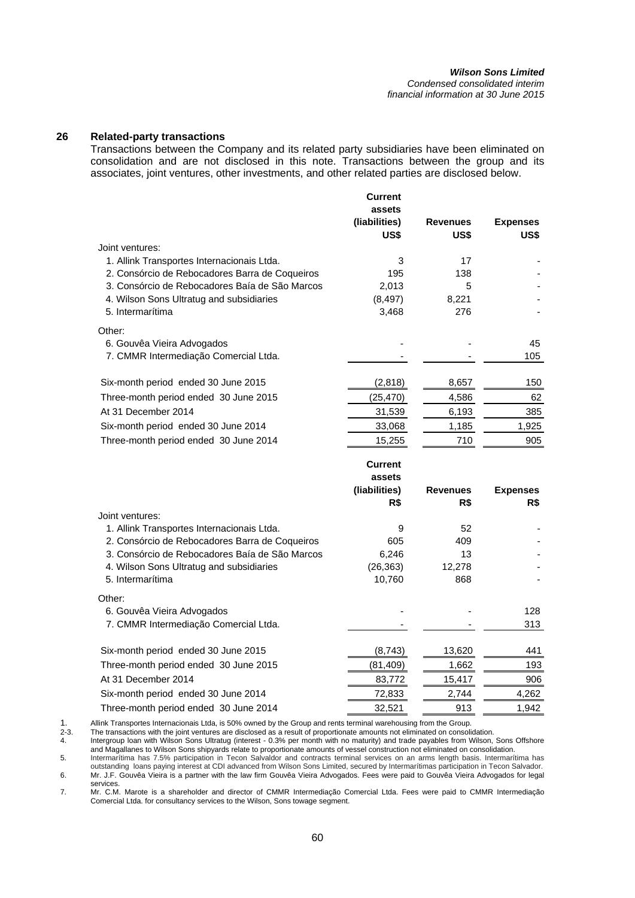## 26 Related-party transactions

Transactions between the Company and its related party subsidiaries have been eliminated on consolidation and are not disclosed in this note. Transactions between the group and its associates, joint ventures, other investments, and other related parties are disclosed below.

| | Current assets (liabilities) US$ | Revenues US$ | Expenses US$ |
|---|---|---|---|
| Joint ventures: | | | |
| 1. Allink Transportes Internacionais Ltda. | 3 | 17 | - |
| 2. Consórcio de Rebocadores Barra de Coqueiros | 195 | 138 | - |
| 3. Consórcio de Rebocadores Baía de São Marcos | 2,013 | 5 | - |
| 4. Wilson Sons Ultratug and subsidiaries | (8,497) | 8,221 | - |
| 5. Intermarítima | 3,468 | 276 | - |
| Other: | | | |
| 6. Gouvêa Vieira Advogados | - | - | 45 |
| 7. CMMR Intermediação Comercial Ltda. | - | - | 105 |
| Six-month period ended 30 June 2015 | (2,818) | 8,657 | 150 |
| Three-month period ended 30 June 2015 | (25,470) | 4,586 | 62 |
| At 31 December 2014 | 31,539 | 6,193 | 385 |
| Six-month period ended 30 June 2014 | 33,068 | 1,185 | 1,925 |
| Three-month period ended 30 June 2014 | 15,255 | 710 | 905 |

| | Current assets (liabilities) R$ | Revenues R$ | Expenses R$ |
|---|---|---|---|
| Joint ventures: | | | |
| 1. Allink Transportes Internacionais Ltda. | 9 | 52 | - |
| 2. Consórcio de Rebocadores Barra de Coqueiros | 605 | 409 | - |
| 3. Consórcio de Rebocadores Baía de São Marcos | 6,246 | 13 | - |
| 4. Wilson Sons Ultratug and subsidiaries | (26,363) | 12,278 | - |
| 5. Intermarítima | 10,760 | 868 | - |
| Other: | | | |
| 6. Gouvêa Vieira Advogados | - | - | 128 |
| 7. CMMR Intermediação Comercial Ltda. | - | - | 313 |
| Six-month period ended 30 June 2015 | (8,743) | 13,620 | 441 |
| Three-month period ended 30 June 2015 | (81,409) | 1,662 | 193 |
| At 31 December 2014 | 83,772 | 15,417 | 906 |
| Six-month period ended 30 June 2014 | 72,833 | 2,744 | 4,262 |
| Three-month period ended 30 June 2014 | 32,521 | 913 | 1,942 |

1. Allink Transportes Internacionais Ltda, is 50% owned by the Group and rents terminal warehousing from the Group.

2-3. The transactions with the joint ventures are disclosed as a result of proportionate amounts not eliminated on consolidation.

4. Intergroup loan with Wilson Sons Ultratug (interest - 0.3% per month with no maturity) and trade payables from Wilson, Sons Offshore and Magallanes to Wilson Sons shipyards relate to proportionate amounts of vessel construction not eliminated on consolidation.

5. Intermarítima has 7.5% participation in Tecon Salvaldor and contracts terminal services on an arms length basis. Intermarítima has outstanding loans paying interest at CDI advanced from Wilson Sons Limited, secured by Intermarítimas participation in Tecon Salvador.

6. Mr. J.F. Gouvêa Vieira is a partner with the law firm Gouvêa Vieira Advogados. Fees were paid to Gouvêa Vieira Advogados for legal services.

7. Mr. C.M. Marote is a shareholder and director of CMMR Intermediação Comercial Ltda. Fees were paid to CMMR Intermediação Comercial Ltda. for consultancy services to the Wilson, Sons towage segment.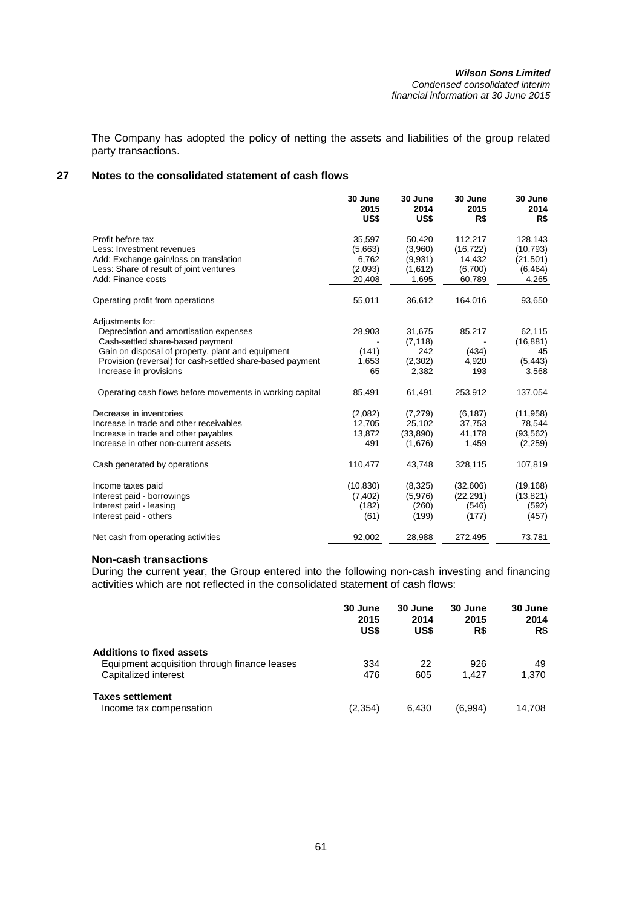The Company has adopted the policy of netting the assets and liabilities of the group related party transactions.

## 27 Notes to the consolidated statement of cash flows

| | 30 June 2015 US$ | 30 June 2014 US$ | 30 June 2015 R$ | 30 June 2014 R$ |
|---|---|---|---|---|
| Profit before tax | 35,597 | 50,420 | 112,217 | 128,143 |
| Less: Investment revenues | (5,663) | (3,960) | (16,722) | (10,793) |
| Add: Exchange gain/loss on translation | 6,762 | (9,931) | 14,432 | (21,501) |
| Less: Share of result of joint ventures | (2,093) | (1,612) | (6,700) | (6,464) |
| Add: Finance costs | 20,408 | 1,695 | 60,789 | 4,265 |
| Operating profit from operations | 55,011 | 36,612 | 164,016 | 93,650 |
| Adjustments for: | | | | |
| Depreciation and amortisation expenses | 28,903 | 31,675 | 85,217 | 62,115 |
| Cash-settled share-based payment | - | (7,118) | - | (16,881) |
| Gain on disposal of property, plant and equipment | (141) | 242 | (434) | 45 |
| Provision (reversal) for cash-settled share-based payment | 1,653 | (2,302) | 4,920 | (5,443) |
| Increase in provisions | 65 | 2,382 | 193 | 3,568 |
| Operating cash flows before movements in working capital | 85,491 | 61,491 | 253,912 | 137,054 |
| Decrease in inventories | (2,082) | (7,279) | (6,187) | (11,958) |
| Increase in trade and other receivables | 12,705 | 25,102 | 37,753 | 78,544 |
| Increase in trade and other payables | 13,872 | (33,890) | 41,178 | (93,562) |
| Increase in other non-current assets | 491 | (1,676) | 1,459 | (2,259) |
| Cash generated by operations | 110,477 | 43,748 | 328,115 | 107,819 |
| Income taxes paid | (10,830) | (8,325) | (32,606) | (19,168) |
| Interest paid - borrowings | (7,402) | (5,976) | (22,291) | (13,821) |
| Interest paid - leasing | (182) | (260) | (546) | (592) |
| Interest paid - others | (61) | (199) | (177) | (457) |
| Net cash from operating activities | 92,002 | 28,988 | 272,495 | 73,781 |

### Non-cash transactions

During the current year, the Group entered into the following non-cash investing and financing activities which are not reflected in the consolidated statement of cash flows:

| | 30 June 2015 US$ | 30 June 2014 US$ | 30 June 2015 R$ | 30 June 2014 R$ |
|---|---|---|---|---|
| **Additions to fixed assets** | | | | |
| Equipment acquisition through finance leases | 334 | 22 | 926 | 49 |
| Capitalized interest | 476 | 605 | 1,427 | 1,370 |
| **Taxes settlement** | | | | |
| Income tax compensation | (2,354) | 6,430 | (6,994) | 14,708 |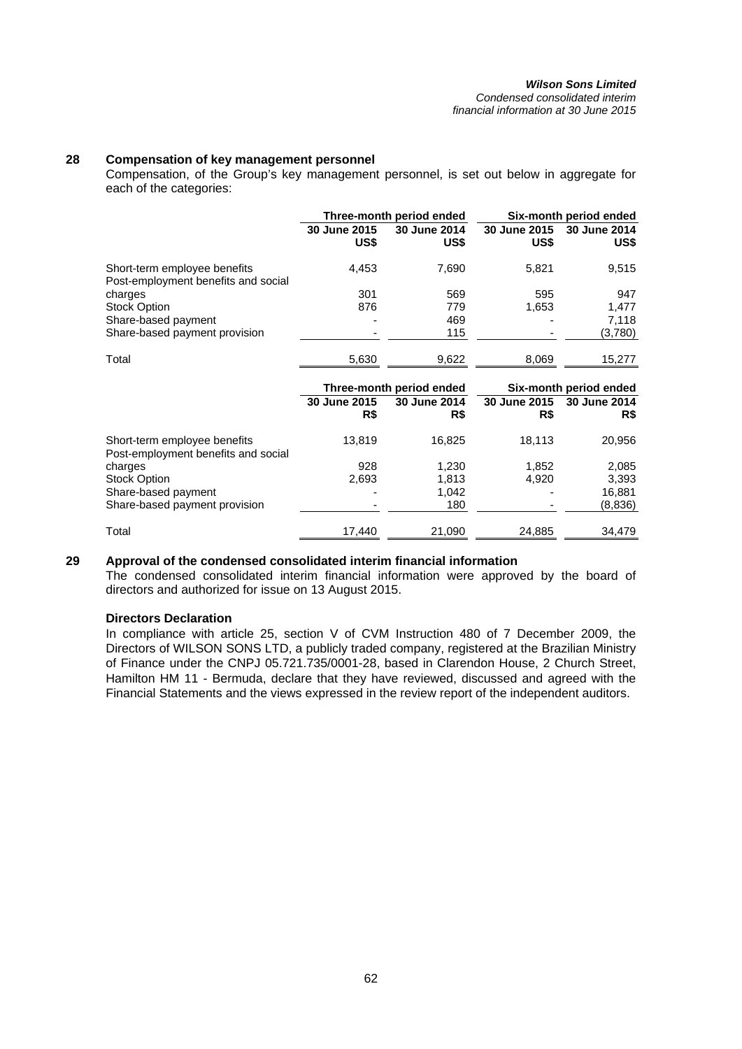## 28 Compensation of key management personnel

Compensation, of the Group's key management personnel, is set out below in aggregate for each of the categories:

| | Three-month period ended | | Six-month period ended | |
|---|---|---|---|---|
| | **30 June 2015 US$** | **30 June 2014 US$** | **30 June 2015 US$** | **30 June 2014 US$** |
| Short-term employee benefits | 4,453 | 7,690 | 5,821 | 9,515 |
| Post-employment benefits and social charges | 301 | 569 | 595 | 947 |
| Stock Option | 876 | 779 | 1,653 | 1,477 |
| Share-based payment | - | 469 | - | 7,118 |
| Share-based payment provision | - | 115 | - | (3,780) |
| Total | 5,630 | 9,622 | 8,069 | 15,277 |

| | Three-month period ended | | Six-month period ended | |
|---|---|---|---|---|
| | **30 June 2015 R$** | **30 June 2014 R$** | **30 June 2015 R$** | **30 June 2014 R$** |
| Short-term employee benefits | 13,819 | 16,825 | 18,113 | 20,956 |
| Post-employment benefits and social charges | 928 | 1,230 | 1,852 | 2,085 |
| Stock Option | 2,693 | 1,813 | 4,920 | 3,393 |
| Share-based payment | - | 1,042 | - | 16,881 |
| Share-based payment provision | - | 180 | - | (8,836) |
| Total | 17,440 | 21,090 | 24,885 | 34,479 |

## 29 Approval of the condensed consolidated interim financial information

The condensed consolidated interim financial information were approved by the board of directors and authorized for issue on 13 August 2015.

### Directors Declaration

In compliance with article 25, section V of CVM Instruction 480 of 7 December 2009, the Directors of WILSON SONS LTD, a publicly traded company, registered at the Brazilian Ministry of Finance under the CNPJ 05.721.735/0001-28, based in Clarendon House, 2 Church Street, Hamilton HM 11 - Bermuda, declare that they have reviewed, discussed and agreed with the Financial Statements and the views expressed in the review report of the independent auditors.